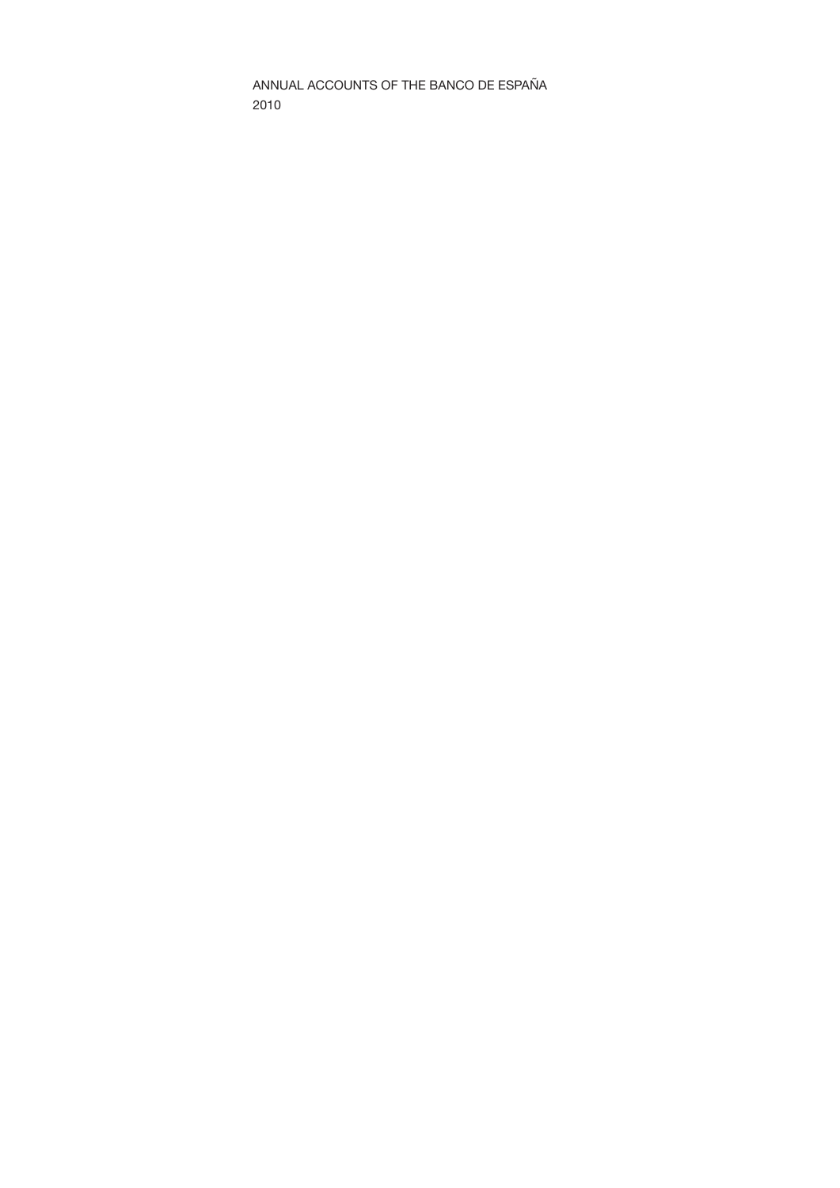# ANNUAL ACCOUNTS OF THE BANCO DE ESPAÑA
2010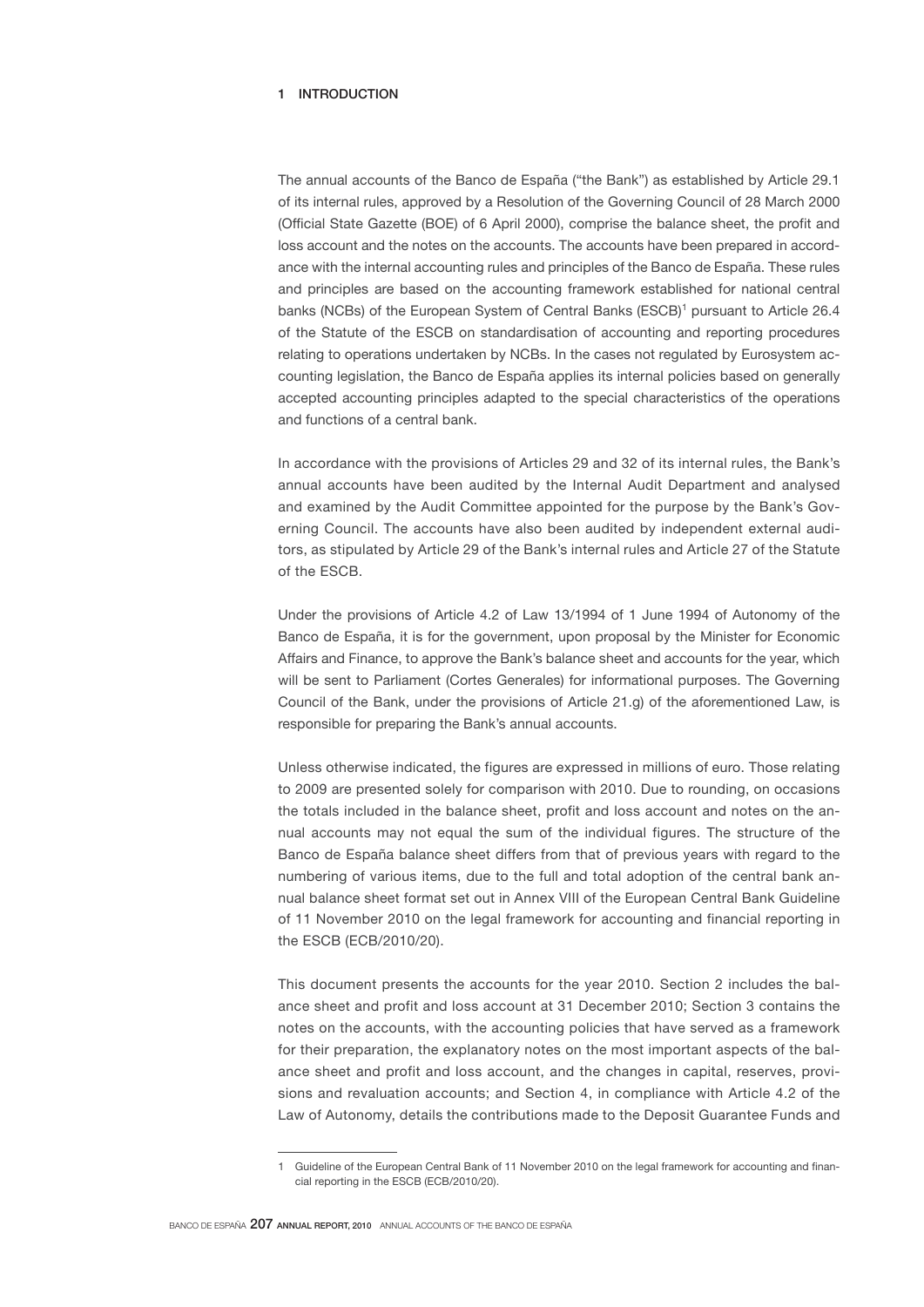## 1 INTRODUCTION

The annual accounts of the Banco de España ("the Bank") as established by Article 29.1 of its internal rules, approved by a Resolution of the Governing Council of 28 March 2000 (Official State Gazette (BOE) of 6 April 2000), comprise the balance sheet, the profit and loss account and the notes on the accounts. The accounts have been prepared in accordance with the internal accounting rules and principles of the Banco de España. These rules and principles are based on the accounting framework established for national central banks (NCBs) of the European System of Central Banks (ESCB)[1] pursuant to Article 26.4 of the Statute of the ESCB on standardisation of accounting and reporting procedures relating to operations undertaken by NCBs. In the cases not regulated by Eurosystem accounting legislation, the Banco de España applies its internal policies based on generally accepted accounting principles adapted to the special characteristics of the operations and functions of a central bank.

In accordance with the provisions of Articles 29 and 32 of its internal rules, the Bank's annual accounts have been audited by the Internal Audit Department and analysed and examined by the Audit Committee appointed for the purpose by the Bank's Governing Council. The accounts have also been audited by independent external auditors, as stipulated by Article 29 of the Bank's internal rules and Article 27 of the Statute of the ESCB.

Under the provisions of Article 4.2 of Law 13/1994 of 1 June 1994 of Autonomy of the Banco de España, it is for the government, upon proposal by the Minister for Economic Affairs and Finance, to approve the Bank's balance sheet and accounts for the year, which will be sent to Parliament (Cortes Generales) for informational purposes. The Governing Council of the Bank, under the provisions of Article 21.g) of the aforementioned Law, is responsible for preparing the Bank's annual accounts.

Unless otherwise indicated, the figures are expressed in millions of euro. Those relating to 2009 are presented solely for comparison with 2010. Due to rounding, on occasions the totals included in the balance sheet, profit and loss account and notes on the annual accounts may not equal the sum of the individual figures. The structure of the Banco de España balance sheet differs from that of previous years with regard to the numbering of various items, due to the full and total adoption of the central bank annual balance sheet format set out in Annex VIII of the European Central Bank Guideline of 11 November 2010 on the legal framework for accounting and financial reporting in the ESCB (ECB/2010/20).

This document presents the accounts for the year 2010. Section 2 includes the balance sheet and profit and loss account at 31 December 2010; Section 3 contains the notes on the accounts, with the accounting policies that have served as a framework for their preparation, the explanatory notes on the most important aspects of the balance sheet and profit and loss account, and the changes in capital, reserves, provisions and revaluation accounts; and Section 4, in compliance with Article 4.2 of the Law of Autonomy, details the contributions made to the Deposit Guarantee Funds and

[1] Guideline of the European Central Bank of 11 November 2010 on the legal framework for accounting and financial reporting in the ESCB (ECB/2010/20).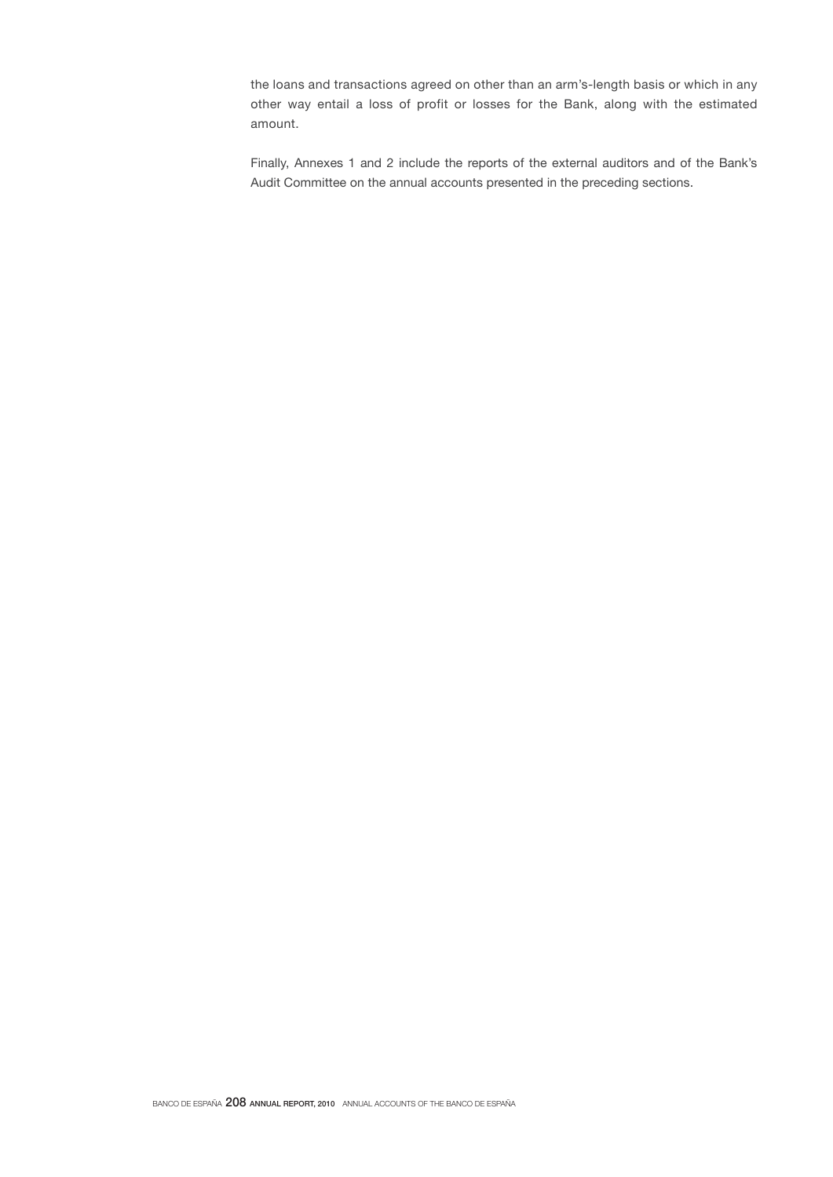the loans and transactions agreed on other than an arm's-length basis or which in any other way entail a loss of profit or losses for the Bank, along with the estimated amount.

Finally, Annexes 1 and 2 include the reports of the external auditors and of the Bank's Audit Committee on the annual accounts presented in the preceding sections.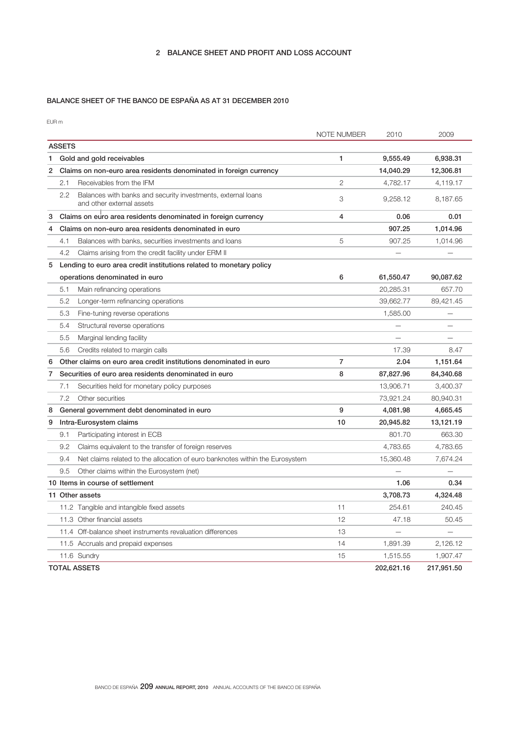## 2 BALANCE SHEET AND PROFIT AND LOSS ACCOUNT

### BALANCE SHEET OF THE BANCO DE ESPAÑA AS AT 31 DECEMBER 2010

EUR m

| | NOTE NUMBER | 2010 | 2009 |
|---|---|---|---|
| **ASSETS** | | | |
| **1 Gold and gold receivables** | **1** | **9,555.49** | **6,938.31** |
| **2 Claims on non-euro area residents denominated in foreign currency** | | **14,040.29** | **12,306.81** |
| 2.1 Receivables from the IFM | 2 | 4,782.17 | 4,119.17 |
| 2.2 Balances with banks and security investments, external loans and other external assets | 3 | 9,258.12 | 8,187.65 |
| **3 Claims on euro area residents denominated in foreign currency** | **4** | **0.06** | **0.01** |
| **4 Claims on non-euro area residents denominated in euro** | | **907.25** | **1,014.96** |
| 4.1 Balances with banks, securities investments and loans | 5 | 907.25 | 1,014.96 |
| 4.2 Claims arising from the credit facility under ERM II | | — | — |
| **5 Lending to euro area credit institutions related to monetary policy operations denominated in euro** | **6** | **61,550.47** | **90,087.62** |
| 5.1 Main refinancing operations | | 20,285.31 | 657.70 |
| 5.2 Longer-term refinancing operations | | 39,662.77 | 89,421.45 |
| 5.3 Fine-tuning reverse operations | | 1,585.00 | — |
| 5.4 Structural reverse operations | | — | — |
| 5.5 Marginal lending facility | | — | — |
| 5.6 Credits related to margin calls | | 17.39 | 8.47 |
| **6 Other claims on euro area credit institutions denominated in euro** | **7** | **2.04** | **1,151.64** |
| **7 Securities of euro area residents denominated in euro** | **8** | **87,827.96** | **84,340.68** |
| 7.1 Securities held for monetary policy purposes | | 13,906.71 | 3,400.37 |
| 7.2 Other securities | | 73,921.24 | 80,940.31 |
| **8 General government debt denominated in euro** | **9** | **4,081.98** | **4,665.45** |
| **9 Intra-Eurosystem claims** | **10** | **20,945.82** | **13,121.19** |
| 9.1 Participating interest in ECB | | 801.70 | 663.30 |
| 9.2 Claims equivalent to the transfer of foreign reserves | | 4,783.65 | 4,783.65 |
| 9.4 Net claims related to the allocation of euro banknotes within the Eurosystem | | 15,360.48 | 7,674.24 |
| 9.5 Other claims within the Eurosystem (net) | | — | — |
| **10 Items in course of settlement** | | **1.06** | **0.34** |
| **11 Other assets** | | **3,708.73** | **4,324.48** |
| 11.2 Tangible and intangible fixed assets | 11 | 254.61 | 240.45 |
| 11.3 Other financial assets | 12 | 47.18 | 50.45 |
| 11.4 Off-balance sheet instruments revaluation differences | 13 | — | — |
| 11.5 Accruals and prepaid expenses | 14 | 1,891.39 | 2,126.12 |
| 11.6 Sundry | 15 | 1,515.55 | 1,907.47 |
| **TOTAL ASSETS** | | **202,621.16** | **217,951.50** |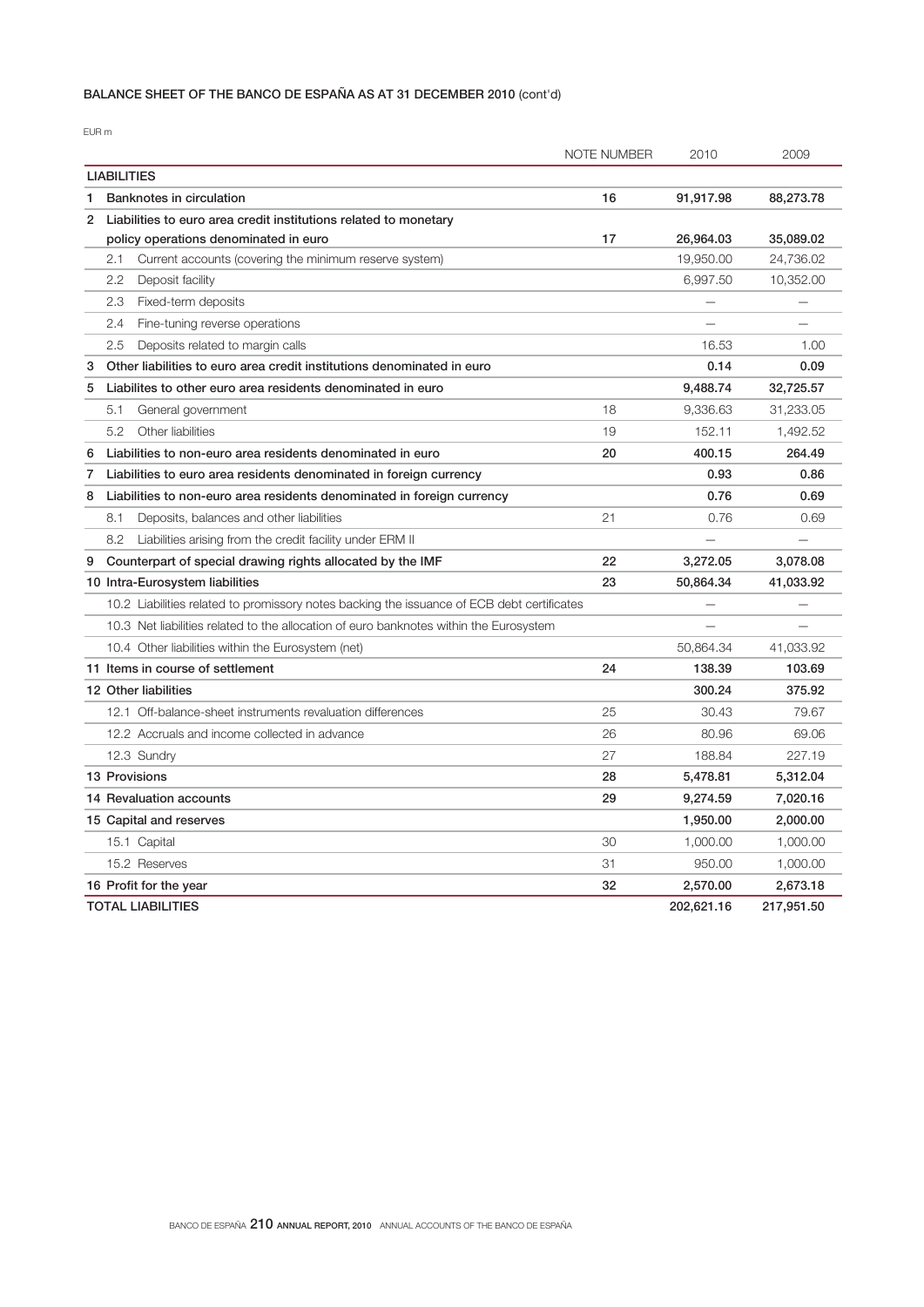### BALANCE SHEET OF THE BANCO DE ESPAÑA AS AT 31 DECEMBER 2010 (cont'd)

EUR m

| | NOTE NUMBER | 2010 | 2009 |
|---|---|---|---|
| **LIABILITIES** | | | |
| **1 Banknotes in circulation** | **16** | **91,917.98** | **88,273.78** |
| **2 Liabilities to euro area credit institutions related to monetary policy operations denominated in euro** | **17** | **26,964.03** | **35,089.02** |
| 2.1 Current accounts (covering the minimum reserve system) | | 19,950.00 | 24,736.02 |
| 2.2 Deposit facility | | 6,997.50 | 10,352.00 |
| 2.3 Fixed-term deposits | | — | — |
| 2.4 Fine-tuning reverse operations | | — | — |
| 2.5 Deposits related to margin calls | | 16.53 | 1.00 |
| **3 Other liabilities to euro area credit institutions denominated in euro** | | **0.14** | **0.09** |
| **5 Liabilites to other euro area residents denominated in euro** | | **9,488.74** | **32,725.57** |
| 5.1 General government | 18 | 9,336.63 | 31,233.05 |
| 5.2 Other liabilities | 19 | 152.11 | 1,492.52 |
| **6 Liabilities to non-euro area residents denominated in euro** | **20** | **400.15** | **264.49** |
| **7 Liabilities to euro area residents denominated in foreign currency** | | **0.93** | **0.86** |
| **8 Liabilities to non-euro area residents denominated in foreign currency** | | **0.76** | **0.69** |
| 8.1 Deposits, balances and other liabilities | 21 | 0.76 | 0.69 |
| 8.2 Liabilities arising from the credit facility under ERM II | | — | — |
| **9 Counterpart of special drawing rights allocated by the IMF** | **22** | **3,272.05** | **3,078.08** |
| **10 Intra-Eurosystem liabilities** | **23** | **50,864.34** | **41,033.92** |
| 10.2 Liabilities related to promissory notes backing the issuance of ECB debt certificates | | — | — |
| 10.3 Net liabilities related to the allocation of euro banknotes within the Eurosystem | | — | — |
| 10.4 Other liabilities within the Eurosystem (net) | | 50,864.34 | 41,033.92 |
| **11 Items in course of settlement** | **24** | **138.39** | **103.69** |
| **12 Other liabilities** | | **300.24** | **375.92** |
| 12.1 Off-balance-sheet instruments revaluation differences | 25 | 30.43 | 79.67 |
| 12.2 Accruals and income collected in advance | 26 | 80.96 | 69.06 |
| 12.3 Sundry | 27 | 188.84 | 227.19 |
| **13 Provisions** | **28** | **5,478.81** | **5,312.04** |
| **14 Revaluation accounts** | **29** | **9,274.59** | **7,020.16** |
| **15 Capital and reserves** | | **1,950.00** | **2,000.00** |
| 15.1 Capital | 30 | 1,000.00 | 1,000.00 |
| 15.2 Reserves | 31 | 950.00 | 1,000.00 |
| **16 Profit for the year** | **32** | **2,570.00** | **2,673.18** |
| **TOTAL LIABILITIES** | | **202,621.16** | **217,951.50** |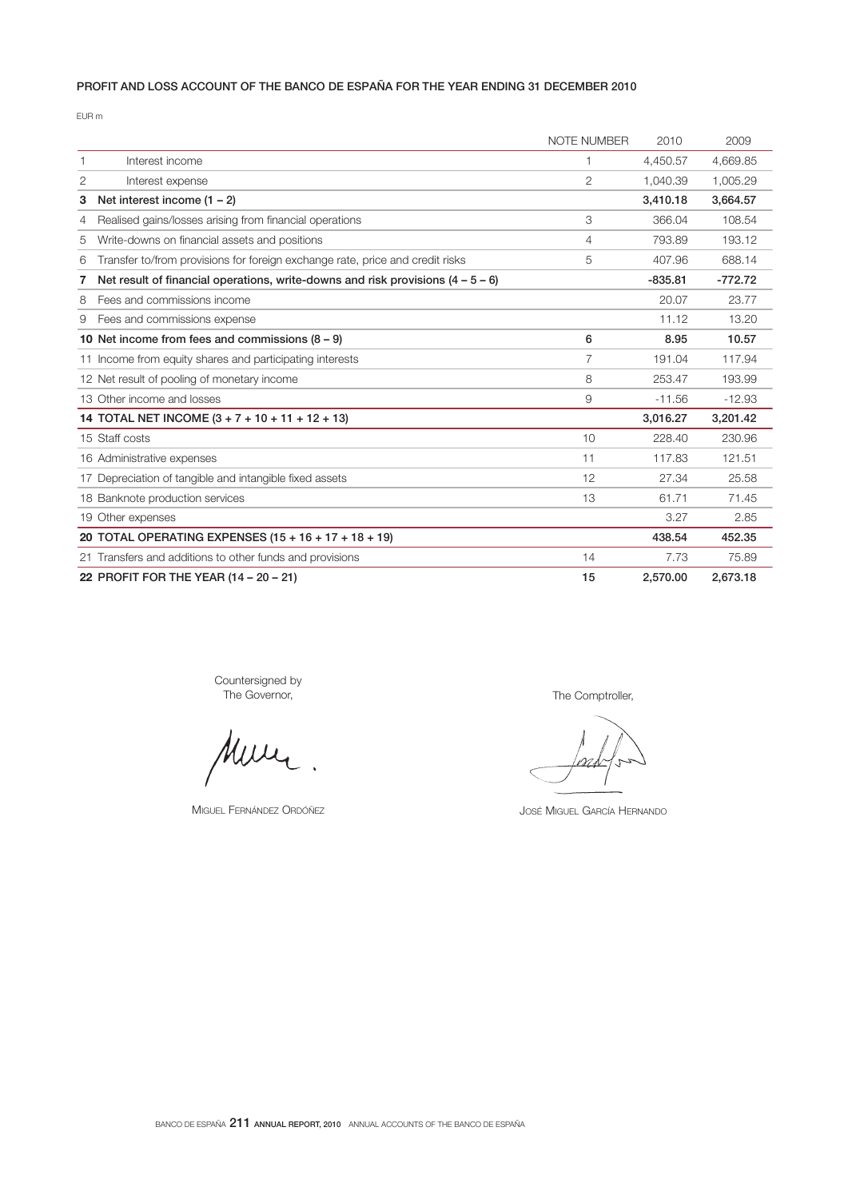## PROFIT AND LOSS ACCOUNT OF THE BANCO DE ESPAÑA FOR THE YEAR ENDING 31 DECEMBER 2010

EUR m

| | | NOTE NUMBER | 2010 | 2009 |
|---|---|---|---|---|
| 1 | Interest income | 1 | 4,450.57 | 4,669.85 |
| 2 | Interest expense | 2 | 1,040.39 | 1,005.29 |
| **3** | **Net interest income (1 – 2)** | | **3,410.18** | **3,664.57** |
| 4 | Realised gains/losses arising from financial operations | 3 | 366.04 | 108.54 |
| 5 | Write-downs on financial assets and positions | 4 | 793.89 | 193.12 |
| 6 | Transfer to/from provisions for foreign exchange rate, price and credit risks | 5 | 407.96 | 688.14 |
| **7** | **Net result of financial operations, write-downs and risk provisions (4 – 5 – 6)** | | **-835.81** | **-772.72** |
| 8 | Fees and commissions income | | 20.07 | 23.77 |
| 9 | Fees and commissions expense | | 11.12 | 13.20 |
| **10** | **Net income from fees and commissions (8 – 9)** | **6** | **8.95** | **10.57** |
| 11 | Income from equity shares and participating interests | 7 | 191.04 | 117.94 |
| 12 | Net result of pooling of monetary income | 8 | 253.47 | 193.99 |
| 13 | Other income and losses | 9 | -11.56 | -12.93 |
| **14** | **TOTAL NET INCOME (3 + 7 + 10 + 11 + 12 + 13)** | | **3,016.27** | **3,201.42** |
| 15 | Staff costs | 10 | 228.40 | 230.96 |
| 16 | Administrative expenses | 11 | 117.83 | 121.51 |
| 17 | Depreciation of tangible and intangible fixed assets | 12 | 27.34 | 25.58 |
| 18 | Banknote production services | 13 | 61.71 | 71.45 |
| 19 | Other expenses | | 3.27 | 2.85 |
| **20** | **TOTAL OPERATING EXPENSES (15 + 16 + 17 + 18 + 19)** | | **438.54** | **452.35** |
| 21 | Transfers and additions to other funds and provisions | 14 | 7.73 | 75.89 |
| **22** | **PROFIT FOR THE YEAR (14 – 20 – 21)** | **15** | **2,570.00** | **2,673.18** |

Countersigned by
The Governor,

MIGUEL FERNÁNDEZ ORDÓÑEZ

The Comptroller,

JOSÉ MIGUEL GARCÍA HERNANDO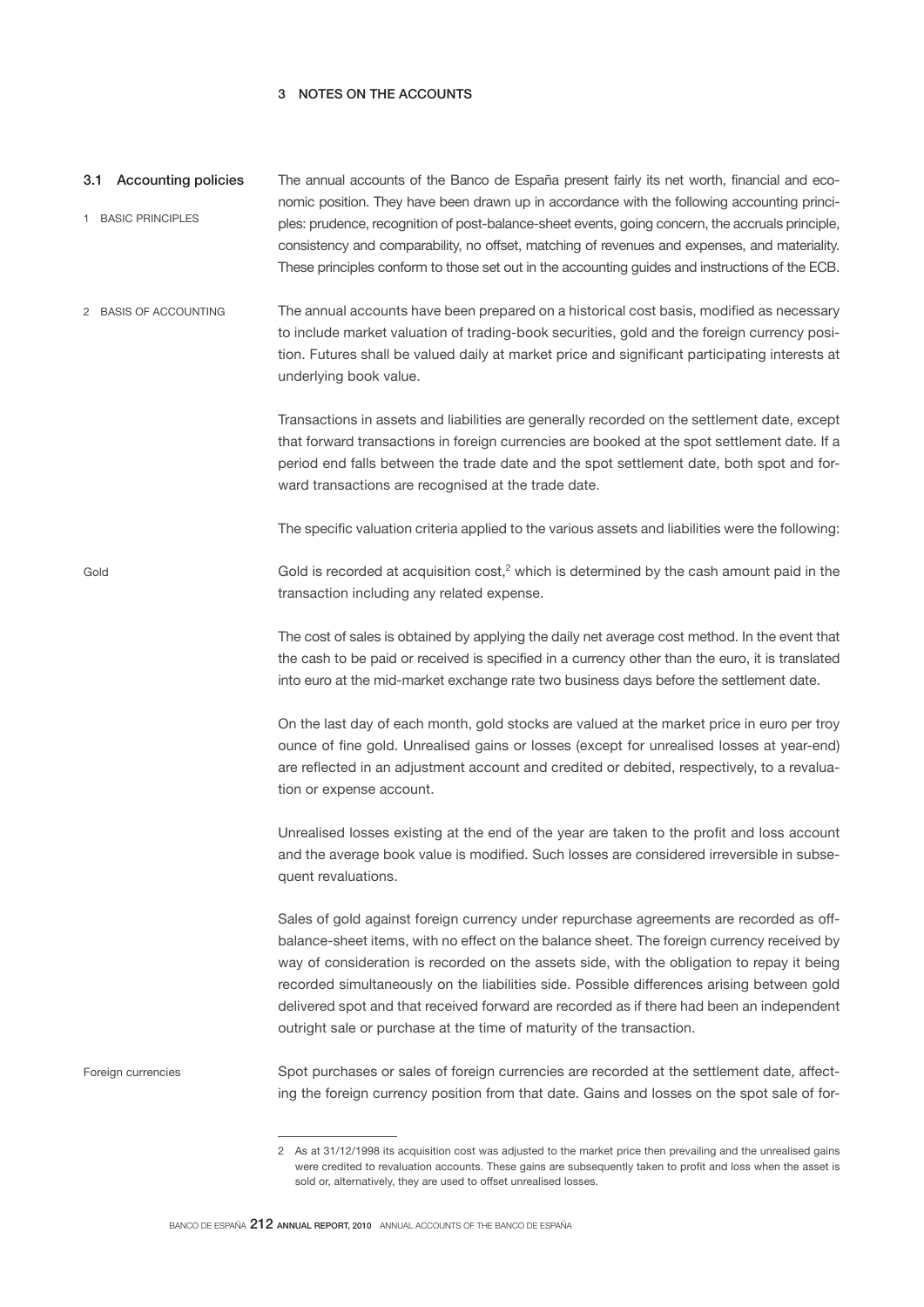## 3 NOTES ON THE ACCOUNTS

### 3.1 Accounting policies

#### 1 BASIC PRINCIPLES

The annual accounts of the Banco de España present fairly its net worth, financial and economic position. They have been drawn up in accordance with the following accounting principles: prudence, recognition of post-balance-sheet events, going concern, the accruals principle, consistency and comparability, no offset, matching of revenues and expenses, and materiality. These principles conform to those set out in the accounting guides and instructions of the ECB.

#### 2 BASIS OF ACCOUNTING

The annual accounts have been prepared on a historical cost basis, modified as necessary to include market valuation of trading-book securities, gold and the foreign currency position. Futures shall be valued daily at market price and significant participating interests at underlying book value.

Transactions in assets and liabilities are generally recorded on the settlement date, except that forward transactions in foreign currencies are booked at the spot settlement date. If a period end falls between the trade date and the spot settlement date, both spot and forward transactions are recognised at the trade date.

The specific valuation criteria applied to the various assets and liabilities were the following:

##### Gold

Gold is recorded at acquisition cost,[2] which is determined by the cash amount paid in the transaction including any related expense.

The cost of sales is obtained by applying the daily net average cost method. In the event that the cash to be paid or received is specified in a currency other than the euro, it is translated into euro at the mid-market exchange rate two business days before the settlement date.

On the last day of each month, gold stocks are valued at the market price in euro per troy ounce of fine gold. Unrealised gains or losses (except for unrealised losses at year-end) are reflected in an adjustment account and credited or debited, respectively, to a revaluation or expense account.

Unrealised losses existing at the end of the year are taken to the profit and loss account and the average book value is modified. Such losses are considered irreversible in subsequent revaluations.

Sales of gold against foreign currency under repurchase agreements are recorded as off-balance-sheet items, with no effect on the balance sheet. The foreign currency received by way of consideration is recorded on the assets side, with the obligation to repay it being recorded simultaneously on the liabilities side. Possible differences arising between gold delivered spot and that received forward are recorded as if there had been an independent outright sale or purchase at the time of maturity of the transaction.

##### Foreign currencies

Spot purchases or sales of foreign currencies are recorded at the settlement date, affecting the foreign currency position from that date. Gains and losses on the spot sale of for-

---

2 As at 31/12/1998 its acquisition cost was adjusted to the market price then prevailing and the unrealised gains were credited to revaluation accounts. These gains are subsequently taken to profit and loss when the asset is sold or, alternatively, they are used to offset unrealised losses.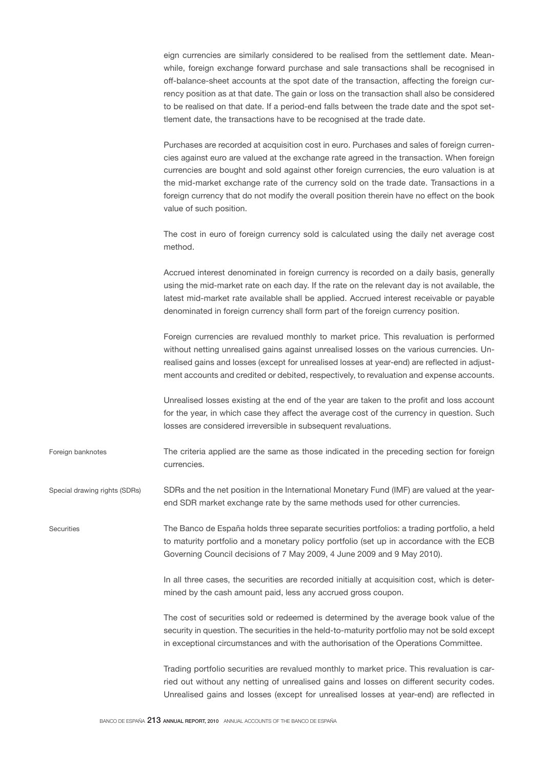eign currencies are similarly considered to be realised from the settlement date. Meanwhile, foreign exchange forward purchase and sale transactions shall be recognised in off-balance-sheet accounts at the spot date of the transaction, affecting the foreign currency position as at that date. The gain or loss on the transaction shall also be considered to be realised on that date. If a period-end falls between the trade date and the spot settlement date, the transactions have to be recognised at the trade date.

Purchases are recorded at acquisition cost in euro. Purchases and sales of foreign currencies against euro are valued at the exchange rate agreed in the transaction. When foreign currencies are bought and sold against other foreign currencies, the euro valuation is at the mid-market exchange rate of the currency sold on the trade date. Transactions in a foreign currency that do not modify the overall position therein have no effect on the book value of such position.

The cost in euro of foreign currency sold is calculated using the daily net average cost method.

Accrued interest denominated in foreign currency is recorded on a daily basis, generally using the mid-market rate on each day. If the rate on the relevant day is not available, the latest mid-market rate available shall be applied. Accrued interest receivable or payable denominated in foreign currency shall form part of the foreign currency position.

Foreign currencies are revalued monthly to market price. This revaluation is performed without netting unrealised gains against unrealised losses on the various currencies. Unrealised gains and losses (except for unrealised losses at year-end) are reflected in adjustment accounts and credited or debited, respectively, to revaluation and expense accounts.

Unrealised losses existing at the end of the year are taken to the profit and loss account for the year, in which case they affect the average cost of the currency in question. Such losses are considered irreversible in subsequent revaluations.

#### Foreign banknotes

The criteria applied are the same as those indicated in the preceding section for foreign currencies.

#### Special drawing rights (SDRs)

SDRs and the net position in the International Monetary Fund (IMF) are valued at the year-end SDR market exchange rate by the same methods used for other currencies.

#### Securities

The Banco de España holds three separate securities portfolios: a trading portfolio, a held to maturity portfolio and a monetary policy portfolio (set up in accordance with the ECB Governing Council decisions of 7 May 2009, 4 June 2009 and 9 May 2010).

In all three cases, the securities are recorded initially at acquisition cost, which is determined by the cash amount paid, less any accrued gross coupon.

The cost of securities sold or redeemed is determined by the average book value of the security in question. The securities in the held-to-maturity portfolio may not be sold except in exceptional circumstances and with the authorisation of the Operations Committee.

Trading portfolio securities are revalued monthly to market price. This revaluation is carried out without any netting of unrealised gains and losses on different security codes. Unrealised gains and losses (except for unrealised losses at year-end) are reflected in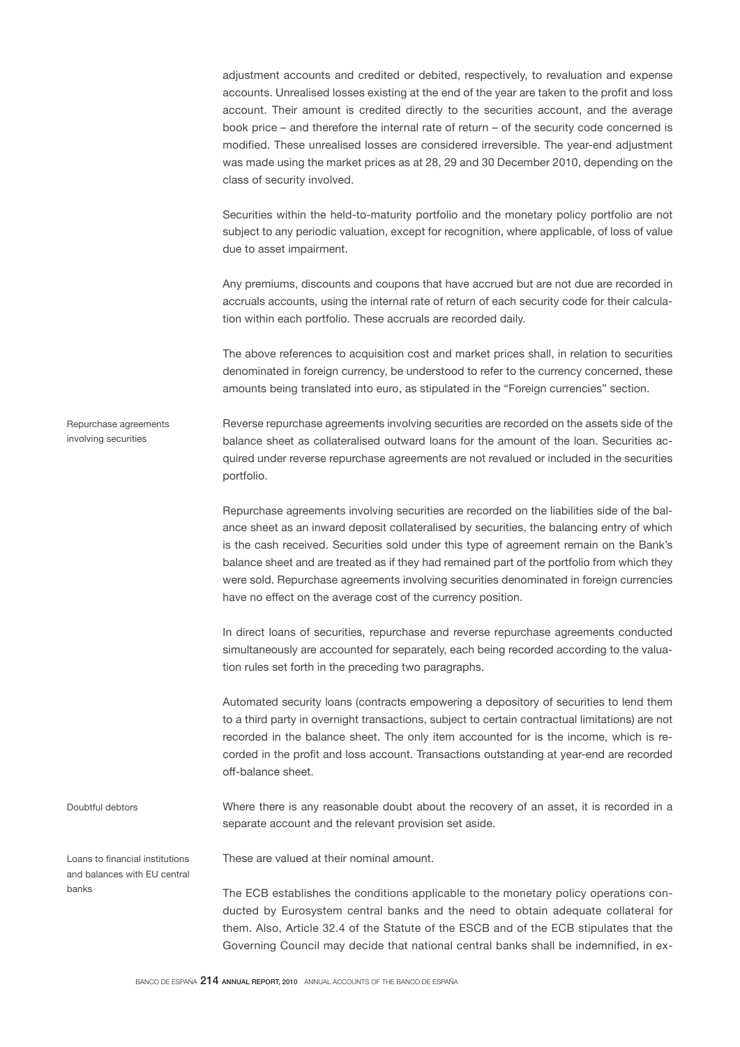adjustment accounts and credited or debited, respectively, to revaluation and expense accounts. Unrealised losses existing at the end of the year are taken to the profit and loss account. Their amount is credited directly to the securities account, and the average book price – and therefore the internal rate of return – of the security code concerned is modified. These unrealised losses are considered irreversible. The year-end adjustment was made using the market prices as at 28, 29 and 30 December 2010, depending on the class of security involved.

Securities within the held-to-maturity portfolio and the monetary policy portfolio are not subject to any periodic valuation, except for recognition, where applicable, of loss of value due to asset impairment.

Any premiums, discounts and coupons that have accrued but are not due are recorded in accruals accounts, using the internal rate of return of each security code for their calculation within each portfolio. These accruals are recorded daily.

The above references to acquisition cost and market prices shall, in relation to securities denominated in foreign currency, be understood to refer to the currency concerned, these amounts being translated into euro, as stipulated in the "Foreign currencies" section.

#### Repurchase agreements involving securities

Reverse repurchase agreements involving securities are recorded on the assets side of the balance sheet as collateralised outward loans for the amount of the loan. Securities acquired under reverse repurchase agreements are not revalued or included in the securities portfolio.

Repurchase agreements involving securities are recorded on the liabilities side of the balance sheet as an inward deposit collateralised by securities, the balancing entry of which is the cash received. Securities sold under this type of agreement remain on the Bank's balance sheet and are treated as if they had remained part of the portfolio from which they were sold. Repurchase agreements involving securities denominated in foreign currencies have no effect on the average cost of the currency position.

In direct loans of securities, repurchase and reverse repurchase agreements conducted simultaneously are accounted for separately, each being recorded according to the valuation rules set forth in the preceding two paragraphs.

Automated security loans (contracts empowering a depository of securities to lend them to a third party in overnight transactions, subject to certain contractual limitations) are not recorded in the balance sheet. The only item accounted for is the income, which is recorded in the profit and loss account. Transactions outstanding at year-end are recorded off-balance sheet.

#### Doubtful debtors

Where there is any reasonable doubt about the recovery of an asset, it is recorded in a separate account and the relevant provision set aside.

#### Loans to financial institutions and balances with EU central banks

These are valued at their nominal amount.

The ECB establishes the conditions applicable to the monetary policy operations conducted by Eurosystem central banks and the need to obtain adequate collateral for them. Also, Article 32.4 of the Statute of the ESCB and of the ECB stipulates that the Governing Council may decide that national central banks shall be indemnified, in ex-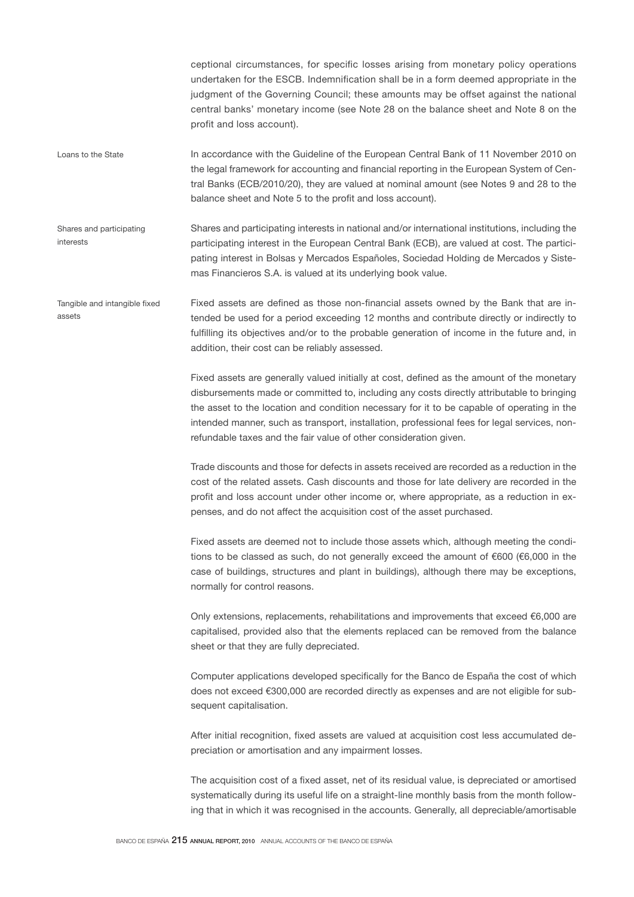ceptional circumstances, for specific losses arising from monetary policy operations undertaken for the ESCB. Indemnification shall be in a form deemed appropriate in the judgment of the Governing Council; these amounts may be offset against the national central banks' monetary income (see Note 28 on the balance sheet and Note 8 on the profit and loss account).

**Loans to the State**

In accordance with the Guideline of the European Central Bank of 11 November 2010 on the legal framework for accounting and financial reporting in the European System of Central Banks (ECB/2010/20), they are valued at nominal amount (see Notes 9 and 28 to the balance sheet and Note 5 to the profit and loss account).

**Shares and participating interests**

Shares and participating interests in national and/or international institutions, including the participating interest in the European Central Bank (ECB), are valued at cost. The participating interest in Bolsas y Mercados Españoles, Sociedad Holding de Mercados y Sistemas Financieros S.A. is valued at its underlying book value.

**Tangible and intangible fixed assets**

Fixed assets are defined as those non-financial assets owned by the Bank that are intended be used for a period exceeding 12 months and contribute directly or indirectly to fulfilling its objectives and/or to the probable generation of income in the future and, in addition, their cost can be reliably assessed.

Fixed assets are generally valued initially at cost, defined as the amount of the monetary disbursements made or committed to, including any costs directly attributable to bringing the asset to the location and condition necessary for it to be capable of operating in the intended manner, such as transport, installation, professional fees for legal services, non-refundable taxes and the fair value of other consideration given.

Trade discounts and those for defects in assets received are recorded as a reduction in the cost of the related assets. Cash discounts and those for late delivery are recorded in the profit and loss account under other income or, where appropriate, as a reduction in expenses, and do not affect the acquisition cost of the asset purchased.

Fixed assets are deemed not to include those assets which, although meeting the conditions to be classed as such, do not generally exceed the amount of €600 (€6,000 in the case of buildings, structures and plant in buildings), although there may be exceptions, normally for control reasons.

Only extensions, replacements, rehabilitations and improvements that exceed €6,000 are capitalised, provided also that the elements replaced can be removed from the balance sheet or that they are fully depreciated.

Computer applications developed specifically for the Banco de España the cost of which does not exceed €300,000 are recorded directly as expenses and are not eligible for subsequent capitalisation.

After initial recognition, fixed assets are valued at acquisition cost less accumulated depreciation or amortisation and any impairment losses.

The acquisition cost of a fixed asset, net of its residual value, is depreciated or amortised systematically during its useful life on a straight-line monthly basis from the month following that in which it was recognised in the accounts. Generally, all depreciable/amortisable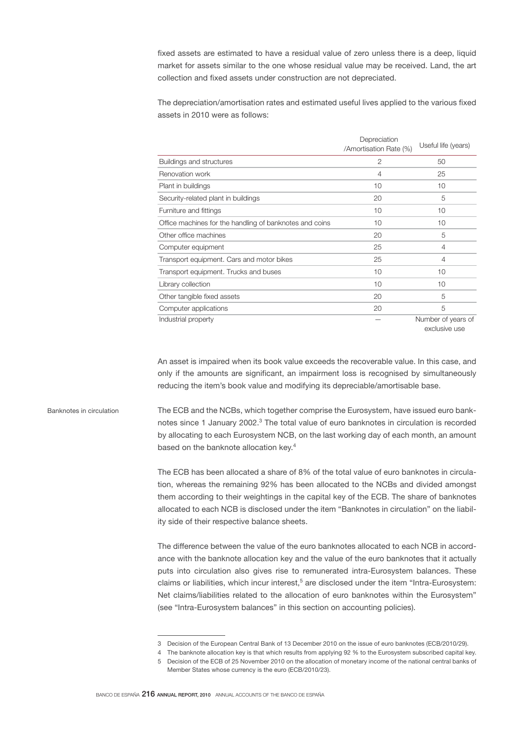fixed assets are estimated to have a residual value of zero unless there is a deep, liquid market for assets similar to the one whose residual value may be received. Land, the art collection and fixed assets under construction are not depreciated.

The depreciation/amortisation rates and estimated useful lives applied to the various fixed assets in 2010 were as follows:

| | Depreciation /Amortisation Rate (%) | Useful life (years) |
|---|---|---|
| Buildings and structures | 2 | 50 |
| Renovation work | 4 | 25 |
| Plant in buildings | 10 | 10 |
| Security-related plant in buildings | 20 | 5 |
| Furniture and fittings | 10 | 10 |
| Office machines for the handling of banknotes and coins | 10 | 10 |
| Other office machines | 20 | 5 |
| Computer equipment | 25 | 4 |
| Transport equipment. Cars and motor bikes | 25 | 4 |
| Transport equipment. Trucks and buses | 10 | 10 |
| Library collection | 10 | 10 |
| Other tangible fixed assets | 20 | 5 |
| Computer applications | 20 | 5 |
| Industrial property | — | Number of years of exclusive use |

An asset is impaired when its book value exceeds the recoverable value. In this case, and only if the amounts are significant, an impairment loss is recognised by simultaneously reducing the item's book value and modifying its depreciable/amortisable base.

**Banknotes in circulation**

The ECB and the NCBs, which together comprise the Eurosystem, have issued euro banknotes since 1 January 2002.[3] The total value of euro banknotes in circulation is recorded by allocating to each Eurosystem NCB, on the last working day of each month, an amount based on the banknote allocation key.[4]

The ECB has been allocated a share of 8% of the total value of euro banknotes in circulation, whereas the remaining 92% has been allocated to the NCBs and divided amongst them according to their weightings in the capital key of the ECB. The share of banknotes allocated to each NCB is disclosed under the item "Banknotes in circulation" on the liability side of their respective balance sheets.

The difference between the value of the euro banknotes allocated to each NCB in accordance with the banknote allocation key and the value of the euro banknotes that it actually puts into circulation also gives rise to remunerated intra-Eurosystem balances. These claims or liabilities, which incur interest,[5] are disclosed under the item "Intra-Eurosystem: Net claims/liabilities related to the allocation of euro banknotes within the Eurosystem" (see "Intra-Eurosystem balances" in this section on accounting policies).

---

3 Decision of the European Central Bank of 13 December 2010 on the issue of euro banknotes (ECB/2010/29).

4 The banknote allocation key is that which results from applying 92 % to the Eurosystem subscribed capital key.

5 Decision of the ECB of 25 November 2010 on the allocation of monetary income of the national central banks of Member States whose currency is the euro (ECB/2010/23).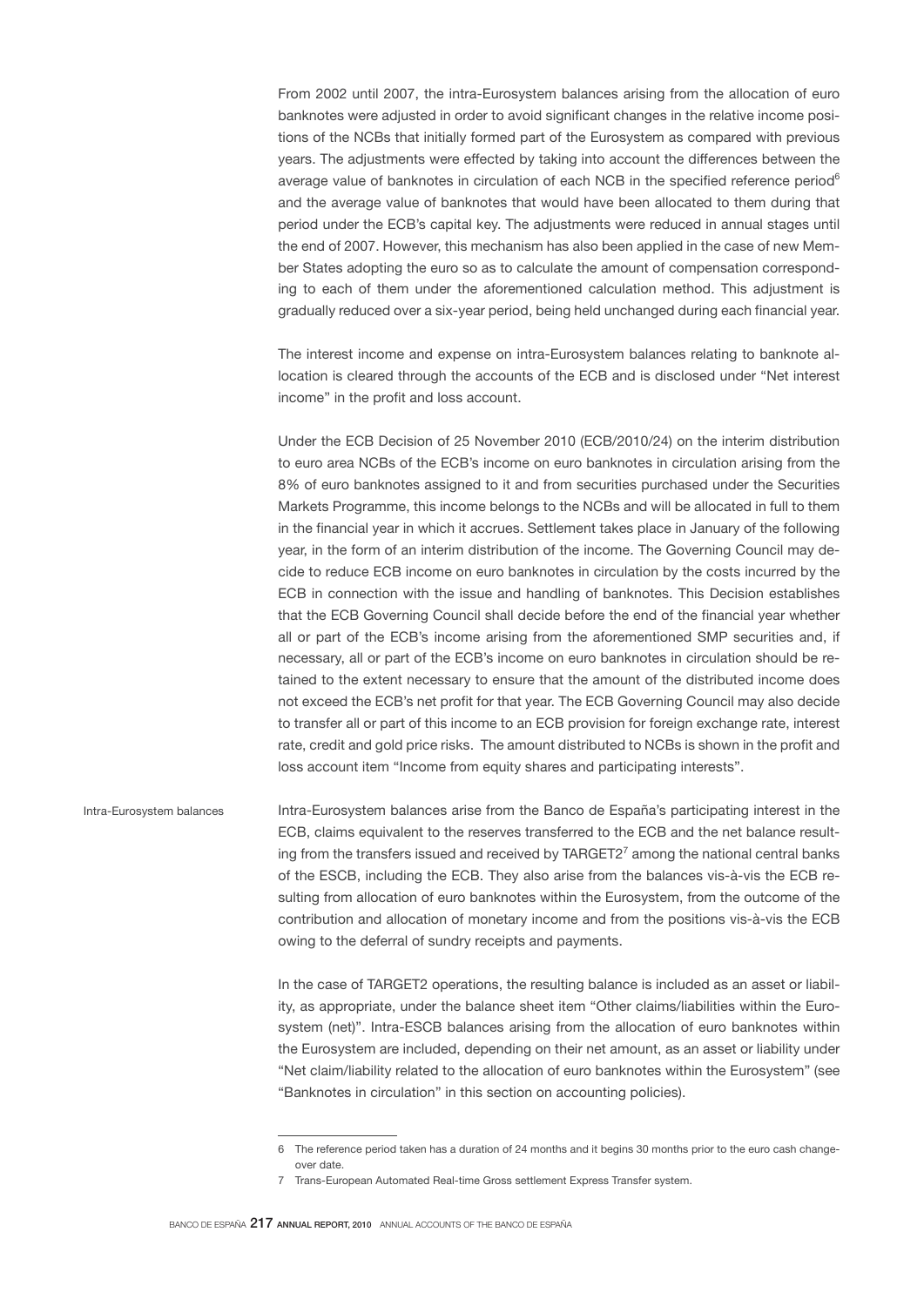From 2002 until 2007, the intra-Eurosystem balances arising from the allocation of euro banknotes were adjusted in order to avoid significant changes in the relative income positions of the NCBs that initially formed part of the Eurosystem as compared with previous years. The adjustments were effected by taking into account the differences between the average value of banknotes in circulation of each NCB in the specified reference period[6] and the average value of banknotes that would have been allocated to them during that period under the ECB's capital key. The adjustments were reduced in annual stages until the end of 2007. However, this mechanism has also been applied in the case of new Member States adopting the euro so as to calculate the amount of compensation corresponding to each of them under the aforementioned calculation method. This adjustment is gradually reduced over a six-year period, being held unchanged during each financial year.

The interest income and expense on intra-Eurosystem balances relating to banknote allocation is cleared through the accounts of the ECB and is disclosed under "Net interest income" in the profit and loss account.

Under the ECB Decision of 25 November 2010 (ECB/2010/24) on the interim distribution to euro area NCBs of the ECB's income on euro banknotes in circulation arising from the 8% of euro banknotes assigned to it and from securities purchased under the Securities Markets Programme, this income belongs to the NCBs and will be allocated in full to them in the financial year in which it accrues. Settlement takes place in January of the following year, in the form of an interim distribution of the income. The Governing Council may decide to reduce ECB income on euro banknotes in circulation by the costs incurred by the ECB in connection with the issue and handling of banknotes. This Decision establishes that the ECB Governing Council shall decide before the end of the financial year whether all or part of the ECB's income arising from the aforementioned SMP securities and, if necessary, all or part of the ECB's income on euro banknotes in circulation should be retained to the extent necessary to ensure that the amount of the distributed income does not exceed the ECB's net profit for that year. The ECB Governing Council may also decide to transfer all or part of this income to an ECB provision for foreign exchange rate, interest rate, credit and gold price risks. The amount distributed to NCBs is shown in the profit and loss account item "Income from equity shares and participating interests".

**Intra-Eurosystem balances**

Intra-Eurosystem balances arise from the Banco de España's participating interest in the ECB, claims equivalent to the reserves transferred to the ECB and the net balance resulting from the transfers issued and received by TARGET2[7] among the national central banks of the ESCB, including the ECB. They also arise from the balances vis-à-vis the ECB resulting from allocation of euro banknotes within the Eurosystem, from the outcome of the contribution and allocation of monetary income and from the positions vis-à-vis the ECB owing to the deferral of sundry receipts and payments.

In the case of TARGET2 operations, the resulting balance is included as an asset or liability, as appropriate, under the balance sheet item "Other claims/liabilities within the Eurosystem (net)". Intra-ESCB balances arising from the allocation of euro banknotes within the Eurosystem are included, depending on their net amount, as an asset or liability under "Net claim/liability related to the allocation of euro banknotes within the Eurosystem" (see "Banknotes in circulation" in this section on accounting policies).

---

6 The reference period taken has a duration of 24 months and it begins 30 months prior to the euro cash changeover date.

7 Trans-European Automated Real-time Gross settlement Express Transfer system.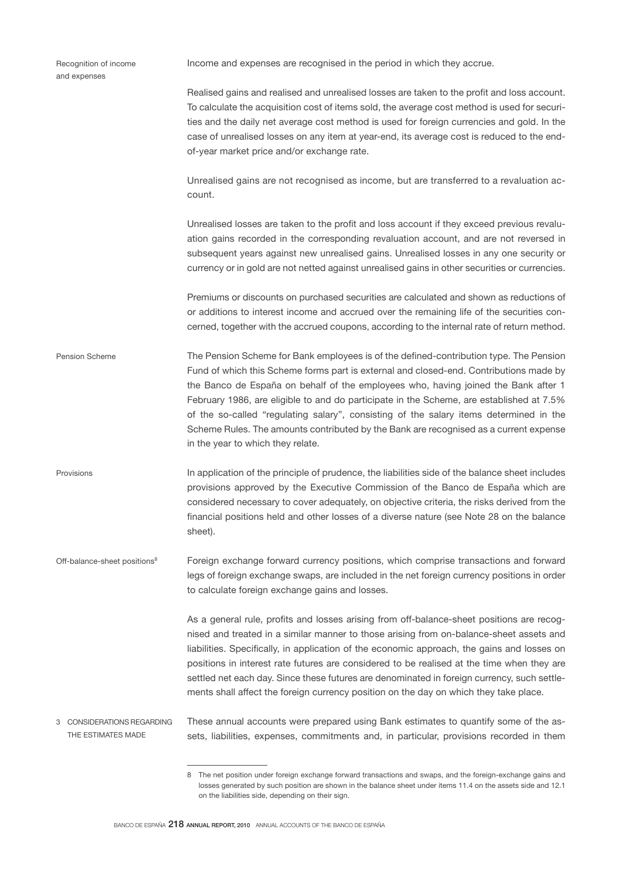**Recognition of income and expenses**

Income and expenses are recognised in the period in which they accrue.

Realised gains and realised and unrealised losses are taken to the profit and loss account. To calculate the acquisition cost of items sold, the average cost method is used for securities and the daily net average cost method is used for foreign currencies and gold. In the case of unrealised losses on any item at year-end, its average cost is reduced to the end-of-year market price and/or exchange rate.

Unrealised gains are not recognised as income, but are transferred to a revaluation account.

Unrealised losses are taken to the profit and loss account if they exceed previous revaluation gains recorded in the corresponding revaluation account, and are not reversed in subsequent years against new unrealised gains. Unrealised losses in any one security or currency or in gold are not netted against unrealised gains in other securities or currencies.

Premiums or discounts on purchased securities are calculated and shown as reductions of or additions to interest income and accrued over the remaining life of the securities concerned, together with the accrued coupons, according to the internal rate of return method.

**Pension Scheme**

The Pension Scheme for Bank employees is of the defined-contribution type. The Pension Fund of which this Scheme forms part is external and closed-end. Contributions made by the Banco de España on behalf of the employees who, having joined the Bank after 1 February 1986, are eligible to and do participate in the Scheme, are established at 7.5% of the so-called "regulating salary", consisting of the salary items determined in the Scheme Rules. The amounts contributed by the Bank are recognised as a current expense in the year to which they relate.

**Provisions**

In application of the principle of prudence, the liabilities side of the balance sheet includes provisions approved by the Executive Commission of the Banco de España which are considered necessary to cover adequately, on objective criteria, the risks derived from the financial positions held and other losses of a diverse nature (see Note 28 on the balance sheet).

**Off-balance-sheet positions[8]**

Foreign exchange forward currency positions, which comprise transactions and forward legs of foreign exchange swaps, are included in the net foreign currency positions in order to calculate foreign exchange gains and losses.

As a general rule, profits and losses arising from off-balance-sheet positions are recognised and treated in a similar manner to those arising from on-balance-sheet assets and liabilities. Specifically, in application of the economic approach, the gains and losses on positions in interest rate futures are considered to be realised at the time when they are settled net each day. Since these futures are denominated in foreign currency, such settlements shall affect the foreign currency position on the day on which they take place.

## 3 CONSIDERATIONS REGARDING THE ESTIMATES MADE

These annual accounts were prepared using Bank estimates to quantify some of the assets, liabilities, expenses, commitments and, in particular, provisions recorded in them

---

8 The net position under foreign exchange forward transactions and swaps, and the foreign-exchange gains and losses generated by such position are shown in the balance sheet under items 11.4 on the assets side and 12.1 on the liabilities side, depending on their sign.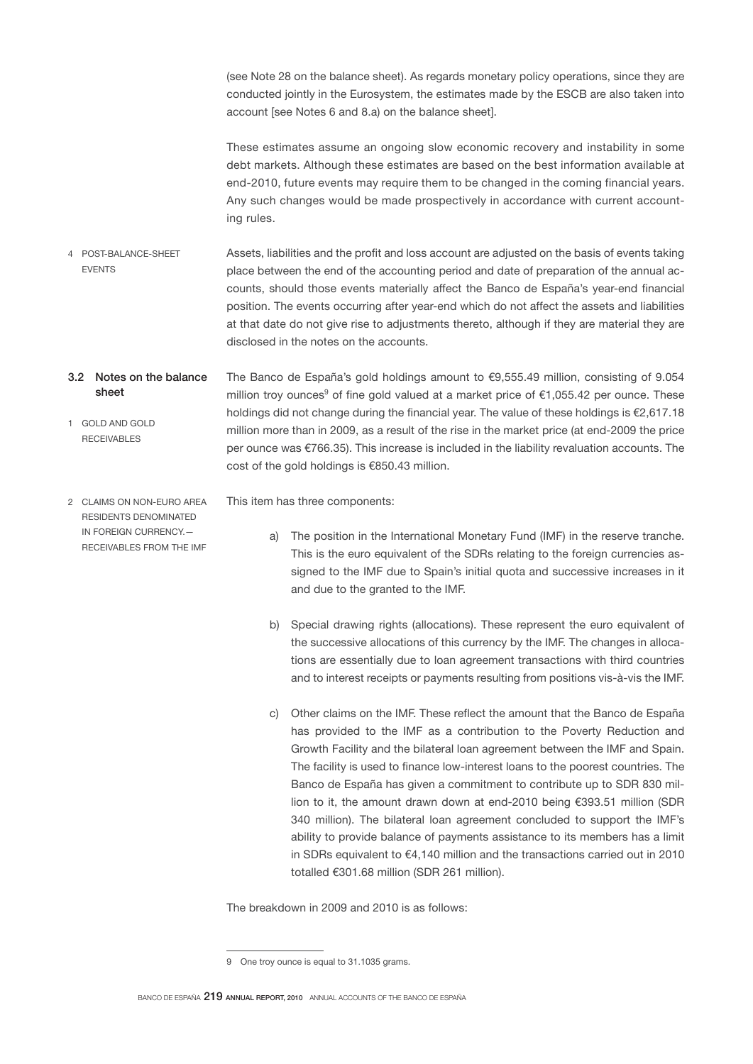(see Note 28 on the balance sheet). As regards monetary policy operations, since they are conducted jointly in the Eurosystem, the estimates made by the ESCB are also taken into account [see Notes 6 and 8.a) on the balance sheet].

These estimates assume an ongoing slow economic recovery and instability in some debt markets. Although these estimates are based on the best information available at end-2010, future events may require them to be changed in the coming financial years. Any such changes would be made prospectively in accordance with current accounting rules.

#### 4 POST-BALANCE-SHEET EVENTS

Assets, liabilities and the profit and loss account are adjusted on the basis of events taking place between the end of the accounting period and date of preparation of the annual accounts, should those events materially affect the Banco de España's year-end financial position. The events occurring after year-end which do not affect the assets and liabilities at that date do not give rise to adjustments thereto, although if they are material they are disclosed in the notes on the accounts.

### 3.2 Notes on the balance sheet

#### 1 GOLD AND GOLD RECEIVABLES

The Banco de España's gold holdings amount to €9,555.49 million, consisting of 9.054 million troy ounces[9] of fine gold valued at a market price of €1,055.42 per ounce. These holdings did not change during the financial year. The value of these holdings is €2,617.18 million more than in 2009, as a result of the rise in the market price (at end-2009 the price per ounce was €766.35). This increase is included in the liability revaluation accounts. The cost of the gold holdings is €850.43 million.

#### 2 CLAIMS ON NON-EURO AREA RESIDENTS DENOMINATED IN FOREIGN CURRENCY.— RECEIVABLES FROM THE IMF

This item has three components:

a) The position in the International Monetary Fund (IMF) in the reserve tranche. This is the euro equivalent of the SDRs relating to the foreign currencies assigned to the IMF due to Spain's initial quota and successive increases in it and due to the granted to the IMF.

b) Special drawing rights (allocations). These represent the euro equivalent of the successive allocations of this currency by the IMF. The changes in allocations are essentially due to loan agreement transactions with third countries and to interest receipts or payments resulting from positions vis-à-vis the IMF.

c) Other claims on the IMF. These reflect the amount that the Banco de España has provided to the IMF as a contribution to the Poverty Reduction and Growth Facility and the bilateral loan agreement between the IMF and Spain. The facility is used to finance low-interest loans to the poorest countries. The Banco de España has given a commitment to contribute up to SDR 830 million to it, the amount drawn down at end-2010 being €393.51 million (SDR 340 million). The bilateral loan agreement concluded to support the IMF's ability to provide balance of payments assistance to its members has a limit in SDRs equivalent to €4,140 million and the transactions carried out in 2010 totalled €301.68 million (SDR 261 million).

The breakdown in 2009 and 2010 is as follows:

---

9 One troy ounce is equal to 31.1035 grams.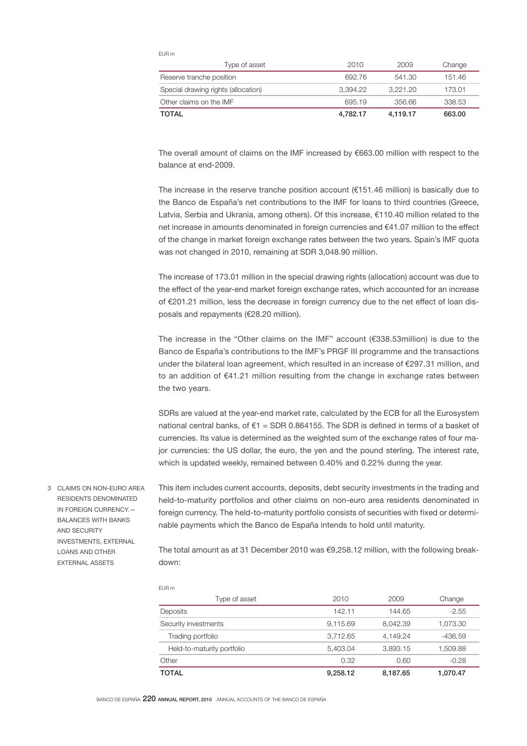EUR m

| Type of asset | 2010 | 2009 | Change |
|---|---|---|---|
| Reserve tranche position | 692.76 | 541.30 | 151.46 |
| Special drawing rights (allocation) | 3,394.22 | 3,221.20 | 173.01 |
| Other claims on the IMF | 695.19 | 356.66 | 338.53 |
| **TOTAL** | **4,782.17** | **4,119.17** | **663.00** |

The overall amount of claims on the IMF increased by €663.00 million with respect to the balance at end-2009.

The increase in the reserve tranche position account (€151.46 million) is basically due to the Banco de España's net contributions to the IMF for loans to third countries (Greece, Latvia, Serbia and Ukrania, among others). Of this increase, €110.40 million related to the net increase in amounts denominated in foreign currencies and €41.07 million to the effect of the change in market foreign exchange rates between the two years. Spain's IMF quota was not changed in 2010, remaining at SDR 3,048.90 million.

The increase of 173.01 million in the special drawing rights (allocation) account was due to the effect of the year-end market foreign exchange rates, which accounted for an increase of €201.21 million, less the decrease in foreign currency due to the net effect of loan disposals and repayments (€28.20 million).

The increase in the "Other claims on the IMF" account (€338.53million) is due to the Banco de España's contributions to the IMF's PRGF III programme and the transactions under the bilateral loan agreement, which resulted in an increase of €297.31 million, and to an addition of €41.21 million resulting from the change in exchange rates between the two years.

SDRs are valued at the year-end market rate, calculated by the ECB for all the Eurosystem national central banks, of €1 = SDR 0.864155. The SDR is defined in terms of a basket of currencies. Its value is determined as the weighted sum of the exchange rates of four major currencies: the US dollar, the euro, the yen and the pound sterling. The interest rate, which is updated weekly, remained between 0.40% and 0.22% during the year.

### 3 CLAIMS ON NON-EURO AREA RESIDENTS DENOMINATED IN FOREIGN CURRENCY.— BALANCES WITH BANKS AND SECURITY INVESTMENTS, EXTERNAL LOANS AND OTHER EXTERNAL ASSETS

This item includes current accounts, deposits, debt security investments in the trading and held-to-maturity portfolios and other claims on non-euro area residents denominated in foreign currency. The held-to-maturity portfolio consists of securities with fixed or determinable payments which the Banco de España intends to hold until maturity.

The total amount as at 31 December 2010 was €9,258.12 million, with the following breakdown:

EUR m

| Type of asset | 2010 | 2009 | Change |
|---|---|---|---|
| Deposits | 142.11 | 144.65 | -2.55 |
| Security investments | 9,115.69 | 8,042.39 | 1,073.30 |
| Trading portfolio | 3,712.65 | 4,149.24 | -436.59 |
| Held-to-maturity portfolio | 5,403.04 | 3,893.15 | 1,509.88 |
| Other | 0.32 | 0.60 | -0.28 |
| **TOTAL** | **9,258.12** | **8,187.65** | **1,070.47** |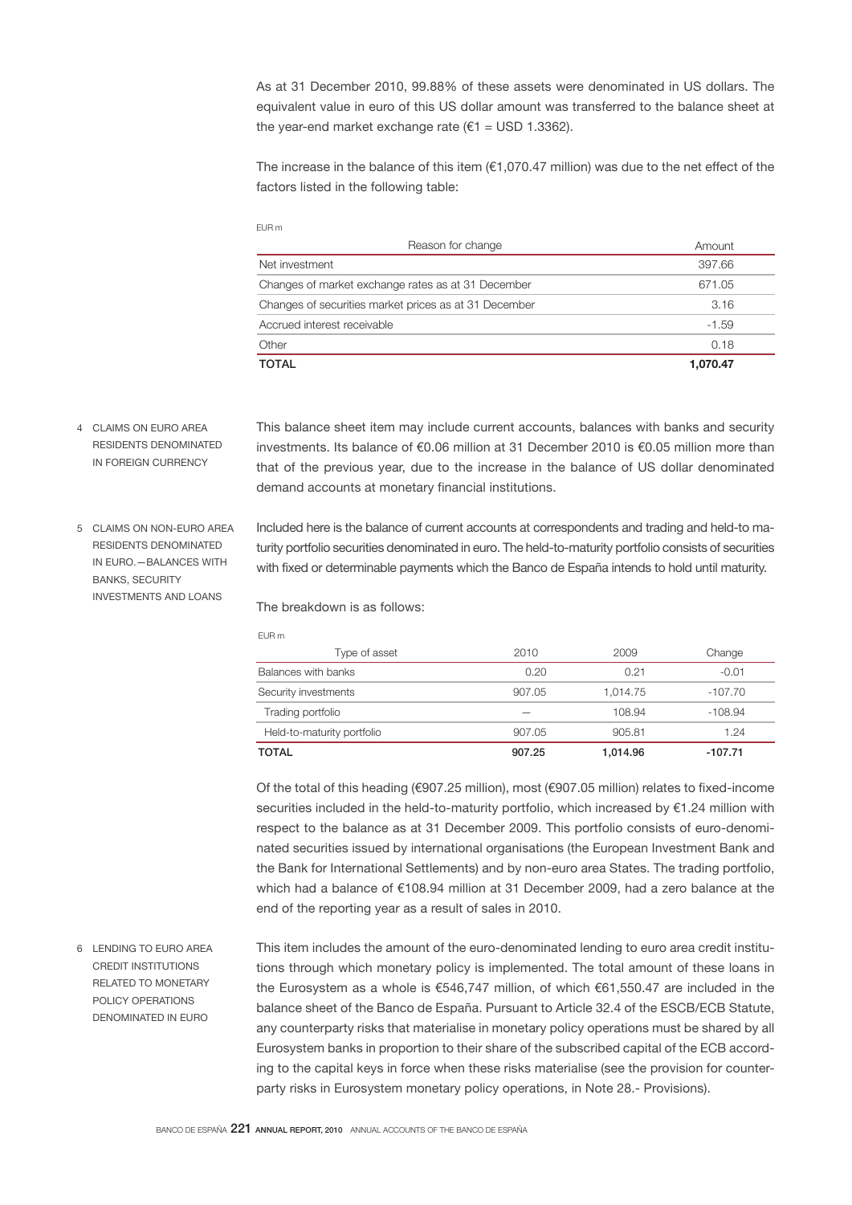As at 31 December 2010, 99.88% of these assets were denominated in US dollars. The equivalent value in euro of this US dollar amount was transferred to the balance sheet at the year-end market exchange rate (€1 = USD 1.3362).

The increase in the balance of this item (€1,070.47 million) was due to the net effect of the factors listed in the following table:

EUR m

| Reason for change | Amount |
|---|---|
| Net investment | 397.66 |
| Changes of market exchange rates as at 31 December | 671.05 |
| Changes of securities market prices as at 31 December | 3.16 |
| Accrued interest receivable | -1.59 |
| Other | 0.18 |
| **TOTAL** | **1,070.47** |

## 4 CLAIMS ON EURO AREA RESIDENTS DENOMINATED IN FOREIGN CURRENCY

This balance sheet item may include current accounts, balances with banks and security investments. Its balance of €0.06 million at 31 December 2010 is €0.05 million more than that of the previous year, due to the increase in the balance of US dollar denominated demand accounts at monetary financial institutions.

## 5 CLAIMS ON NON-EURO AREA RESIDENTS DENOMINATED IN EURO.—BALANCES WITH BANKS, SECURITY INVESTMENTS AND LOANS

Included here is the balance of current accounts at correspondents and trading and held-to maturity portfolio securities denominated in euro. The held-to-maturity portfolio consists of securities with fixed or determinable payments which the Banco de España intends to hold until maturity.

The breakdown is as follows:

EUR m

| Type of asset | 2010 | 2009 | Change |
|---|---|---|---|
| Balances with banks | 0.20 | 0.21 | -0.01 |
| Security investments | 907.05 | 1,014.75 | -107.70 |
| Trading portfolio | — | 108.94 | -108.94 |
| Held-to-maturity portfolio | 907.05 | 905.81 | 1.24 |
| **TOTAL** | **907.25** | **1,014.96** | **-107.71** |

Of the total of this heading (€907.25 million), most (€907.05 million) relates to fixed-income securities included in the held-to-maturity portfolio, which increased by €1.24 million with respect to the balance as at 31 December 2009. This portfolio consists of euro-denominated securities issued by international organisations (the European Investment Bank and the Bank for International Settlements) and by non-euro area States. The trading portfolio, which had a balance of €108.94 million at 31 December 2009, had a zero balance at the end of the reporting year as a result of sales in 2010.

## 6 LENDING TO EURO AREA CREDIT INSTITUTIONS RELATED TO MONETARY POLICY OPERATIONS DENOMINATED IN EURO

This item includes the amount of the euro-denominated lending to euro area credit institutions through which monetary policy is implemented. The total amount of these loans in the Eurosystem as a whole is €546,747 million, of which €61,550.47 are included in the balance sheet of the Banco de España. Pursuant to Article 32.4 of the ESCB/ECB Statute, any counterparty risks that materialise in monetary policy operations must be shared by all Eurosystem banks in proportion to their share of the subscribed capital of the ECB according to the capital keys in force when these risks materialise (see the provision for counterparty risks in Eurosystem monetary policy operations, in Note 28.- Provisions).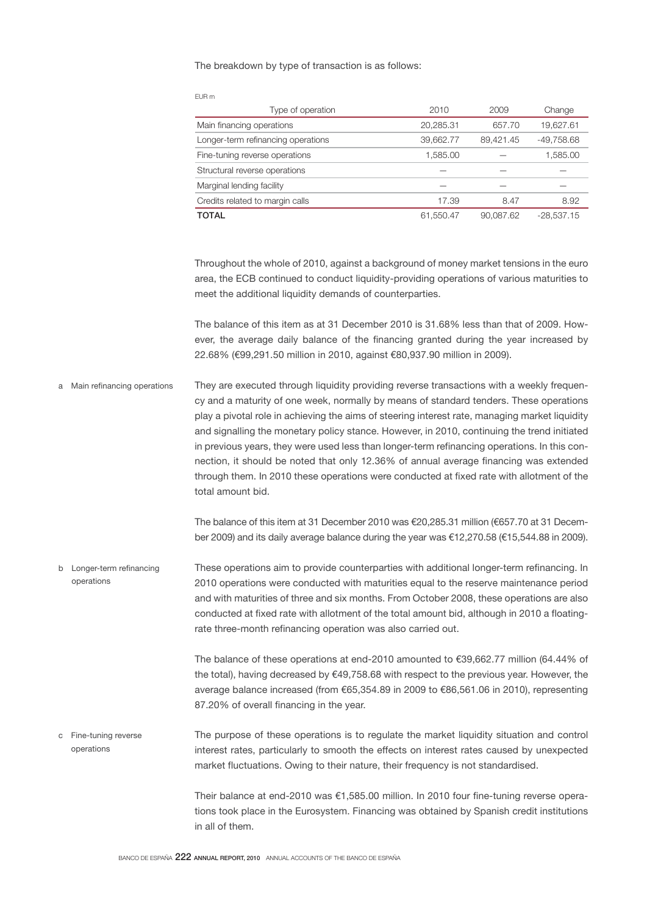The breakdown by type of transaction is as follows:

EUR m

| Type of operation | 2010 | 2009 | Change |
|---|---|---|---|
| Main financing operations | 20,285.31 | 657.70 | 19,627.61 |
| Longer-term refinancing operations | 39,662.77 | 89,421.45 | -49,758.68 |
| Fine-tuning reverse operations | 1,585.00 | — | 1,585.00 |
| Structural reverse operations | — | — | — |
| Marginal lending facility | — | — | — |
| Credits related to margin calls | 17.39 | 8.47 | 8.92 |
| **TOTAL** | 61,550.47 | 90,087.62 | -28,537.15 |

Throughout the whole of 2010, against a background of money market tensions in the euro area, the ECB continued to conduct liquidity-providing operations of various maturities to meet the additional liquidity demands of counterparties.

The balance of this item as at 31 December 2010 is 31.68% less than that of 2009. However, the average daily balance of the financing granted during the year increased by 22.68% (€99,291.50 million in 2010, against €80,937.90 million in 2009).

**a Main refinancing operations**

They are executed through liquidity providing reverse transactions with a weekly frequency and a maturity of one week, normally by means of standard tenders. These operations play a pivotal role in achieving the aims of steering interest rate, managing market liquidity and signalling the monetary policy stance. However, in 2010, continuing the trend initiated in previous years, they were used less than longer-term refinancing operations. In this connection, it should be noted that only 12.36% of annual average financing was extended through them. In 2010 these operations were conducted at fixed rate with allotment of the total amount bid.

The balance of this item at 31 December 2010 was €20,285.31 million (€657.70 at 31 December 2009) and its daily average balance during the year was €12,270.58 (€15,544.88 in 2009).

**b Longer-term refinancing operations**

These operations aim to provide counterparties with additional longer-term refinancing. In 2010 operations were conducted with maturities equal to the reserve maintenance period and with maturities of three and six months. From October 2008, these operations are also conducted at fixed rate with allotment of the total amount bid, although in 2010 a floating-rate three-month refinancing operation was also carried out.

The balance of these operations at end-2010 amounted to €39,662.77 million (64.44% of the total), having decreased by €49,758.68 with respect to the previous year. However, the average balance increased (from €65,354.89 in 2009 to €86,561.06 in 2010), representing 87.20% of overall financing in the year.

**c Fine-tuning reverse operations**

The purpose of these operations is to regulate the market liquidity situation and control interest rates, particularly to smooth the effects on interest rates caused by unexpected market fluctuations. Owing to their nature, their frequency is not standardised.

Their balance at end-2010 was €1,585.00 million. In 2010 four fine-tuning reverse operations took place in the Eurosystem. Financing was obtained by Spanish credit institutions in all of them.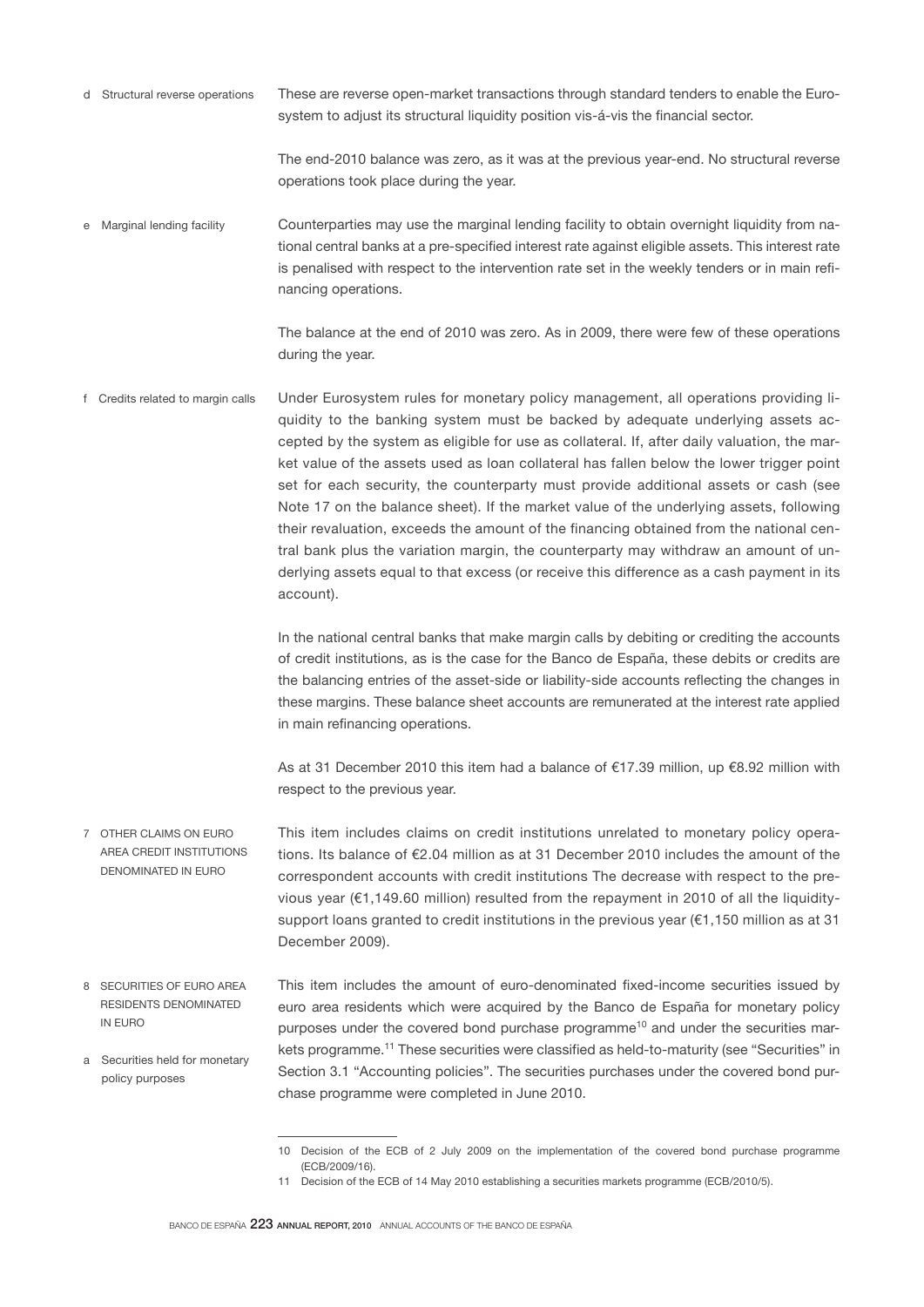### d Structural reverse operations

These are reverse open-market transactions through standard tenders to enable the Eurosystem to adjust its structural liquidity position vis-á-vis the financial sector.

The end-2010 balance was zero, as it was at the previous year-end. No structural reverse operations took place during the year.

### e Marginal lending facility

Counterparties may use the marginal lending facility to obtain overnight liquidity from national central banks at a pre-specified interest rate against eligible assets. This interest rate is penalised with respect to the intervention rate set in the weekly tenders or in main refinancing operations.

The balance at the end of 2010 was zero. As in 2009, there were few of these operations during the year.

### f Credits related to margin calls

Under Eurosystem rules for monetary policy management, all operations providing liquidity to the banking system must be backed by adequate underlying assets accepted by the system as eligible for use as collateral. If, after daily valuation, the market value of the assets used as loan collateral has fallen below the lower trigger point set for each security, the counterparty must provide additional assets or cash (see Note 17 on the balance sheet). If the market value of the underlying assets, following their revaluation, exceeds the amount of the financing obtained from the national central bank plus the variation margin, the counterparty may withdraw an amount of underlying assets equal to that excess (or receive this difference as a cash payment in its account).

In the national central banks that make margin calls by debiting or crediting the accounts of credit institutions, as is the case for the Banco de España, these debits or credits are the balancing entries of the asset-side or liability-side accounts reflecting the changes in these margins. These balance sheet accounts are remunerated at the interest rate applied in main refinancing operations.

As at 31 December 2010 this item had a balance of €17.39 million, up €8.92 million with respect to the previous year.

## 7 OTHER CLAIMS ON EURO AREA CREDIT INSTITUTIONS DENOMINATED IN EURO

This item includes claims on credit institutions unrelated to monetary policy operations. Its balance of €2.04 million as at 31 December 2010 includes the amount of the correspondent accounts with credit institutions The decrease with respect to the previous year (€1,149.60 million) resulted from the repayment in 2010 of all the liquidity-support loans granted to credit institutions in the previous year (€1,150 million as at 31 December 2009).

## 8 SECURITIES OF EURO AREA RESIDENTS DENOMINATED IN EURO

### a Securities held for monetary policy purposes

This item includes the amount of euro-denominated fixed-income securities issued by euro area residents which were acquired by the Banco de España for monetary policy purposes under the covered bond purchase programme[10] and under the securities markets programme.[11] These securities were classified as held-to-maturity (see "Securities" in Section 3.1 "Accounting policies". The securities purchases under the covered bond purchase programme were completed in June 2010.

---

10 Decision of the ECB of 2 July 2009 on the implementation of the covered bond purchase programme (ECB/2009/16).

11 Decision of the ECB of 14 May 2010 establishing a securities markets programme (ECB/2010/5).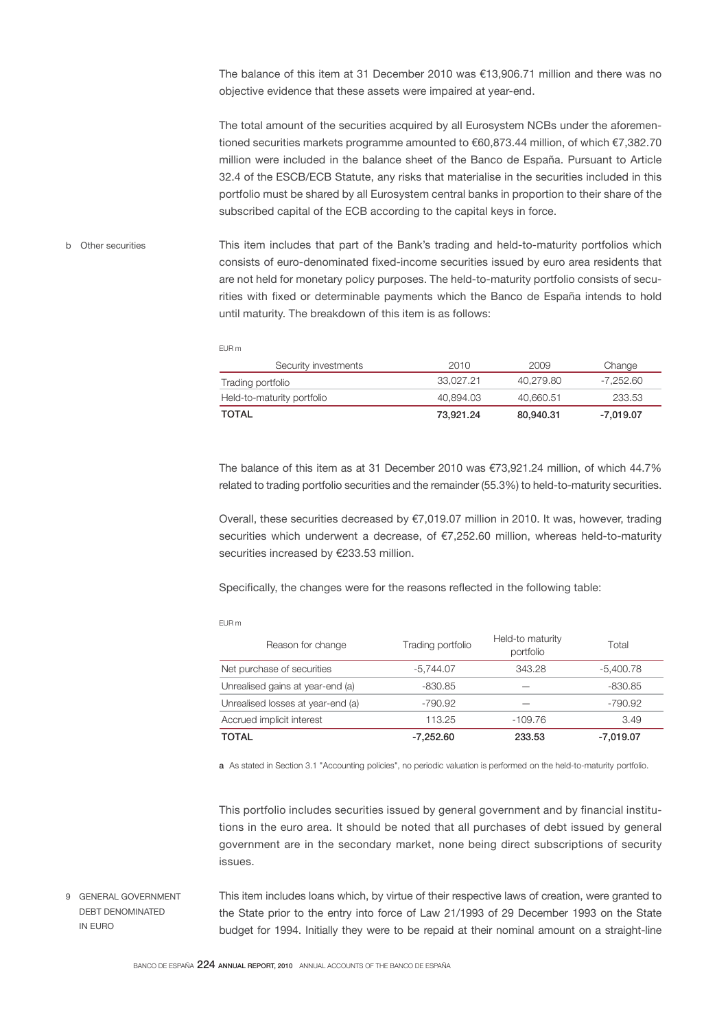The balance of this item at 31 December 2010 was €13,906.71 million and there was no objective evidence that these assets were impaired at year-end.

The total amount of the securities acquired by all Eurosystem NCBs under the aforementioned securities markets programme amounted to €60,873.44 million, of which €7,382.70 million were included in the balance sheet of the Banco de España. Pursuant to Article 32.4 of the ESCB/ECB Statute, any risks that materialise in the securities included in this portfolio must be shared by all Eurosystem central banks in proportion to their share of the subscribed capital of the ECB according to the capital keys in force.

### b Other securities

This item includes that part of the Bank's trading and held-to-maturity portfolios which consists of euro-denominated fixed-income securities issued by euro area residents that are not held for monetary policy purposes. The held-to-maturity portfolio consists of securities with fixed or determinable payments which the Banco de España intends to hold until maturity. The breakdown of this item is as follows:

EUR m

| Security investments | 2010 | 2009 | Change |
|---|---|---|---|
| Trading portfolio | 33,027.21 | 40,279.80 | -7,252.60 |
| Held-to-maturity portfolio | 40,894.03 | 40,660.51 | 233.53 |
| **TOTAL** | **73,921.24** | **80,940.31** | **-7,019.07** |

The balance of this item as at 31 December 2010 was €73,921.24 million, of which 44.7% related to trading portfolio securities and the remainder (55.3%) to held-to-maturity securities.

Overall, these securities decreased by €7,019.07 million in 2010. It was, however, trading securities which underwent a decrease, of €7,252.60 million, whereas held-to-maturity securities increased by €233.53 million.

Specifically, the changes were for the reasons reflected in the following table:

EUR m

| Reason for change | Trading portfolio | Held-to maturity portfolio | Total |
|---|---|---|---|
| Net purchase of securities | -5,744.07 | 343.28 | -5,400.78 |
| Unrealised gains at year-end (a) | -830.85 | — | -830.85 |
| Unrealised losses at year-end (a) | -790.92 | — | -790.92 |
| Accrued implicit interest | 113.25 | -109.76 | 3.49 |
| **TOTAL** | **-7,252.60** | **233.53** | **-7,019.07** |

**a** As stated in Section 3.1 "Accounting policies", no periodic valuation is performed on the held-to-maturity portfolio.

This portfolio includes securities issued by general government and by financial institutions in the euro area. It should be noted that all purchases of debt issued by general government are in the secondary market, none being direct subscriptions of security issues.

## 9 GENERAL GOVERNMENT DEBT DENOMINATED IN EURO

This item includes loans which, by virtue of their respective laws of creation, were granted to the State prior to the entry into force of Law 21/1993 of 29 December 1993 on the State budget for 1994. Initially they were to be repaid at their nominal amount on a straight-line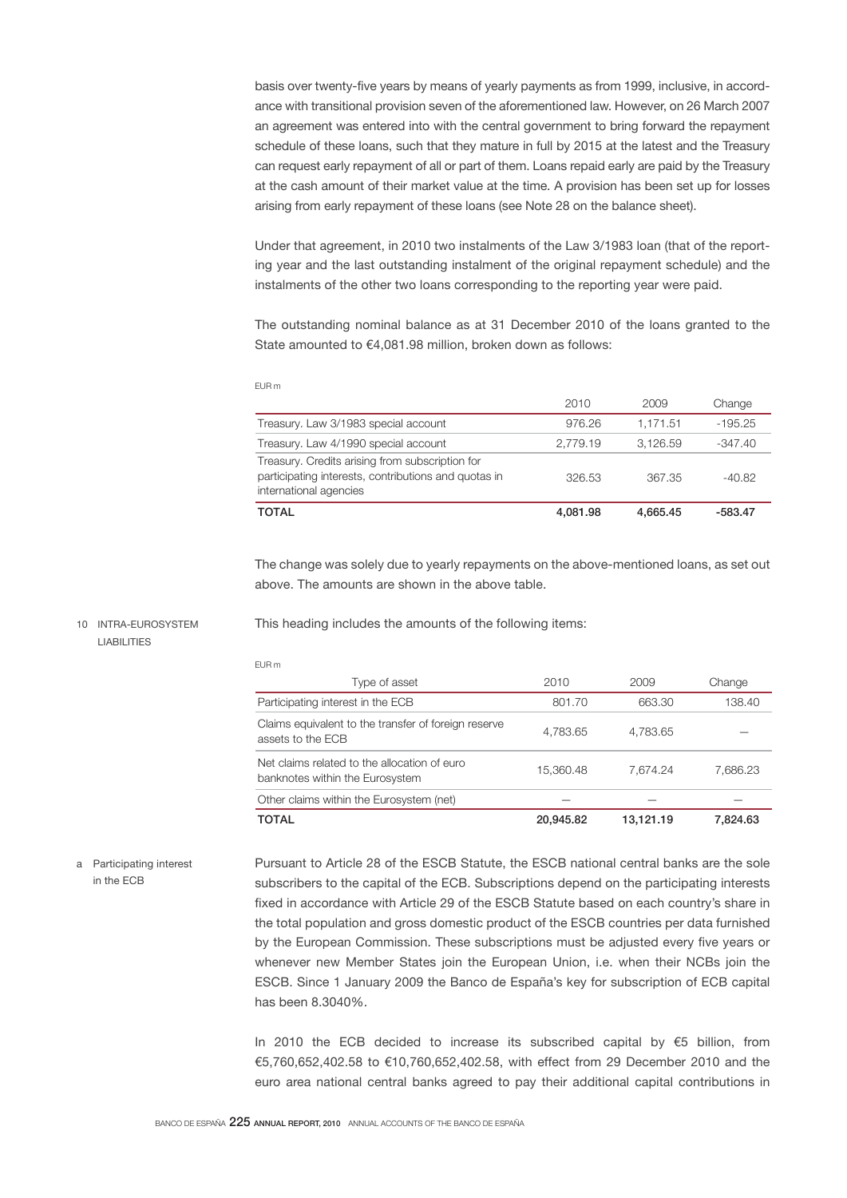basis over twenty-five years by means of yearly payments as from 1999, inclusive, in accordance with transitional provision seven of the aforementioned law. However, on 26 March 2007 an agreement was entered into with the central government to bring forward the repayment schedule of these loans, such that they mature in full by 2015 at the latest and the Treasury can request early repayment of all or part of them. Loans repaid early are paid by the Treasury at the cash amount of their market value at the time. A provision has been set up for losses arising from early repayment of these loans (see Note 28 on the balance sheet).

Under that agreement, in 2010 two instalments of the Law 3/1983 loan (that of the reporting year and the last outstanding instalment of the original repayment schedule) and the instalments of the other two loans corresponding to the reporting year were paid.

The outstanding nominal balance as at 31 December 2010 of the loans granted to the State amounted to €4,081.98 million, broken down as follows:

EUR m

| | 2010 | 2009 | Change |
|---|---|---|---|
| Treasury. Law 3/1983 special account | 976.26 | 1,171.51 | -195.25 |
| Treasury. Law 4/1990 special account | 2,779.19 | 3,126.59 | -347.40 |
| Treasury. Credits arising from subscription for participating interests, contributions and quotas in international agencies | 326.53 | 367.35 | -40.82 |
| **TOTAL** | **4,081.98** | **4,665.45** | **-583.47** |

The change was solely due to yearly repayments on the above-mentioned loans, as set out above. The amounts are shown in the above table.

## 10 INTRA-EUROSYSTEM LIABILITIES

This heading includes the amounts of the following items:

EUR m

| Type of asset | 2010 | 2009 | Change |
|---|---|---|---|
| Participating interest in the ECB | 801.70 | 663.30 | 138.40 |
| Claims equivalent to the transfer of foreign reserve assets to the ECB | 4,783.65 | 4,783.65 | — |
| Net claims related to the allocation of euro banknotes within the Eurosystem | 15,360.48 | 7,674.24 | 7,686.23 |
| Other claims within the Eurosystem (net) | — | — | — |
| **TOTAL** | **20,945.82** | **13,121.19** | **7,824.63** |

### a Participating interest in the ECB

Pursuant to Article 28 of the ESCB Statute, the ESCB national central banks are the sole subscribers to the capital of the ECB. Subscriptions depend on the participating interests fixed in accordance with Article 29 of the ESCB Statute based on each country's share in the total population and gross domestic product of the ESCB countries per data furnished by the European Commission. These subscriptions must be adjusted every five years or whenever new Member States join the European Union, i.e. when their NCBs join the ESCB. Since 1 January 2009 the Banco de España's key for subscription of ECB capital has been 8.3040%.

In 2010 the ECB decided to increase its subscribed capital by €5 billion, from €5,760,652,402.58 to €10,760,652,402.58, with effect from 29 December 2010 and the euro area national central banks agreed to pay their additional capital contributions in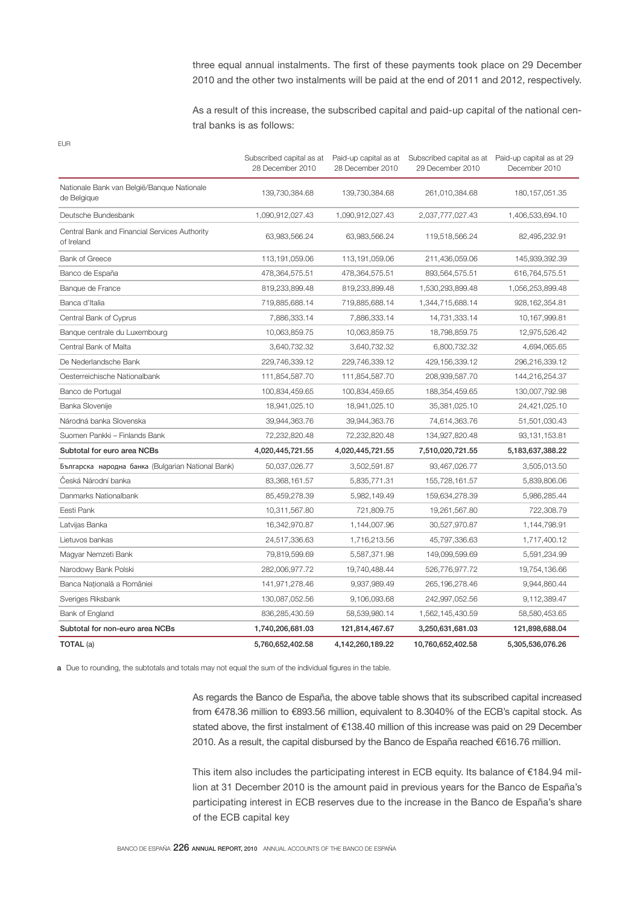three equal annual instalments. The first of these payments took place on 29 December 2010 and the other two instalments will be paid at the end of 2011 and 2012, respectively.

As a result of this increase, the subscribed capital and paid-up capital of the national central banks is as follows:

EUR

| | Subscribed capital as at 28 December 2010 | Paid-up capital as at 28 December 2010 | Subscribed capital as at 29 December 2010 | Paid-up capital as at 29 December 2010 |
|---|---|---|---|---|
| Nationale Bank van België/Banque Nationale de Belgique | 139,730,384.68 | 139,730,384.68 | 261,010,384.68 | 180,157,051.35 |
| Deutsche Bundesbank | 1,090,912,027.43 | 1,090,912,027.43 | 2,037,777,027.43 | 1,406,533,694.10 |
| Central Bank and Financial Services Authority of Ireland | 63,983,566.24 | 63,983,566.24 | 119,518,566.24 | 82,495,232.91 |
| Bank of Greece | 113,191,059.06 | 113,191,059.06 | 211,436,059.06 | 145,939,392.39 |
| Banco de España | 478,364,575.51 | 478,364,575.51 | 893,564,575.51 | 616,764,575.51 |
| Banque de France | 819,233,899.48 | 819,233,899.48 | 1,530,293,899.48 | 1,056,253,899.48 |
| Banca d'Italia | 719,885,688.14 | 719,885,688.14 | 1,344,715,688.14 | 928,162,354.81 |
| Central Bank of Cyprus | 7,886,333.14 | 7,886,333.14 | 14,731,333.14 | 10,167,999.81 |
| Banque centrale du Luxembourg | 10,063,859.75 | 10,063,859.75 | 18,798,859.75 | 12,975,526.42 |
| Central Bank of Malta | 3,640,732.32 | 3,640,732.32 | 6,800,732.32 | 4,694,065.65 |
| De Nederlandsche Bank | 229,746,339.12 | 229,746,339.12 | 429,156,339.12 | 296,216,339.12 |
| Oesterreichische Nationalbank | 111,854,587.70 | 111,854,587.70 | 208,939,587.70 | 144,216,254.37 |
| Banco de Portugal | 100,834,459.65 | 100,834,459.65 | 188,354,459.65 | 130,007,792.98 |
| Banka Slovenije | 18,941,025.10 | 18,941,025.10 | 35,381,025.10 | 24,421,025.10 |
| Národná banka Slovenska | 39,944,363.76 | 39,944,363.76 | 74,614,363.76 | 51,501,030.43 |
| Suomen Pankki – Finlands Bank | 72,232,820.48 | 72,232,820.48 | 134,927,820.48 | 93,131,153.81 |
| **Subtotal for euro area NCBs** | **4,020,445,721.55** | **4,020,445,721.55** | **7,510,020,721.55** | **5,183,637,388.22** |
| Българска народна банка (Bulgarian National Bank) | 50,037,026.77 | 3,502,591.87 | 93,467,026.77 | 3,505,013.50 |
| Česká Národní banka | 83,368,161.57 | 5,835,771.31 | 155,728,161.57 | 5,839,806.06 |
| Danmarks Nationalbank | 85,459,278.39 | 5,982,149.49 | 159,634,278.39 | 5,986,285.44 |
| Eesti Pank | 10,311,567.80 | 721,809.75 | 19,261,567.80 | 722,308.79 |
| Latvijas Banka | 16,342,970.87 | 1,144,007.96 | 30,527,970.87 | 1,144,798.91 |
| Lietuvos bankas | 24,517,336.63 | 1,716,213.56 | 45,797,336.63 | 1,717,400.12 |
| Magyar Nemzeti Bank | 79,819,599.69 | 5,587,371.98 | 149,099,599.69 | 5,591,234.99 |
| Narodowy Bank Polski | 282,006,977.72 | 19,740,488.44 | 526,776,977.72 | 19,754,136.66 |
| Banca Naţională a României | 141,971,278.46 | 9,937,989.49 | 265,196,278.46 | 9,944,860.44 |
| Sveriges Riksbank | 130,087,052.56 | 9,106,093.68 | 242,997,052.56 | 9,112,389.47 |
| Bank of England | 836,285,430.59 | 58,539,980.14 | 1,562,145,430.59 | 58,580,453.65 |
| **Subtotal for non-euro area NCBs** | **1,740,206,681.03** | **121,814,467.67** | **3,250,631,681.03** | **121,898,688.04** |
| **TOTAL (a)** | **5,760,652,402.58** | **4,142,260,189.22** | **10,760,652,402.58** | **5,305,536,076.26** |

**a** Due to rounding, the subtotals and totals may not equal the sum of the individual figures in the table.

As regards the Banco de España, the above table shows that its subscribed capital increased from €478.36 million to €893.56 million, equivalent to 8.3040% of the ECB's capital stock. As stated above, the first instalment of €138.40 million of this increase was paid on 29 December 2010. As a result, the capital disbursed by the Banco de España reached €616.76 million.

This item also includes the participating interest in ECB equity. Its balance of €184.94 million at 31 December 2010 is the amount paid in previous years for the Banco de España's participating interest in ECB reserves due to the increase in the Banco de España's share of the ECB capital key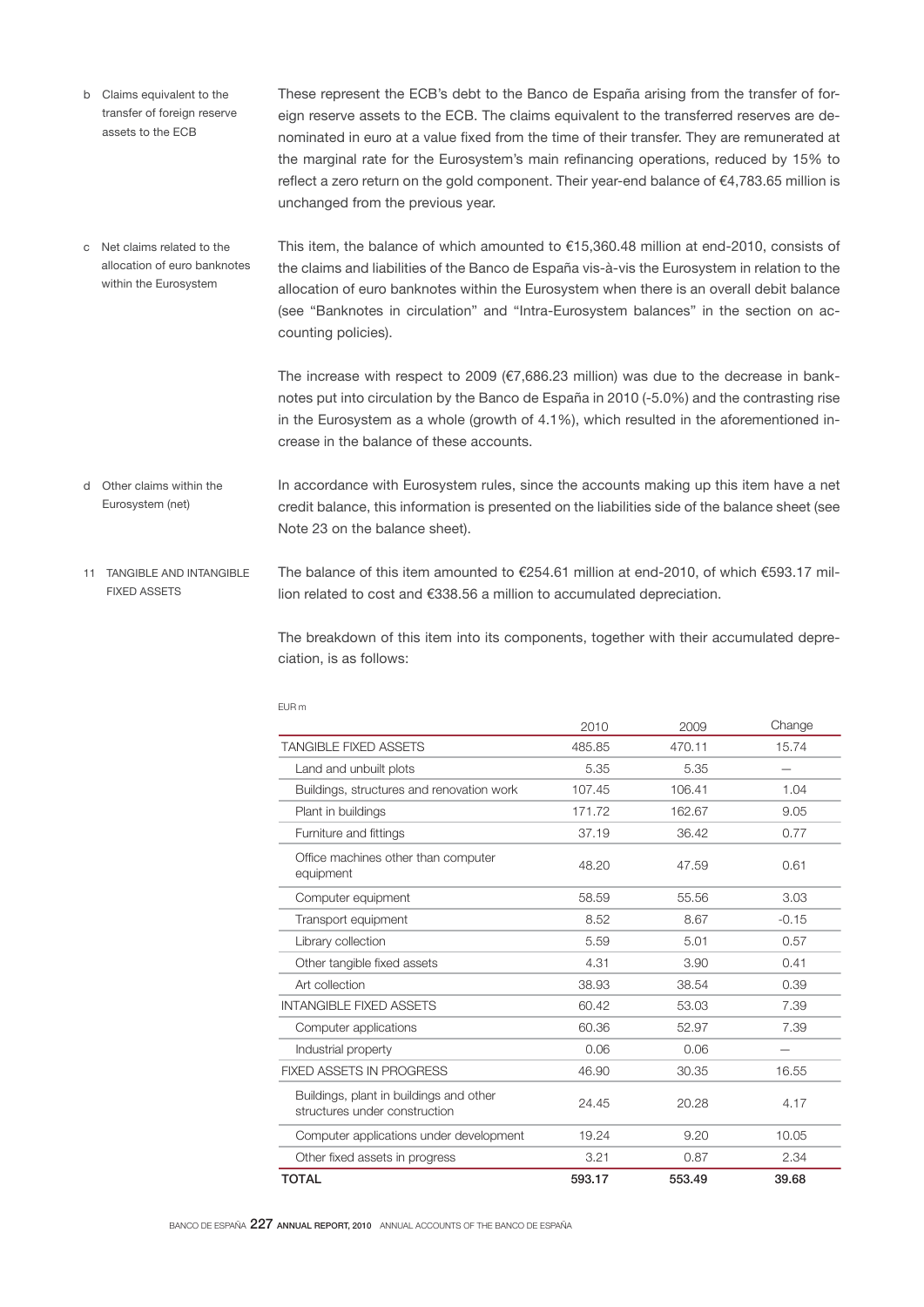b Claims equivalent to the transfer of foreign reserve assets to the ECB

These represent the ECB's debt to the Banco de España arising from the transfer of foreign reserve assets to the ECB. The claims equivalent to the transferred reserves are denominated in euro at a value fixed from the time of their transfer. They are remunerated at the marginal rate for the Eurosystem's main refinancing operations, reduced by 15% to reflect a zero return on the gold component. Their year-end balance of €4,783.65 million is unchanged from the previous year.

c Net claims related to the allocation of euro banknotes within the Eurosystem

This item, the balance of which amounted to €15,360.48 million at end-2010, consists of the claims and liabilities of the Banco de España vis-à-vis the Eurosystem in relation to the allocation of euro banknotes within the Eurosystem when there is an overall debit balance (see "Banknotes in circulation" and "Intra-Eurosystem balances" in the section on accounting policies).

The increase with respect to 2009 (€7,686.23 million) was due to the decrease in banknotes put into circulation by the Banco de España in 2010 (-5.0%) and the contrasting rise in the Eurosystem as a whole (growth of 4.1%), which resulted in the aforementioned increase in the balance of these accounts.

d Other claims within the Eurosystem (net)

In accordance with Eurosystem rules, since the accounts making up this item have a net credit balance, this information is presented on the liabilities side of the balance sheet (see Note 23 on the balance sheet).

## 11 TANGIBLE AND INTANGIBLE FIXED ASSETS

The balance of this item amounted to €254.61 million at end-2010, of which €593.17 million related to cost and €338.56 a million to accumulated depreciation.

The breakdown of this item into its components, together with their accumulated depreciation, is as follows:

EUR m

| | 2010 | 2009 | Change |
|---|---|---|---|
| TANGIBLE FIXED ASSETS | 485.85 | 470.11 | 15.74 |
| Land and unbuilt plots | 5.35 | 5.35 | — |
| Buildings, structures and renovation work | 107.45 | 106.41 | 1.04 |
| Plant in buildings | 171.72 | 162.67 | 9.05 |
| Furniture and fittings | 37.19 | 36.42 | 0.77 |
| Office machines other than computer equipment | 48.20 | 47.59 | 0.61 |
| Computer equipment | 58.59 | 55.56 | 3.03 |
| Transport equipment | 8.52 | 8.67 | -0.15 |
| Library collection | 5.59 | 5.01 | 0.57 |
| Other tangible fixed assets | 4.31 | 3.90 | 0.41 |
| Art collection | 38.93 | 38.54 | 0.39 |
| INTANGIBLE FIXED ASSETS | 60.42 | 53.03 | 7.39 |
| Computer applications | 60.36 | 52.97 | 7.39 |
| Industrial property | 0.06 | 0.06 | — |
| FIXED ASSETS IN PROGRESS | 46.90 | 30.35 | 16.55 |
| Buildings, plant in buildings and other structures under construction | 24.45 | 20.28 | 4.17 |
| Computer applications under development | 19.24 | 9.20 | 10.05 |
| Other fixed assets in progress | 3.21 | 0.87 | 2.34 |
| **TOTAL** | **593.17** | **553.49** | **39.68** |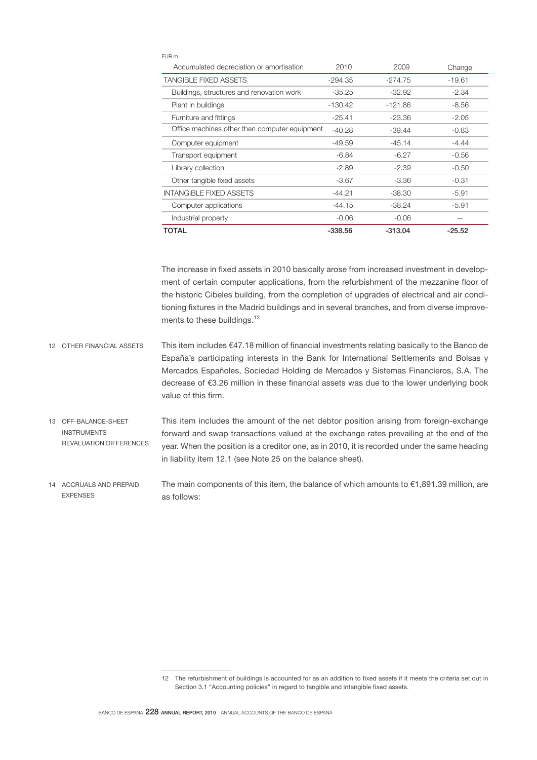EUR m

| Accumulated depreciation or amortisation | 2010 | 2009 | Change |
|---|---|---|---|
| TANGIBLE FIXED ASSETS | -294.35 | -274.75 | -19.61 |
| Buildings, structures and renovation work | -35.25 | -32.92 | -2.34 |
| Plant in buildings | -130.42 | -121.86 | -8.56 |
| Furniture and fittings | -25.41 | -23.36 | -2.05 |
| Office machines other than computer equipment | -40.28 | -39.44 | -0.83 |
| Computer equipment | -49.59 | -45.14 | -4.44 |
| Transport equipment | -6.84 | -6.27 | -0.56 |
| Library collection | -2.89 | -2.39 | -0.50 |
| Other tangible fixed assets | -3.67 | -3.36 | -0.31 |
| INTANGIBLE FIXED ASSETS | -44.21 | -38.30 | -5.91 |
| Computer applications | -44.15 | -38.24 | -5.91 |
| Industrial property | -0.06 | -0.06 | — |
| **TOTAL** | **-338.56** | **-313.04** | **-25.52** |

The increase in fixed assets in 2010 basically arose from increased investment in development of certain computer applications, from the refurbishment of the mezzanine floor of the historic Cibeles building, from the completion of upgrades of electrical and air conditioning fixtures in the Madrid buildings and in several branches, and from diverse improvements to these buildings.[12]

### 12 OTHER FINANCIAL ASSETS

This item includes €47.18 million of financial investments relating basically to the Banco de España's participating interests in the Bank for International Settlements and Bolsas y Mercados Españoles, Sociedad Holding de Mercados y Sistemas Financieros, S.A. The decrease of €3.26 million in these financial assets was due to the lower underlying book value of this firm.

### 13 OFF-BALANCE-SHEET INSTRUMENTS REVALUATION DIFFERENCES

This item includes the amount of the net debtor position arising from foreign-exchange forward and swap transactions valued at the exchange rates prevailing at the end of the year. When the position is a creditor one, as in 2010, it is recorded under the same heading in liability item 12.1 (see Note 25 on the balance sheet).

### 14 ACCRUALS AND PREPAID EXPENSES

The main components of this item, the balance of which amounts to €1,891.39 million, are as follows:

---

12 The refurbishment of buildings is accounted for as an addition to fixed assets if it meets the criteria set out in Section 3.1 "Accounting policies" in regard to tangible and intangible fixed assets.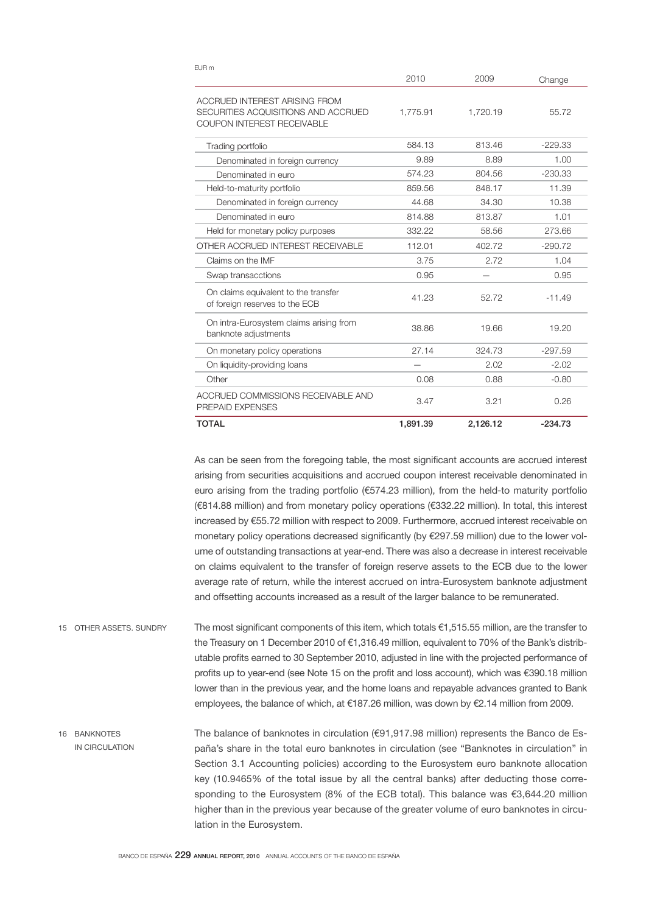EUR m

| | 2010 | 2009 | Change |
|---|---|---|---|
| ACCRUED INTEREST ARISING FROM SECURITIES ACQUISITIONS AND ACCRUED COUPON INTEREST RECEIVABLE | 1,775.91 | 1,720.19 | 55.72 |
| Trading portfolio | 584.13 | 813.46 | -229.33 |
| Denominated in foreign currency | 9.89 | 8.89 | 1.00 |
| Denominated in euro | 574.23 | 804.56 | -230.33 |
| Held-to-maturity portfolio | 859.56 | 848.17 | 11.39 |
| Denominated in foreign currency | 44.68 | 34.30 | 10.38 |
| Denominated in euro | 814.88 | 813.87 | 1.01 |
| Held for monetary policy purposes | 332.22 | 58.56 | 273.66 |
| OTHER ACCRUED INTEREST RECEIVABLE | 112.01 | 402.72 | -290.72 |
| Claims on the IMF | 3.75 | 2.72 | 1.04 |
| Swap transacctions | 0.95 | — | 0.95 |
| On claims equivalent to the transfer of foreign reserves to the ECB | 41.23 | 52.72 | -11.49 |
| On intra-Eurosystem claims arising from banknote adjustments | 38.86 | 19.66 | 19.20 |
| On monetary policy operations | 27.14 | 324.73 | -297.59 |
| On liquidity-providing loans | — | 2.02 | -2.02 |
| Other | 0.08 | 0.88 | -0.80 |
| ACCRUED COMMISSIONS RECEIVABLE AND PREPAID EXPENSES | 3.47 | 3.21 | 0.26 |
| **TOTAL** | **1,891.39** | **2,126.12** | **-234.73** |

As can be seen from the foregoing table, the most significant accounts are accrued interest arising from securities acquisitions and accrued coupon interest receivable denominated in euro arising from the trading portfolio (€574.23 million), from the held-to maturity portfolio (€814.88 million) and from monetary policy operations (€332.22 million). In total, this interest increased by €55.72 million with respect to 2009. Furthermore, accrued interest receivable on monetary policy operations decreased significantly (by €297.59 million) due to the lower volume of outstanding transactions at year-end. There was also a decrease in interest receivable on claims equivalent to the transfer of foreign reserve assets to the ECB due to the lower average rate of return, while the interest accrued on intra-Eurosystem banknote adjustment and offsetting accounts increased as a result of the larger balance to be remunerated.

## 15 OTHER ASSETS. SUNDRY

The most significant components of this item, which totals €1,515.55 million, are the transfer to the Treasury on 1 December 2010 of €1,316.49 million, equivalent to 70% of the Bank's distributable profits earned to 30 September 2010, adjusted in line with the projected performance of profits up to year-end (see Note 15 on the profit and loss account), which was €390.18 million lower than in the previous year, and the home loans and repayable advances granted to Bank employees, the balance of which, at €187.26 million, was down by €2.14 million from 2009.

## 16 BANKNOTES IN CIRCULATION

The balance of banknotes in circulation (€91,917.98 million) represents the Banco de España's share in the total euro banknotes in circulation (see "Banknotes in circulation" in Section 3.1 Accounting policies) according to the Eurosystem euro banknote allocation key (10.9465% of the total issue by all the central banks) after deducting those corresponding to the Eurosystem (8% of the ECB total). This balance was €3,644.20 million higher than in the previous year because of the greater volume of euro banknotes in circulation in the Eurosystem.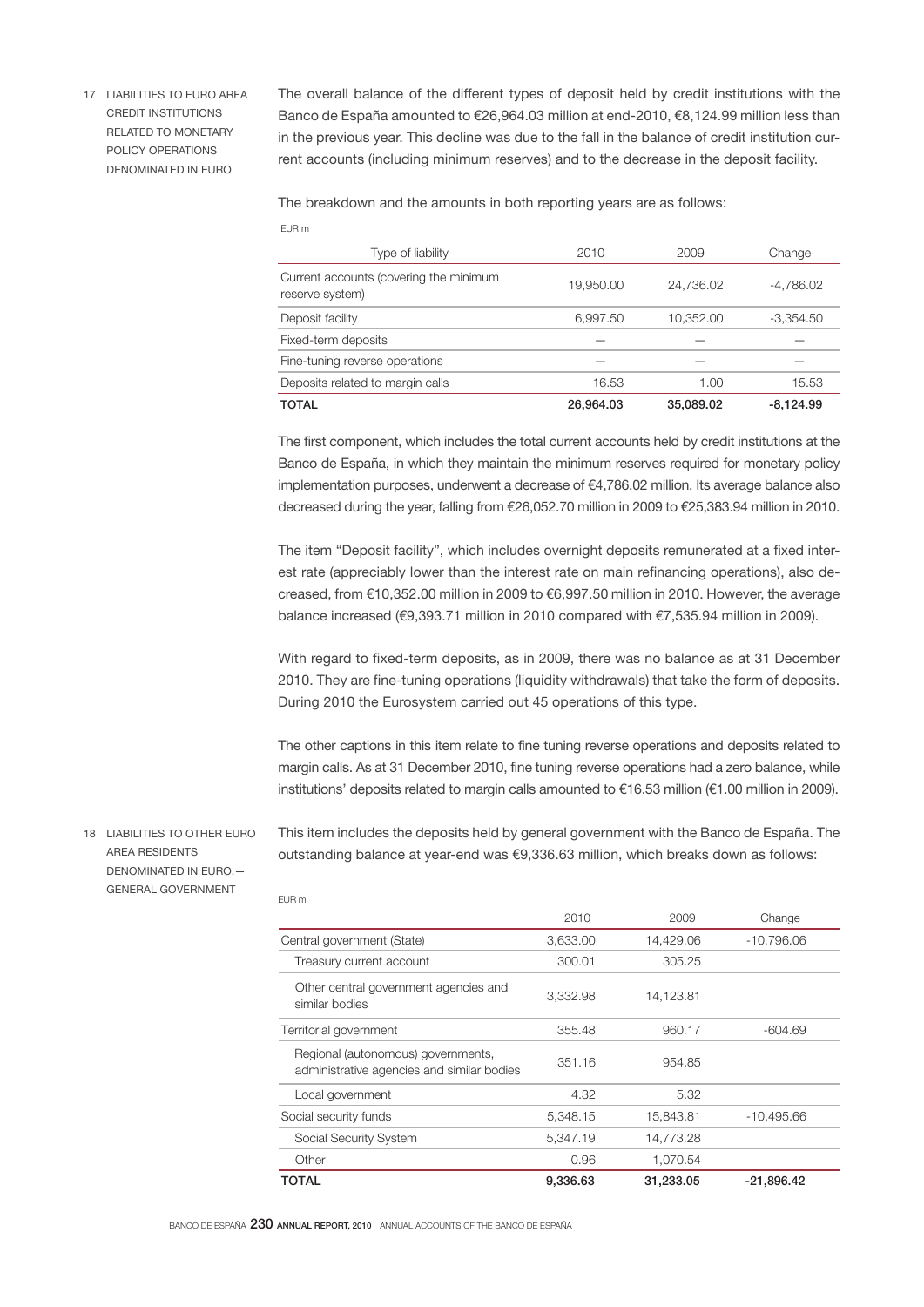## 17 LIABILITIES TO EURO AREA CREDIT INSTITUTIONS RELATED TO MONETARY POLICY OPERATIONS DENOMINATED IN EURO

The overall balance of the different types of deposit held by credit institutions with the Banco de España amounted to €26,964.03 million at end-2010, €8,124.99 million less than in the previous year. This decline was due to the fall in the balance of credit institution current accounts (including minimum reserves) and to the decrease in the deposit facility.

The breakdown and the amounts in both reporting years are as follows:

EUR m

| Type of liability | 2010 | 2009 | Change |
|---|---|---|---|
| Current accounts (covering the minimum reserve system) | 19,950.00 | 24,736.02 | -4,786.02 |
| Deposit facility | 6,997.50 | 10,352.00 | -3,354.50 |
| Fixed-term deposits | — | — | — |
| Fine-tuning reverse operations | — | — | — |
| Deposits related to margin calls | 16.53 | 1.00 | 15.53 |
| **TOTAL** | **26,964.03** | **35,089.02** | **-8,124.99** |

The first component, which includes the total current accounts held by credit institutions at the Banco de España, in which they maintain the minimum reserves required for monetary policy implementation purposes, underwent a decrease of €4,786.02 million. Its average balance also decreased during the year, falling from €26,052.70 million in 2009 to €25,383.94 million in 2010.

The item "Deposit facility", which includes overnight deposits remunerated at a fixed interest rate (appreciably lower than the interest rate on main refinancing operations), also decreased, from €10,352.00 million in 2009 to €6,997.50 million in 2010. However, the average balance increased (€9,393.71 million in 2010 compared with €7,535.94 million in 2009).

With regard to fixed-term deposits, as in 2009, there was no balance as at 31 December 2010. They are fine-tuning operations (liquidity withdrawals) that take the form of deposits. During 2010 the Eurosystem carried out 45 operations of this type.

The other captions in this item relate to fine tuning reverse operations and deposits related to margin calls. As at 31 December 2010, fine tuning reverse operations had a zero balance, while institutions' deposits related to margin calls amounted to €16.53 million (€1.00 million in 2009).

## 18 LIABILITIES TO OTHER EURO AREA RESIDENTS DENOMINATED IN EURO.— GENERAL GOVERNMENT

This item includes the deposits held by general government with the Banco de España. The outstanding balance at year-end was €9,336.63 million, which breaks down as follows:

EUR m

| | 2010 | 2009 | Change |
|---|---|---|---|
| Central government (State) | 3,633.00 | 14,429.06 | -10,796.06 |
| Treasury current account | 300.01 | 305.25 | |
| Other central government agencies and similar bodies | 3,332.98 | 14,123.81 | |
| Territorial government | 355.48 | 960.17 | -604.69 |
| Regional (autonomous) governments, administrative agencies and similar bodies | 351.16 | 954.85 | |
| Local government | 4.32 | 5.32 | |
| Social security funds | 5,348.15 | 15,843.81 | -10,495.66 |
| Social Security System | 5,347.19 | 14,773.28 | |
| Other | 0.96 | 1,070.54 | |
| **TOTAL** | **9,336.63** | **31,233.05** | **-21,896.42** |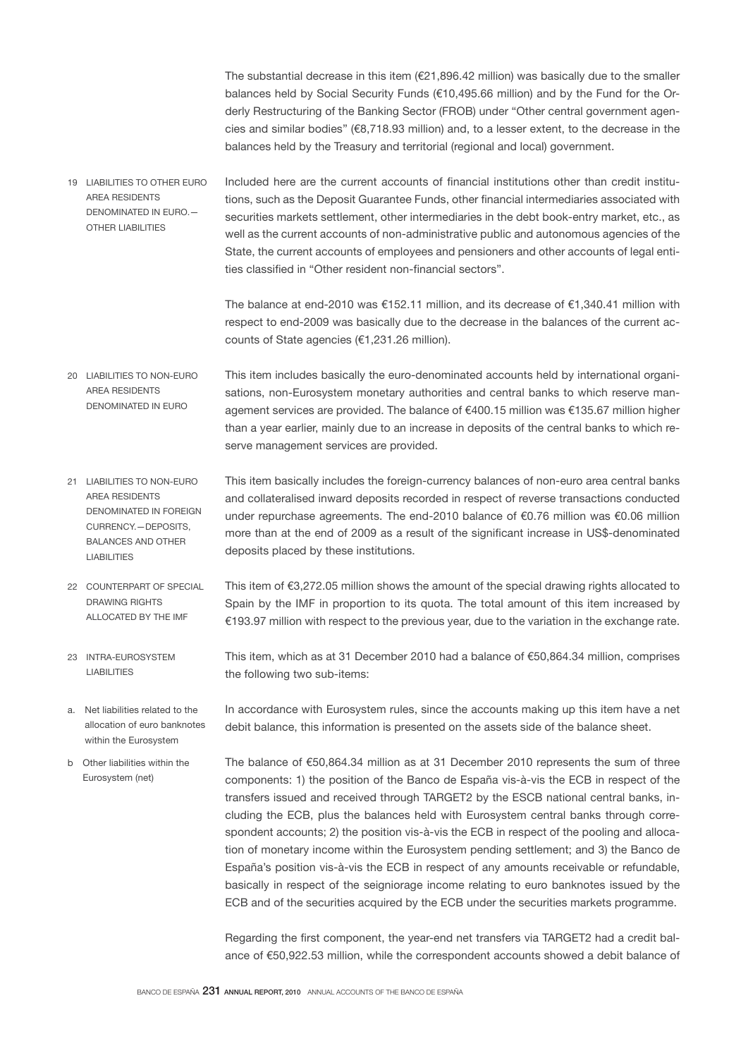The substantial decrease in this item (€21,896.42 million) was basically due to the smaller balances held by Social Security Funds (€10,495.66 million) and by the Fund for the Orderly Restructuring of the Banking Sector (FROB) under "Other central government agencies and similar bodies" (€8,718.93 million) and, to a lesser extent, to the decrease in the balances held by the Treasury and territorial (regional and local) government.

### 19 LIABILITIES TO OTHER EURO AREA RESIDENTS DENOMINATED IN EURO.—OTHER LIABILITIES

Included here are the current accounts of financial institutions other than credit institutions, such as the Deposit Guarantee Funds, other financial intermediaries associated with securities markets settlement, other intermediaries in the debt book-entry market, etc., as well as the current accounts of non-administrative public and autonomous agencies of the State, the current accounts of employees and pensioners and other accounts of legal entities classified in "Other resident non-financial sectors".

The balance at end-2010 was €152.11 million, and its decrease of €1,340.41 million with respect to end-2009 was basically due to the decrease in the balances of the current accounts of State agencies (€1,231.26 million).

### 20 LIABILITIES TO NON-EURO AREA RESIDENTS DENOMINATED IN EURO

This item includes basically the euro-denominated accounts held by international organisations, non-Eurosystem monetary authorities and central banks to which reserve management services are provided. The balance of €400.15 million was €135.67 million higher than a year earlier, mainly due to an increase in deposits of the central banks to which reserve management services are provided.

### 21 LIABILITIES TO NON-EURO AREA RESIDENTS DENOMINATED IN FOREIGN CURRENCY.—DEPOSITS, BALANCES AND OTHER LIABILITIES

This item basically includes the foreign-currency balances of non-euro area central banks and collateralised inward deposits recorded in respect of reverse transactions conducted under repurchase agreements. The end-2010 balance of €0.76 million was €0.06 million more than at the end of 2009 as a result of the significant increase in US$-denominated deposits placed by these institutions.

### 22 COUNTERPART OF SPECIAL DRAWING RIGHTS ALLOCATED BY THE IMF

This item of €3,272.05 million shows the amount of the special drawing rights allocated to Spain by the IMF in proportion to its quota. The total amount of this item increased by €193.97 million with respect to the previous year, due to the variation in the exchange rate.

### 23 INTRA-EUROSYSTEM LIABILITIES

This item, which as at 31 December 2010 had a balance of €50,864.34 million, comprises the following two sub-items:

#### a. Net liabilities related to the allocation of euro banknotes within the Eurosystem

In accordance with Eurosystem rules, since the accounts making up this item have a net debit balance, this information is presented on the assets side of the balance sheet.

#### b Other liabilities within the Eurosystem (net)

The balance of €50,864.34 million as at 31 December 2010 represents the sum of three components: 1) the position of the Banco de España vis-à-vis the ECB in respect of the transfers issued and received through TARGET2 by the ESCB national central banks, including the ECB, plus the balances held with Eurosystem central banks through correspondent accounts; 2) the position vis-à-vis the ECB in respect of the pooling and allocation of monetary income within the Eurosystem pending settlement; and 3) the Banco de España's position vis-à-vis the ECB in respect of any amounts receivable or refundable, basically in respect of the seigniorage income relating to euro banknotes issued by the ECB and of the securities acquired by the ECB under the securities markets programme.

Regarding the first component, the year-end net transfers via TARGET2 had a credit balance of €50,922.53 million, while the correspondent accounts showed a debit balance of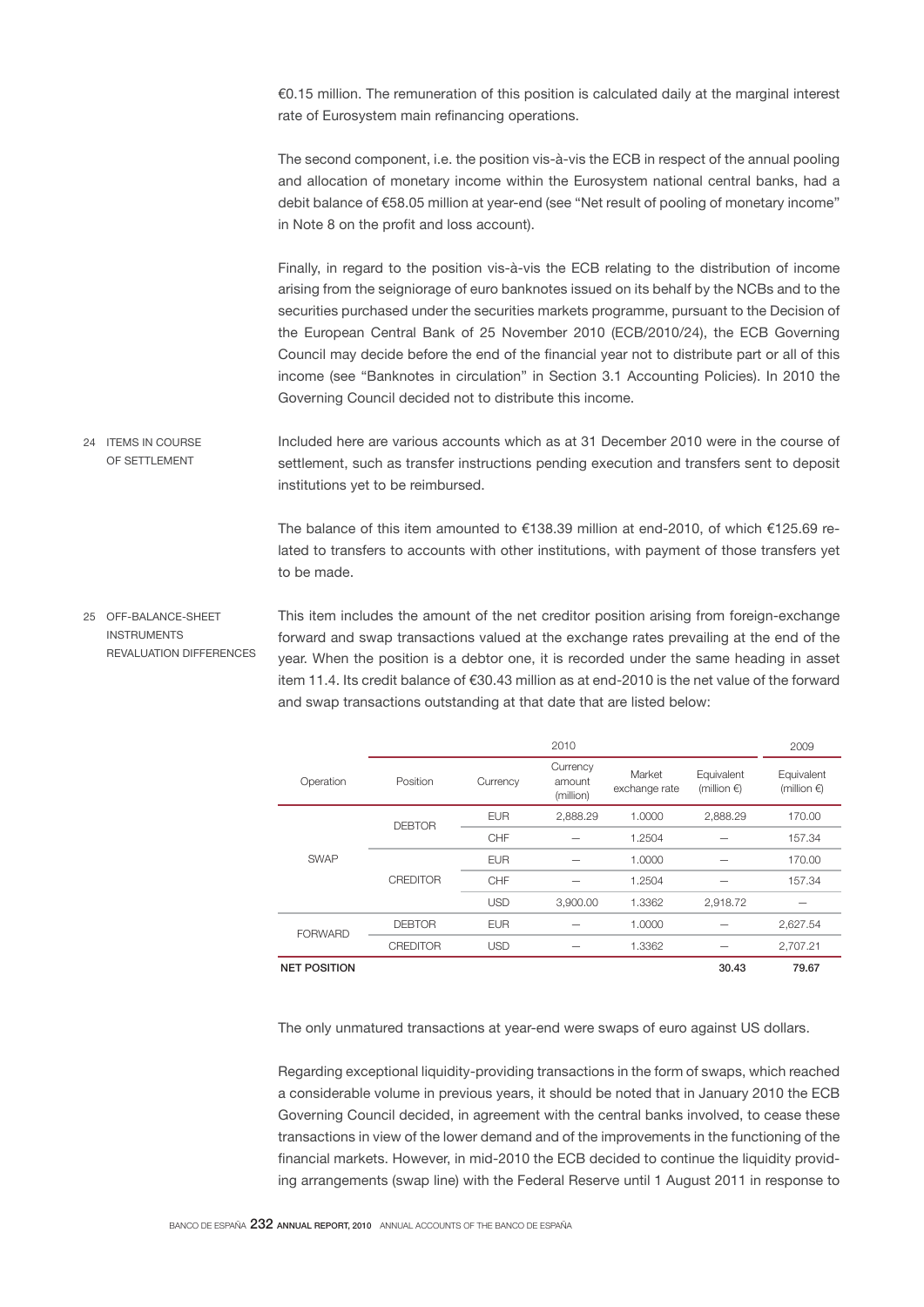€0.15 million. The remuneration of this position is calculated daily at the marginal interest rate of Eurosystem main refinancing operations.

The second component, i.e. the position vis-à-vis the ECB in respect of the annual pooling and allocation of monetary income within the Eurosystem national central banks, had a debit balance of €58.05 million at year-end (see "Net result of pooling of monetary income" in Note 8 on the profit and loss account).

Finally, in regard to the position vis-à-vis the ECB relating to the distribution of income arising from the seigniorage of euro banknotes issued on its behalf by the NCBs and to the securities purchased under the securities markets programme, pursuant to the Decision of the European Central Bank of 25 November 2010 (ECB/2010/24), the ECB Governing Council may decide before the end of the financial year not to distribute part or all of this income (see "Banknotes in circulation" in Section 3.1 Accounting Policies). In 2010 the Governing Council decided not to distribute this income.

## 24 ITEMS IN COURSE OF SETTLEMENT

Included here are various accounts which as at 31 December 2010 were in the course of settlement, such as transfer instructions pending execution and transfers sent to deposit institutions yet to be reimbursed.

The balance of this item amounted to €138.39 million at end-2010, of which €125.69 related to transfers to accounts with other institutions, with payment of those transfers yet to be made.

## 25 OFF-BALANCE-SHEET INSTRUMENTS REVALUATION DIFFERENCES

This item includes the amount of the net creditor position arising from foreign-exchange forward and swap transactions valued at the exchange rates prevailing at the end of the year. When the position is a debtor one, it is recorded under the same heading in asset item 11.4. Its credit balance of €30.43 million as at end-2010 is the net value of the forward and swap transactions outstanding at that date that are listed below:

| | 2010 | | | | | 2009 |
|---|---|---|---|---|---|---|
| Operation | Position | Currency | Currency amount (million) | Market exchange rate | Equivalent (million €) | Equivalent (million €) |
| SWAP | DEBTOR | EUR | 2,888.29 | 1.0000 | 2,888.29 | 170.00 |
| | | CHF | — | 1.2504 | — | 157.34 |
| | CREDITOR | EUR | — | 1.0000 | — | 170.00 |
| | | CHF | — | 1.2504 | — | 157.34 |
| | | USD | 3,900.00 | 1.3362 | 2,918.72 | — |
| FORWARD | DEBTOR | EUR | — | 1.0000 | — | 2,627.54 |
| | CREDITOR | USD | — | 1.3362 | — | 2,707.21 |
| **NET POSITION** | | | | | **30.43** | **79.67** |

The only unmatured transactions at year-end were swaps of euro against US dollars.

Regarding exceptional liquidity-providing transactions in the form of swaps, which reached a considerable volume in previous years, it should be noted that in January 2010 the ECB Governing Council decided, in agreement with the central banks involved, to cease these transactions in view of the lower demand and of the improvements in the functioning of the financial markets. However, in mid-2010 the ECB decided to continue the liquidity providing arrangements (swap line) with the Federal Reserve until 1 August 2011 in response to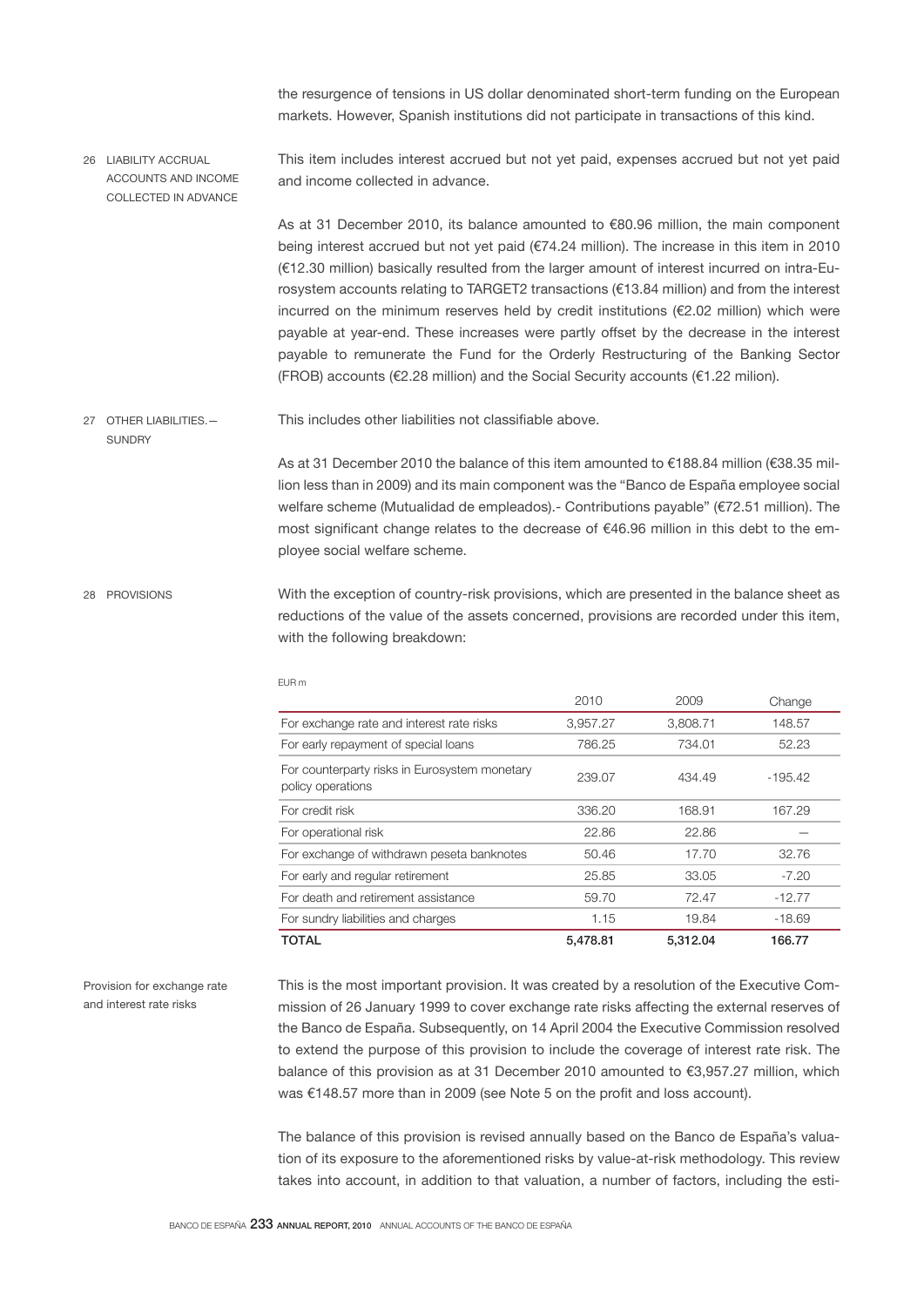the resurgence of tensions in US dollar denominated short-term funding on the European markets. However, Spanish institutions did not participate in transactions of this kind.

## 26 LIABILITY ACCRUAL ACCOUNTS AND INCOME COLLECTED IN ADVANCE

This item includes interest accrued but not yet paid, expenses accrued but not yet paid and income collected in advance.

As at 31 December 2010, its balance amounted to €80.96 million, the main component being interest accrued but not yet paid (€74.24 million). The increase in this item in 2010 (€12.30 million) basically resulted from the larger amount of interest incurred on intra-Eurosystem accounts relating to TARGET2 transactions (€13.84 million) and from the interest incurred on the minimum reserves held by credit institutions (€2.02 million) which were payable at year-end. These increases were partly offset by the decrease in the interest payable to remunerate the Fund for the Orderly Restructuring of the Banking Sector (FROB) accounts (€2.28 million) and the Social Security accounts (€1.22 milion).

## 27 OTHER LIABILITIES.— SUNDRY

This includes other liabilities not classifiable above.

As at 31 December 2010 the balance of this item amounted to €188.84 million (€38.35 million less than in 2009) and its main component was the "Banco de España employee social welfare scheme (Mutualidad de empleados).- Contributions payable" (€72.51 million). The most significant change relates to the decrease of €46.96 million in this debt to the employee social welfare scheme.

## 28 PROVISIONS

With the exception of country-risk provisions, which are presented in the balance sheet as reductions of the value of the assets concerned, provisions are recorded under this item, with the following breakdown:

EUR m

| | 2010 | 2009 | Change |
|---|---|---|---|
| For exchange rate and interest rate risks | 3,957.27 | 3,808.71 | 148.57 |
| For early repayment of special loans | 786.25 | 734.01 | 52.23 |
| For counterparty risks in Eurosystem monetary policy operations | 239.07 | 434.49 | -195.42 |
| For credit risk | 336.20 | 168.91 | 167.29 |
| For operational risk | 22.86 | 22.86 | — |
| For exchange of withdrawn peseta banknotes | 50.46 | 17.70 | 32.76 |
| For early and regular retirement | 25.85 | 33.05 | -7.20 |
| For death and retirement assistance | 59.70 | 72.47 | -12.77 |
| For sundry liabilities and charges | 1.15 | 19.84 | -18.69 |
| **TOTAL** | **5,478.81** | **5,312.04** | **166.77** |

### Provision for exchange rate and interest rate risks

This is the most important provision. It was created by a resolution of the Executive Commission of 26 January 1999 to cover exchange rate risks affecting the external reserves of the Banco de España. Subsequently, on 14 April 2004 the Executive Commission resolved to extend the purpose of this provision to include the coverage of interest rate risk. The balance of this provision as at 31 December 2010 amounted to €3,957.27 million, which was €148.57 more than in 2009 (see Note 5 on the profit and loss account).

The balance of this provision is revised annually based on the Banco de España's valuation of its exposure to the aforementioned risks by value-at-risk methodology. This review takes into account, in addition to that valuation, a number of factors, including the esti-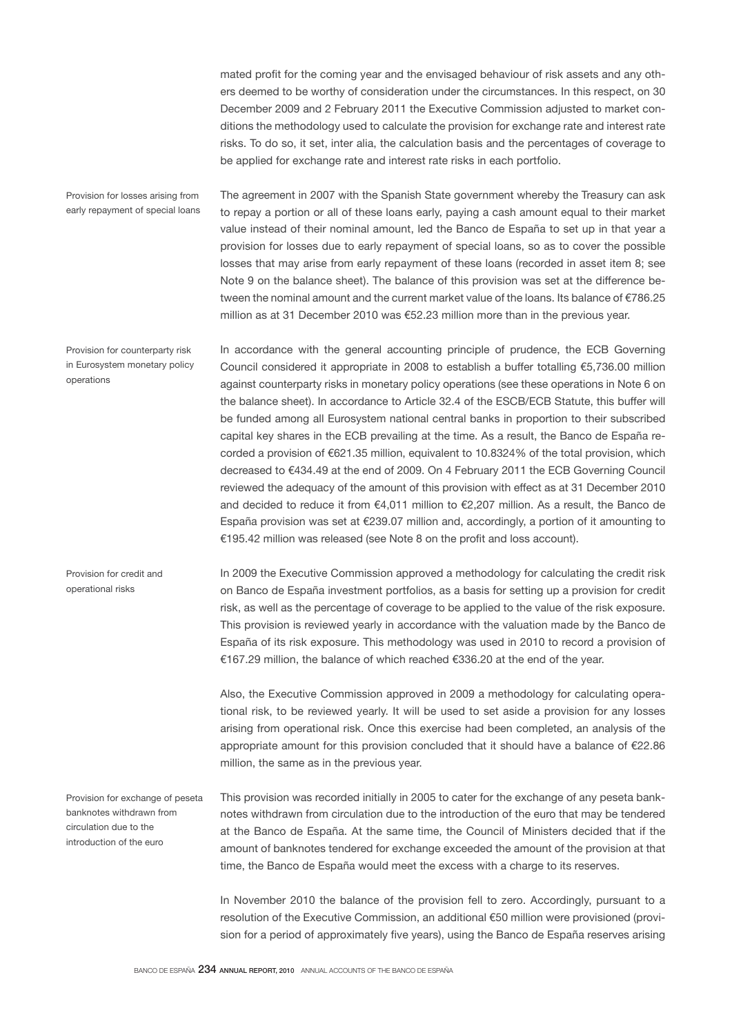mated profit for the coming year and the envisaged behaviour of risk assets and any others deemed to be worthy of consideration under the circumstances. In this respect, on 30 December 2009 and 2 February 2011 the Executive Commission adjusted to market conditions the methodology used to calculate the provision for exchange rate and interest rate risks. To do so, it set, inter alia, the calculation basis and the percentages of coverage to be applied for exchange rate and interest rate risks in each portfolio.

#### Provision for losses arising from early repayment of special loans

The agreement in 2007 with the Spanish State government whereby the Treasury can ask to repay a portion or all of these loans early, paying a cash amount equal to their market value instead of their nominal amount, led the Banco de España to set up in that year a provision for losses due to early repayment of special loans, so as to cover the possible losses that may arise from early repayment of these loans (recorded in asset item 8; see Note 9 on the balance sheet). The balance of this provision was set at the difference between the nominal amount and the current market value of the loans. Its balance of €786.25 million as at 31 December 2010 was €52.23 million more than in the previous year.

#### Provision for counterparty risk in Eurosystem monetary policy operations

In accordance with the general accounting principle of prudence, the ECB Governing Council considered it appropriate in 2008 to establish a buffer totalling €5,736.00 million against counterparty risks in monetary policy operations (see these operations in Note 6 on the balance sheet). In accordance to Article 32.4 of the ESCB/ECB Statute, this buffer will be funded among all Eurosystem national central banks in proportion to their subscribed capital key shares in the ECB prevailing at the time. As a result, the Banco de España recorded a provision of €621.35 million, equivalent to 10.8324% of the total provision, which decreased to €434.49 at the end of 2009. On 4 February 2011 the ECB Governing Council reviewed the adequacy of the amount of this provision with effect as at 31 December 2010 and decided to reduce it from €4,011 million to €2,207 million. As a result, the Banco de España provision was set at €239.07 million and, accordingly, a portion of it amounting to €195.42 million was released (see Note 8 on the profit and loss account).

#### Provision for credit and operational risks

In 2009 the Executive Commission approved a methodology for calculating the credit risk on Banco de España investment portfolios, as a basis for setting up a provision for credit risk, as well as the percentage of coverage to be applied to the value of the risk exposure. This provision is reviewed yearly in accordance with the valuation made by the Banco de España of its risk exposure. This methodology was used in 2010 to record a provision of €167.29 million, the balance of which reached €336.20 at the end of the year.

Also, the Executive Commission approved in 2009 a methodology for calculating operational risk, to be reviewed yearly. It will be used to set aside a provision for any losses arising from operational risk. Once this exercise had been completed, an analysis of the appropriate amount for this provision concluded that it should have a balance of €22.86 million, the same as in the previous year.

#### Provision for exchange of peseta banknotes withdrawn from circulation due to the introduction of the euro

This provision was recorded initially in 2005 to cater for the exchange of any peseta banknotes withdrawn from circulation due to the introduction of the euro that may be tendered at the Banco de España. At the same time, the Council of Ministers decided that if the amount of banknotes tendered for exchange exceeded the amount of the provision at that time, the Banco de España would meet the excess with a charge to its reserves.

In November 2010 the balance of the provision fell to zero. Accordingly, pursuant to a resolution of the Executive Commission, an additional €50 million were provisioned (provision for a period of approximately five years), using the Banco de España reserves arising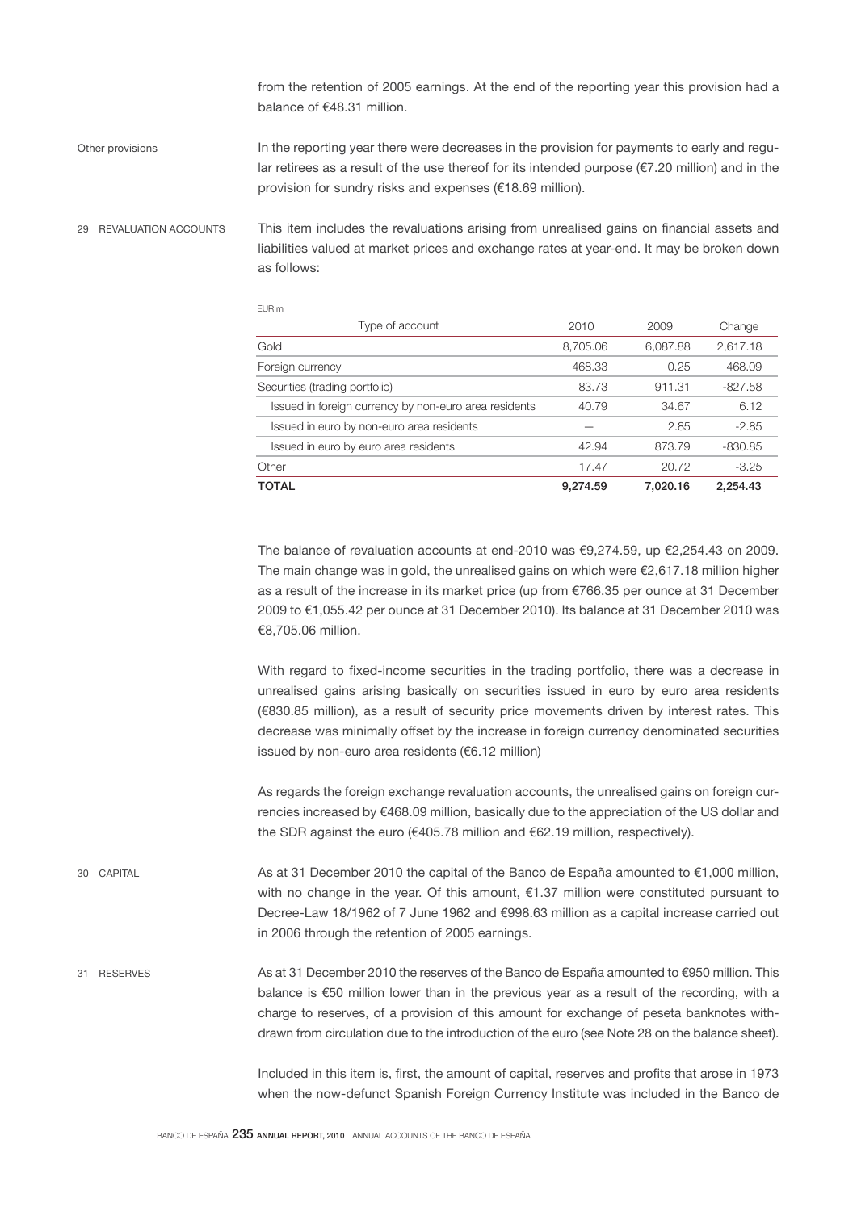from the retention of 2005 earnings. At the end of the reporting year this provision had a balance of €48.31 million.

Other provisions

In the reporting year there were decreases in the provision for payments to early and regular retirees as a result of the use thereof for its intended purpose (€7.20 million) and in the provision for sundry risks and expenses (€18.69 million).

## 29 REVALUATION ACCOUNTS

This item includes the revaluations arising from unrealised gains on financial assets and liabilities valued at market prices and exchange rates at year-end. It may be broken down as follows:

EUR m

| Type of account | 2010 | 2009 | Change |
|---|---|---|---|
| Gold | 8,705.06 | 6,087.88 | 2,617.18 |
| Foreign currency | 468.33 | 0.25 | 468.09 |
| Securities (trading portfolio) | 83.73 | 911.31 | -827.58 |
| Issued in foreign currency by non-euro area residents | 40.79 | 34.67 | 6.12 |
| Issued in euro by non-euro area residents | — | 2.85 | -2.85 |
| Issued in euro by euro area residents | 42.94 | 873.79 | -830.85 |
| Other | 17.47 | 20.72 | -3.25 |
| **TOTAL** | **9,274.59** | **7,020.16** | **2,254.43** |

The balance of revaluation accounts at end-2010 was €9,274.59, up €2,254.43 on 2009. The main change was in gold, the unrealised gains on which were €2,617.18 million higher as a result of the increase in its market price (up from €766.35 per ounce at 31 December 2009 to €1,055.42 per ounce at 31 December 2010). Its balance at 31 December 2010 was €8,705.06 million.

With regard to fixed-income securities in the trading portfolio, there was a decrease in unrealised gains arising basically on securities issued in euro by euro area residents (€830.85 million), as a result of security price movements driven by interest rates. This decrease was minimally offset by the increase in foreign currency denominated securities issued by non-euro area residents (€6.12 million)

As regards the foreign exchange revaluation accounts, the unrealised gains on foreign currencies increased by €468.09 million, basically due to the appreciation of the US dollar and the SDR against the euro (€405.78 million and €62.19 million, respectively).

## 30 CAPITAL

As at 31 December 2010 the capital of the Banco de España amounted to €1,000 million, with no change in the year. Of this amount, €1.37 million were constituted pursuant to Decree-Law 18/1962 of 7 June 1962 and €998.63 million as a capital increase carried out in 2006 through the retention of 2005 earnings.

## 31 RESERVES

As at 31 December 2010 the reserves of the Banco de España amounted to €950 million. This balance is €50 million lower than in the previous year as a result of the recording, with a charge to reserves, of a provision of this amount for exchange of peseta banknotes withdrawn from circulation due to the introduction of the euro (see Note 28 on the balance sheet).

Included in this item is, first, the amount of capital, reserves and profits that arose in 1973 when the now-defunct Spanish Foreign Currency Institute was included in the Banco de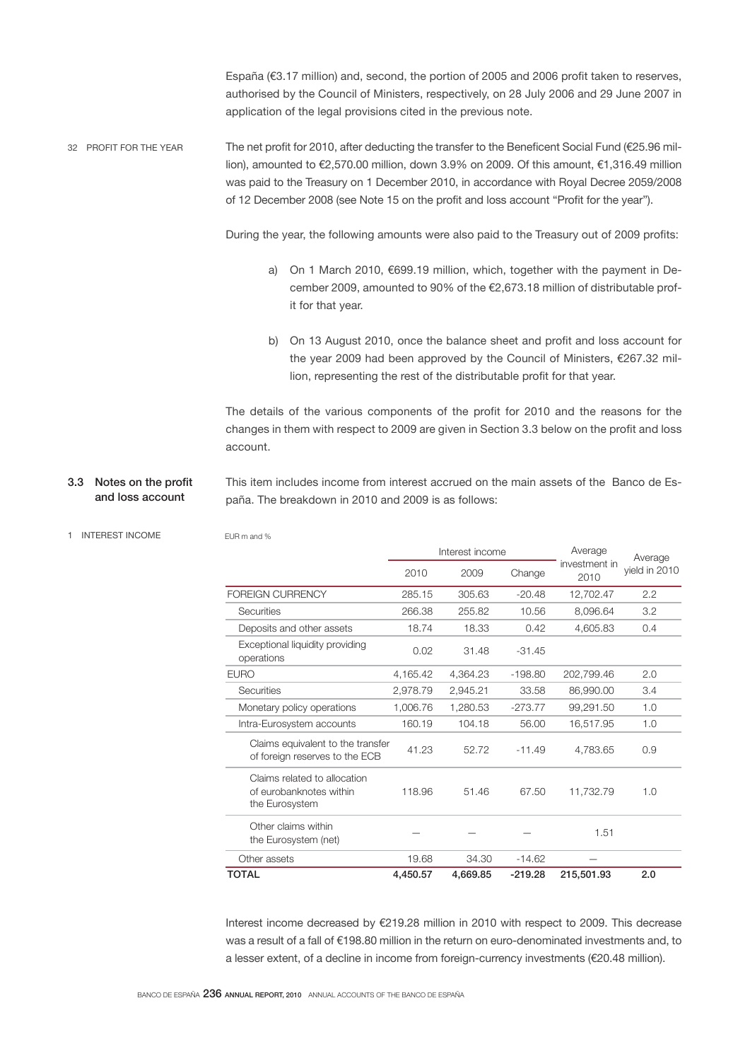España (€3.17 million) and, second, the portion of 2005 and 2006 profit taken to reserves, authorised by the Council of Ministers, respectively, on 28 July 2006 and 29 June 2007 in application of the legal provisions cited in the previous note.

32 PROFIT FOR THE YEAR

The net profit for 2010, after deducting the transfer to the Beneficent Social Fund (€25.96 million), amounted to €2,570.00 million, down 3.9% on 2009. Of this amount, €1,316.49 million was paid to the Treasury on 1 December 2010, in accordance with Royal Decree 2059/2008 of 12 December 2008 (see Note 15 on the profit and loss account "Profit for the year").

During the year, the following amounts were also paid to the Treasury out of 2009 profits:

a) On 1 March 2010, €699.19 million, which, together with the payment in December 2009, amounted to 90% of the €2,673.18 million of distributable profit for that year.

b) On 13 August 2010, once the balance sheet and profit and loss account for the year 2009 had been approved by the Council of Ministers, €267.32 million, representing the rest of the distributable profit for that year.

The details of the various components of the profit for 2010 and the reasons for the changes in them with respect to 2009 are given in Section 3.3 below on the profit and loss account.

## 3.3 Notes on the profit and loss account

This item includes income from interest accrued on the main assets of the Banco de España. The breakdown in 2010 and 2009 is as follows:

1 INTEREST INCOME

EUR m and %

| | Interest income | | | Average investment in 2010 | Average yield in 2010 |
|---|---|---|---|---|---|
| | 2010 | 2009 | Change | | |
| FOREIGN CURRENCY | 285.15 | 305.63 | -20.48 | 12,702.47 | 2.2 |
| Securities | 266.38 | 255.82 | 10.56 | 8,096.64 | 3.2 |
| Deposits and other assets | 18.74 | 18.33 | 0.42 | 4,605.83 | 0.4 |
| Exceptional liquidity providing operations | 0.02 | 31.48 | -31.45 | | |
| EURO | 4,165.42 | 4,364.23 | -198.80 | 202,799.46 | 2.0 |
| Securities | 2,978.79 | 2,945.21 | 33.58 | 86,990.00 | 3.4 |
| Monetary policy operations | 1,006.76 | 1,280.53 | -273.77 | 99,291.50 | 1.0 |
| Intra-Eurosystem accounts | 160.19 | 104.18 | 56.00 | 16,517.95 | 1.0 |
| Claims equivalent to the transfer of foreign reserves to the ECB | 41.23 | 52.72 | -11.49 | 4,783.65 | 0.9 |
| Claims related to allocation of eurobanknotes within the Eurosystem | 118.96 | 51.46 | 67.50 | 11,732.79 | 1.0 |
| Other claims within the Eurosystem (net) | — | — | — | 1.51 | |
| Other assets | 19.68 | 34.30 | -14.62 | — | |
| **TOTAL** | **4,450.57** | **4,669.85** | **-219.28** | **215,501.93** | **2.0** |

Interest income decreased by €219.28 million in 2010 with respect to 2009. This decrease was a result of a fall of €198.80 million in the return on euro-denominated investments and, to a lesser extent, of a decline in income from foreign-currency investments (€20.48 million).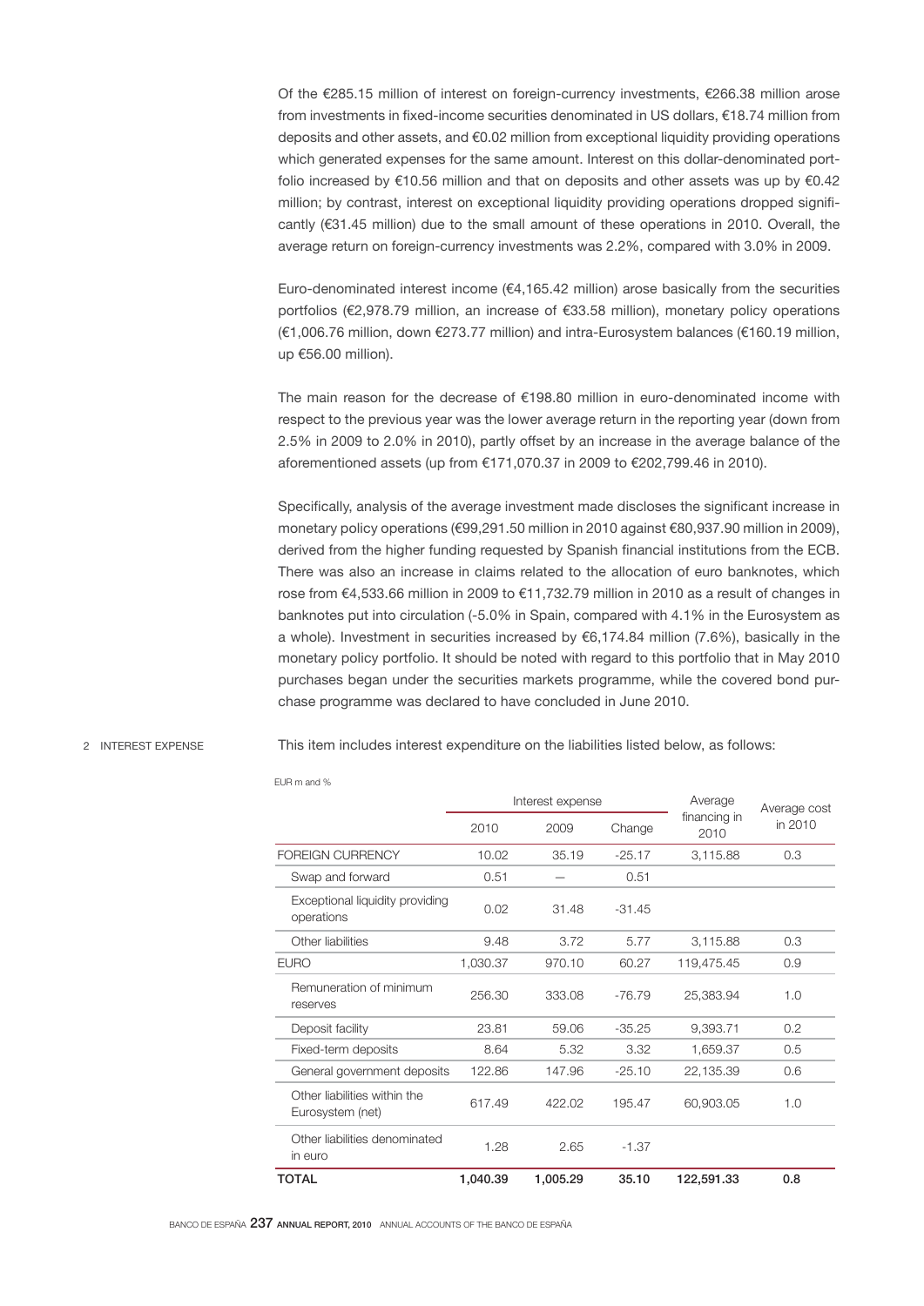Of the €285.15 million of interest on foreign-currency investments, €266.38 million arose from investments in fixed-income securities denominated in US dollars, €18.74 million from deposits and other assets, and €0.02 million from exceptional liquidity providing operations which generated expenses for the same amount. Interest on this dollar-denominated portfolio increased by €10.56 million and that on deposits and other assets was up by €0.42 million; by contrast, interest on exceptional liquidity providing operations dropped significantly (€31.45 million) due to the small amount of these operations in 2010. Overall, the average return on foreign-currency investments was 2.2%, compared with 3.0% in 2009.

Euro-denominated interest income (€4,165.42 million) arose basically from the securities portfolios (€2,978.79 million, an increase of €33.58 million), monetary policy operations (€1,006.76 million, down €273.77 million) and intra-Eurosystem balances (€160.19 million, up €56.00 million).

The main reason for the decrease of €198.80 million in euro-denominated income with respect to the previous year was the lower average return in the reporting year (down from 2.5% in 2009 to 2.0% in 2010), partly offset by an increase in the average balance of the aforementioned assets (up from €171,070.37 in 2009 to €202,799.46 in 2010).

Specifically, analysis of the average investment made discloses the significant increase in monetary policy operations (€99,291.50 million in 2010 against €80,937.90 million in 2009), derived from the higher funding requested by Spanish financial institutions from the ECB. There was also an increase in claims related to the allocation of euro banknotes, which rose from €4,533.66 million in 2009 to €11,732.79 million in 2010 as a result of changes in banknotes put into circulation (-5.0% in Spain, compared with 4.1% in the Eurosystem as a whole). Investment in securities increased by €6,174.84 million (7.6%), basically in the monetary policy portfolio. It should be noted with regard to this portfolio that in May 2010 purchases began under the securities markets programme, while the covered bond purchase programme was declared to have concluded in June 2010.

## 2 INTEREST EXPENSE

This item includes interest expenditure on the liabilities listed below, as follows:

EUR m and %

| | Interest expense | | | Average financing in 2010 | Average cost in 2010 |
|---|---|---|---|---|---|
| | 2010 | 2009 | Change | | |
| FOREIGN CURRENCY | 10.02 | 35.19 | -25.17 | 3,115.88 | 0.3 |
| Swap and forward | 0.51 | — | 0.51 | | |
| Exceptional liquidity providing operations | 0.02 | 31.48 | -31.45 | | |
| Other liabilities | 9.48 | 3.72 | 5.77 | 3,115.88 | 0.3 |
| EURO | 1,030.37 | 970.10 | 60.27 | 119,475.45 | 0.9 |
| Remuneration of minimum reserves | 256.30 | 333.08 | -76.79 | 25,383.94 | 1.0 |
| Deposit facility | 23.81 | 59.06 | -35.25 | 9,393.71 | 0.2 |
| Fixed-term deposits | 8.64 | 5.32 | 3.32 | 1,659.37 | 0.5 |
| General government deposits | 122.86 | 147.96 | -25.10 | 22,135.39 | 0.6 |
| Other liabilities within the Eurosystem (net) | 617.49 | 422.02 | 195.47 | 60,903.05 | 1.0 |
| Other liabilities denominated in euro | 1.28 | 2.65 | -1.37 | | |
| **TOTAL** | **1,040.39** | **1,005.29** | **35.10** | **122,591.33** | **0.8** |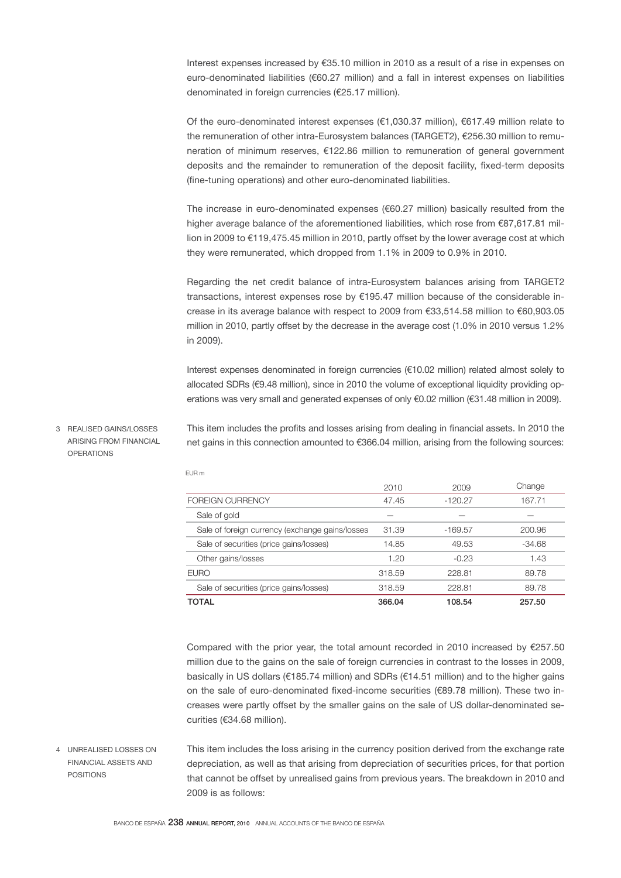Interest expenses increased by €35.10 million in 2010 as a result of a rise in expenses on euro-denominated liabilities (€60.27 million) and a fall in interest expenses on liabilities denominated in foreign currencies (€25.17 million).

Of the euro-denominated interest expenses (€1,030.37 million), €617.49 million relate to the remuneration of other intra-Eurosystem balances (TARGET2), €256.30 million to remuneration of minimum reserves, €122.86 million to remuneration of general government deposits and the remainder to remuneration of the deposit facility, fixed-term deposits (fine-tuning operations) and other euro-denominated liabilities.

The increase in euro-denominated expenses (€60.27 million) basically resulted from the higher average balance of the aforementioned liabilities, which rose from €87,617.81 million in 2009 to €119,475.45 million in 2010, partly offset by the lower average cost at which they were remunerated, which dropped from 1.1% in 2009 to 0.9% in 2010.

Regarding the net credit balance of intra-Eurosystem balances arising from TARGET2 transactions, interest expenses rose by €195.47 million because of the considerable increase in its average balance with respect to 2009 from €33,514.58 million to €60,903.05 million in 2010, partly offset by the decrease in the average cost (1.0% in 2010 versus 1.2% in 2009).

Interest expenses denominated in foreign currencies (€10.02 million) related almost solely to allocated SDRs (€9.48 million), since in 2010 the volume of exceptional liquidity providing operations was very small and generated expenses of only €0.02 million (€31.48 million in 2009).

### 3 REALISED GAINS/LOSSES ARISING FROM FINANCIAL OPERATIONS

This item includes the profits and losses arising from dealing in financial assets. In 2010 the net gains in this connection amounted to €366.04 million, arising from the following sources:

EUR m

| | 2010 | 2009 | Change |
|---|---|---|---|
| FOREIGN CURRENCY | 47.45 | -120.27 | 167.71 |
| Sale of gold | — | — | — |
| Sale of foreign currency (exchange gains/losses | 31.39 | -169.57 | 200.96 |
| Sale of securities (price gains/losses) | 14.85 | 49.53 | -34.68 |
| Other gains/losses | 1.20 | -0.23 | 1.43 |
| EURO | 318.59 | 228.81 | 89.78 |
| Sale of securities (price gains/losses) | 318.59 | 228.81 | 89.78 |
| **TOTAL** | **366.04** | **108.54** | **257.50** |

Compared with the prior year, the total amount recorded in 2010 increased by €257.50 million due to the gains on the sale of foreign currencies in contrast to the losses in 2009, basically in US dollars (€185.74 million) and SDRs (€14.51 million) and to the higher gains on the sale of euro-denominated fixed-income securities (€89.78 million). These two increases were partly offset by the smaller gains on the sale of US dollar-denominated securities (€34.68 million).

### 4 UNREALISED LOSSES ON FINANCIAL ASSETS AND POSITIONS

This item includes the loss arising in the currency position derived from the exchange rate depreciation, as well as that arising from depreciation of securities prices, for that portion that cannot be offset by unrealised gains from previous years. The breakdown in 2010 and 2009 is as follows: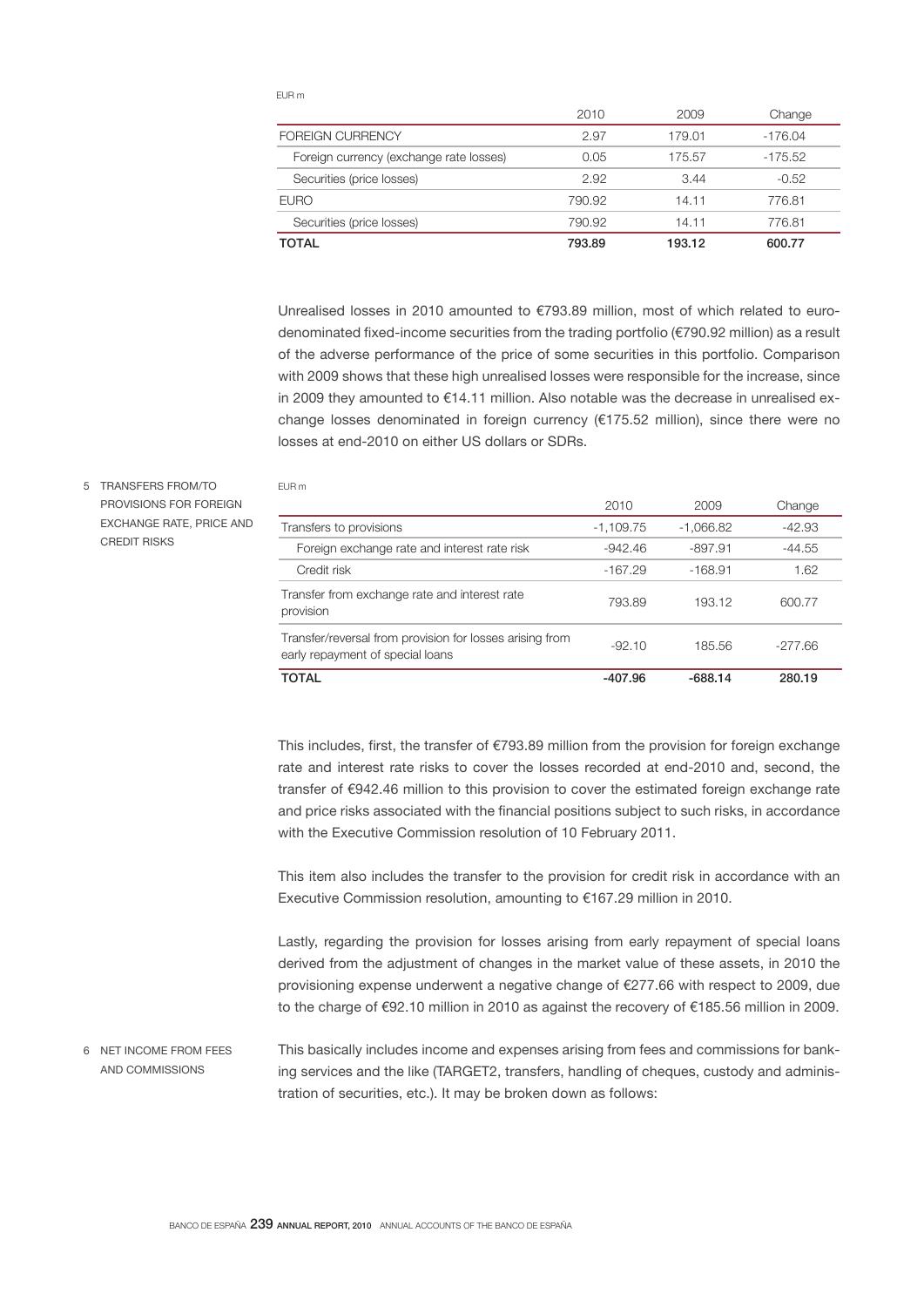EUR m

| | 2010 | 2009 | Change |
|---|---|---|---|
| FOREIGN CURRENCY | 2.97 | 179.01 | -176.04 |
| Foreign currency (exchange rate losses) | 0.05 | 175.57 | -175.52 |
| Securities (price losses) | 2.92 | 3.44 | -0.52 |
| EURO | 790.92 | 14.11 | 776.81 |
| Securities (price losses) | 790.92 | 14.11 | 776.81 |
| **TOTAL** | **793.89** | **193.12** | **600.77** |

Unrealised losses in 2010 amounted to €793.89 million, most of which related to euro-denominated fixed-income securities from the trading portfolio (€790.92 million) as a result of the adverse performance of the price of some securities in this portfolio. Comparison with 2009 shows that these high unrealised losses were responsible for the increase, since in 2009 they amounted to €14.11 million. Also notable was the decrease in unrealised exchange losses denominated in foreign currency (€175.52 million), since there were no losses at end-2010 on either US dollars or SDRs.

## 5 TRANSFERS FROM/TO PROVISIONS FOR FOREIGN EXCHANGE RATE, PRICE AND CREDIT RISKS

EUR m

| | 2010 | 2009 | Change |
|---|---|---|---|
| Transfers to provisions | -1,109.75 | -1,066.82 | -42.93 |
| Foreign exchange rate and interest rate risk | -942.46 | -897.91 | -44.55 |
| Credit risk | -167.29 | -168.91 | 1.62 |
| Transfer from exchange rate and interest rate provision | 793.89 | 193.12 | 600.77 |
| Transfer/reversal from provision for losses arising from early repayment of special loans | -92.10 | 185.56 | -277.66 |
| **TOTAL** | **-407.96** | **-688.14** | **280.19** |

This includes, first, the transfer of €793.89 million from the provision for foreign exchange rate and interest rate risks to cover the losses recorded at end-2010 and, second, the transfer of €942.46 million to this provision to cover the estimated foreign exchange rate and price risks associated with the financial positions subject to such risks, in accordance with the Executive Commission resolution of 10 February 2011.

This item also includes the transfer to the provision for credit risk in accordance with an Executive Commission resolution, amounting to €167.29 million in 2010.

Lastly, regarding the provision for losses arising from early repayment of special loans derived from the adjustment of changes in the market value of these assets, in 2010 the provisioning expense underwent a negative change of €277.66 with respect to 2009, due to the charge of €92.10 million in 2010 as against the recovery of €185.56 million in 2009.

## 6 NET INCOME FROM FEES AND COMMISSIONS

This basically includes income and expenses arising from fees and commissions for banking services and the like (TARGET2, transfers, handling of cheques, custody and administration of securities, etc.). It may be broken down as follows: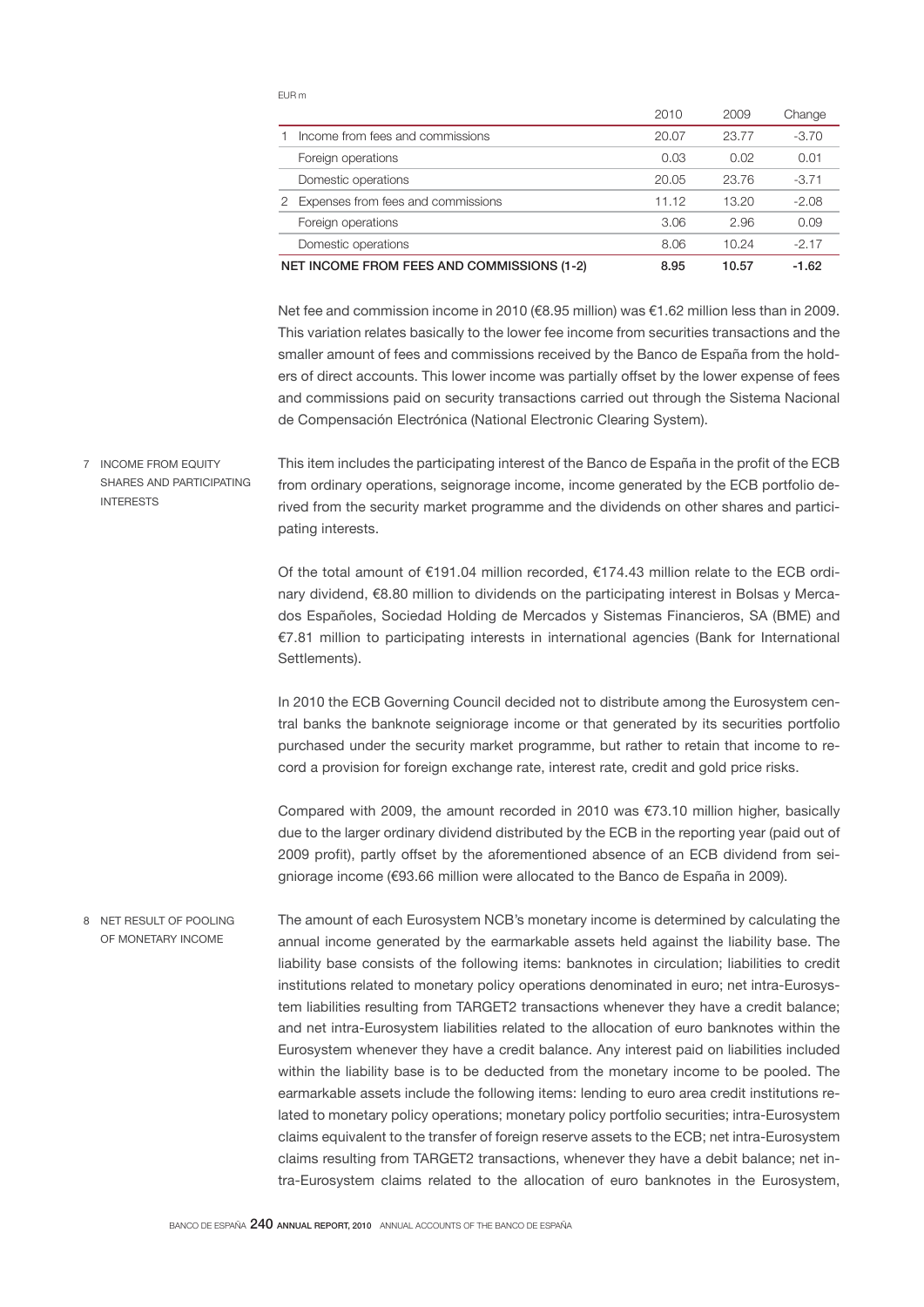EUR m

| | 2010 | 2009 | Change |
|---|---|---|---|
| 1 Income from fees and commissions | 20.07 | 23.77 | -3.70 |
| Foreign operations | 0.03 | 0.02 | 0.01 |
| Domestic operations | 20.05 | 23.76 | -3.71 |
| 2 Expenses from fees and commissions | 11.12 | 13.20 | -2.08 |
| Foreign operations | 3.06 | 2.96 | 0.09 |
| Domestic operations | 8.06 | 10.24 | -2.17 |
| **NET INCOME FROM FEES AND COMMISSIONS (1-2)** | **8.95** | **10.57** | **-1.62** |

Net fee and commission income in 2010 (€8.95 million) was €1.62 million less than in 2009. This variation relates basically to the lower fee income from securities transactions and the smaller amount of fees and commissions received by the Banco de España from the holders of direct accounts. This lower income was partially offset by the lower expense of fees and commissions paid on security transactions carried out through the Sistema Nacional de Compensación Electrónica (National Electronic Clearing System).

## 7 INCOME FROM EQUITY SHARES AND PARTICIPATING INTERESTS

This item includes the participating interest of the Banco de España in the profit of the ECB from ordinary operations, seignorage income, income generated by the ECB portfolio derived from the security market programme and the dividends on other shares and participating interests.

Of the total amount of €191.04 million recorded, €174.43 million relate to the ECB ordinary dividend, €8.80 million to dividends on the participating interest in Bolsas y Mercados Españoles, Sociedad Holding de Mercados y Sistemas Financieros, SA (BME) and €7.81 million to participating interests in international agencies (Bank for International Settlements).

In 2010 the ECB Governing Council decided not to distribute among the Eurosystem central banks the banknote seigniorage income or that generated by its securities portfolio purchased under the security market programme, but rather to retain that income to record a provision for foreign exchange rate, interest rate, credit and gold price risks.

Compared with 2009, the amount recorded in 2010 was €73.10 million higher, basically due to the larger ordinary dividend distributed by the ECB in the reporting year (paid out of 2009 profit), partly offset by the aforementioned absence of an ECB dividend from seigniorage income (€93.66 million were allocated to the Banco de España in 2009).

## 8 NET RESULT OF POOLING OF MONETARY INCOME

The amount of each Eurosystem NCB's monetary income is determined by calculating the annual income generated by the earmarkable assets held against the liability base. The liability base consists of the following items: banknotes in circulation; liabilities to credit institutions related to monetary policy operations denominated in euro; net intra-Eurosystem liabilities resulting from TARGET2 transactions whenever they have a credit balance; and net intra-Eurosystem liabilities related to the allocation of euro banknotes within the Eurosystem whenever they have a credit balance. Any interest paid on liabilities included within the liability base is to be deducted from the monetary income to be pooled. The earmarkable assets include the following items: lending to euro area credit institutions related to monetary policy operations; monetary policy portfolio securities; intra-Eurosystem claims equivalent to the transfer of foreign reserve assets to the ECB; net intra-Eurosystem claims resulting from TARGET2 transactions, whenever they have a debit balance; net intra-Eurosystem claims related to the allocation of euro banknotes in the Eurosystem,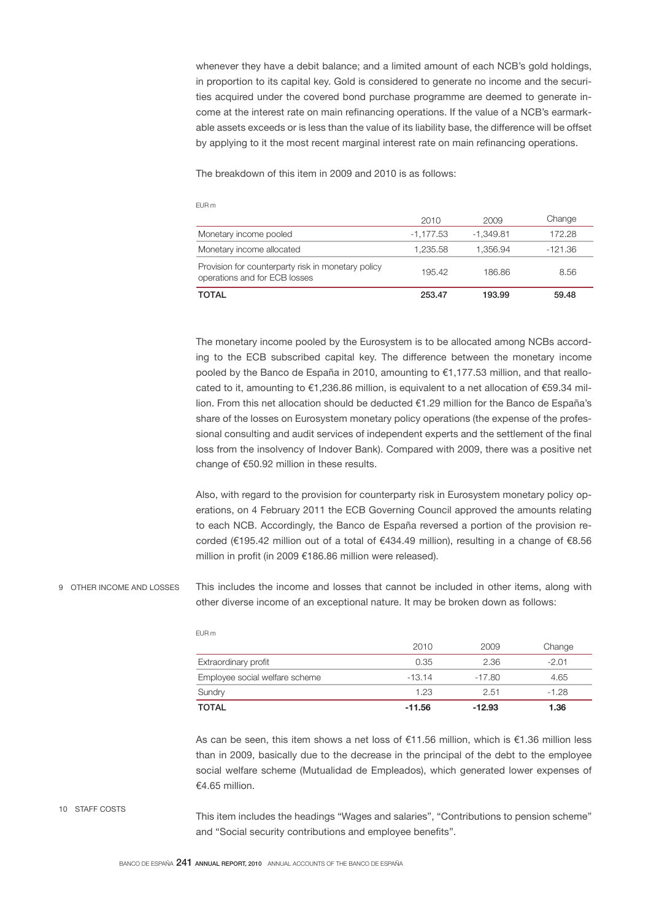whenever they have a debit balance; and a limited amount of each NCB's gold holdings, in proportion to its capital key. Gold is considered to generate no income and the securities acquired under the covered bond purchase programme are deemed to generate income at the interest rate on main refinancing operations. If the value of a NCB's earmarkable assets exceeds or is less than the value of its liability base, the difference will be offset by applying to it the most recent marginal interest rate on main refinancing operations.

The breakdown of this item in 2009 and 2010 is as follows:

EUR m

| | 2010 | 2009 | Change |
|---|---|---|---|
| Monetary income pooled | -1,177.53 | -1,349.81 | 172.28 |
| Monetary income allocated | 1,235.58 | 1,356.94 | -121.36 |
| Provision for counterparty risk in monetary policy operations and for ECB losses | 195.42 | 186.86 | 8.56 |
| **TOTAL** | **253.47** | **193.99** | **59.48** |

The monetary income pooled by the Eurosystem is to be allocated among NCBs according to the ECB subscribed capital key. The difference between the monetary income pooled by the Banco de España in 2010, amounting to €1,177.53 million, and that reallocated to it, amounting to €1,236.86 million, is equivalent to a net allocation of €59.34 million. From this net allocation should be deducted €1.29 million for the Banco de España's share of the losses on Eurosystem monetary policy operations (the expense of the professional consulting and audit services of independent experts and the settlement of the final loss from the insolvency of Indover Bank). Compared with 2009, there was a positive net change of €50.92 million in these results.

Also, with regard to the provision for counterparty risk in Eurosystem monetary policy operations, on 4 February 2011 the ECB Governing Council approved the amounts relating to each NCB. Accordingly, the Banco de España reversed a portion of the provision recorded (€195.42 million out of a total of €434.49 million), resulting in a change of €8.56 million in profit (in 2009 €186.86 million were released).

## 9 OTHER INCOME AND LOSSES

This includes the income and losses that cannot be included in other items, along with other diverse income of an exceptional nature. It may be broken down as follows:

EUR m

| | 2010 | 2009 | Change |
|---|---|---|---|
| Extraordinary profit | 0.35 | 2.36 | -2.01 |
| Employee social welfare scheme | -13.14 | -17.80 | 4.65 |
| Sundry | 1.23 | 2.51 | -1.28 |
| **TOTAL** | **-11.56** | **-12.93** | **1.36** |

As can be seen, this item shows a net loss of €11.56 million, which is €1.36 million less than in 2009, basically due to the decrease in the principal of the debt to the employee social welfare scheme (Mutualidad de Empleados), which generated lower expenses of €4.65 million.

## 10 STAFF COSTS

This item includes the headings "Wages and salaries", "Contributions to pension scheme" and "Social security contributions and employee benefits".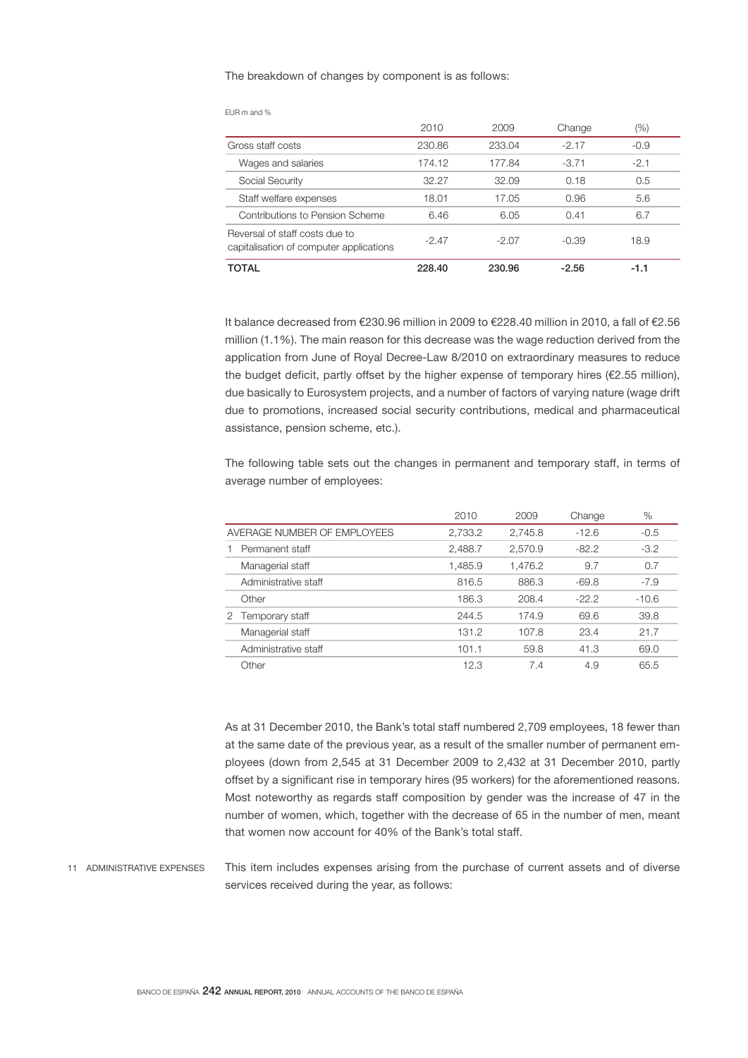The breakdown of changes by component is as follows:

EUR m and %

| | 2010 | 2009 | Change | (%) |
|---|---|---|---|---|
| Gross staff costs | 230.86 | 233.04 | -2.17 | -0.9 |
| Wages and salaries | 174.12 | 177.84 | -3.71 | -2.1 |
| Social Security | 32.27 | 32.09 | 0.18 | 0.5 |
| Staff welfare expenses | 18.01 | 17.05 | 0.96 | 5.6 |
| Contributions to Pension Scheme | 6.46 | 6.05 | 0.41 | 6.7 |
| Reversal of staff costs due to capitalisation of computer applications | -2.47 | -2.07 | -0.39 | 18.9 |
| **TOTAL** | **228.40** | **230.96** | **-2.56** | **-1.1** |

It balance decreased from €230.96 million in 2009 to €228.40 million in 2010, a fall of €2.56 million (1.1%). The main reason for this decrease was the wage reduction derived from the application from June of Royal Decree-Law 8/2010 on extraordinary measures to reduce the budget deficit, partly offset by the higher expense of temporary hires (€2.55 million), due basically to Eurosystem projects, and a number of factors of varying nature (wage drift due to promotions, increased social security contributions, medical and pharmaceutical assistance, pension scheme, etc.).

The following table sets out the changes in permanent and temporary staff, in terms of average number of employees:

| | 2010 | 2009 | Change | % |
|---|---|---|---|---|
| AVERAGE NUMBER OF EMPLOYEES | 2,733.2 | 2,745.8 | -12.6 | -0.5 |
| 1 Permanent staff | 2,488.7 | 2,570.9 | -82.2 | -3.2 |
| Managerial staff | 1,485.9 | 1,476.2 | 9.7 | 0.7 |
| Administrative staff | 816.5 | 886.3 | -69.8 | -7.9 |
| Other | 186.3 | 208.4 | -22.2 | -10.6 |
| 2 Temporary staff | 244.5 | 174.9 | 69.6 | 39.8 |
| Managerial staff | 131.2 | 107.8 | 23.4 | 21.7 |
| Administrative staff | 101.1 | 59.8 | 41.3 | 69.0 |
| Other | 12.3 | 7.4 | 4.9 | 65.5 |

As at 31 December 2010, the Bank's total staff numbered 2,709 employees, 18 fewer than at the same date of the previous year, as a result of the smaller number of permanent employees (down from 2,545 at 31 December 2009 to 2,432 at 31 December 2010, partly offset by a significant rise in temporary hires (95 workers) for the aforementioned reasons. Most noteworthy as regards staff composition by gender was the increase of 47 in the number of women, which, together with the decrease of 65 in the number of men, meant that women now account for 40% of the Bank's total staff.

## 11 ADMINISTRATIVE EXPENSES

This item includes expenses arising from the purchase of current assets and of diverse services received during the year, as follows: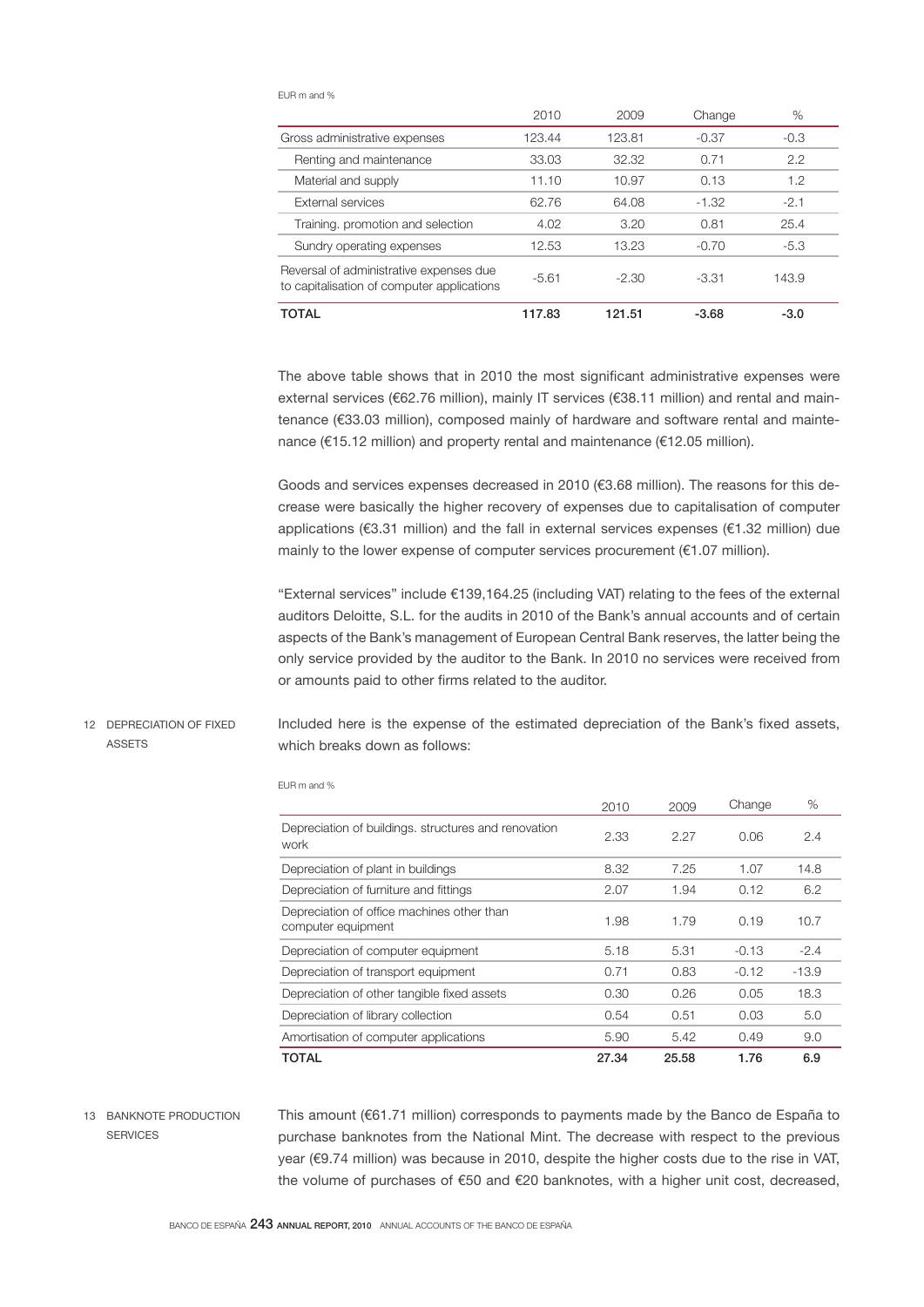EUR m and %

| | 2010 | 2009 | Change | % |
|---|---|---|---|---|
| Gross administrative expenses | 123.44 | 123.81 | -0.37 | -0.3 |
| Renting and maintenance | 33.03 | 32.32 | 0.71 | 2.2 |
| Material and supply | 11.10 | 10.97 | 0.13 | 1.2 |
| External services | 62.76 | 64.08 | -1.32 | -2.1 |
| Training. promotion and selection | 4.02 | 3.20 | 0.81 | 25.4 |
| Sundry operating expenses | 12.53 | 13.23 | -0.70 | -5.3 |
| Reversal of administrative expenses due to capitalisation of computer applications | -5.61 | -2.30 | -3.31 | 143.9 |
| **TOTAL** | **117.83** | **121.51** | **-3.68** | **-3.0** |

The above table shows that in 2010 the most significant administrative expenses were external services (€62.76 million), mainly IT services (€38.11 million) and rental and maintenance (€33.03 million), composed mainly of hardware and software rental and maintenance (€15.12 million) and property rental and maintenance (€12.05 million).

Goods and services expenses decreased in 2010 (€3.68 million). The reasons for this decrease were basically the higher recovery of expenses due to capitalisation of computer applications (€3.31 million) and the fall in external services expenses (€1.32 million) due mainly to the lower expense of computer services procurement (€1.07 million).

"External services" include €139,164.25 (including VAT) relating to the fees of the external auditors Deloitte, S.L. for the audits in 2010 of the Bank's annual accounts and of certain aspects of the Bank's management of European Central Bank reserves, the latter being the only service provided by the auditor to the Bank. In 2010 no services were received from or amounts paid to other firms related to the auditor.

## 12 DEPRECIATION OF FIXED ASSETS

Included here is the expense of the estimated depreciation of the Bank's fixed assets, which breaks down as follows:

EUR m and %

| | 2010 | 2009 | Change | % |
|---|---|---|---|---|
| Depreciation of buildings. structures and renovation work | 2.33 | 2.27 | 0.06 | 2.4 |
| Depreciation of plant in buildings | 8.32 | 7.25 | 1.07 | 14.8 |
| Depreciation of furniture and fittings | 2.07 | 1.94 | 0.12 | 6.2 |
| Depreciation of office machines other than computer equipment | 1.98 | 1.79 | 0.19 | 10.7 |
| Depreciation of computer equipment | 5.18 | 5.31 | -0.13 | -2.4 |
| Depreciation of transport equipment | 0.71 | 0.83 | -0.12 | -13.9 |
| Depreciation of other tangible fixed assets | 0.30 | 0.26 | 0.05 | 18.3 |
| Depreciation of library collection | 0.54 | 0.51 | 0.03 | 5.0 |
| Amortisation of computer applications | 5.90 | 5.42 | 0.49 | 9.0 |
| **TOTAL** | **27.34** | **25.58** | **1.76** | **6.9** |

## 13 BANKNOTE PRODUCTION SERVICES

This amount (€61.71 million) corresponds to payments made by the Banco de España to purchase banknotes from the National Mint. The decrease with respect to the previous year (€9.74 million) was because in 2010, despite the higher costs due to the rise in VAT, the volume of purchases of €50 and €20 banknotes, with a higher unit cost, decreased,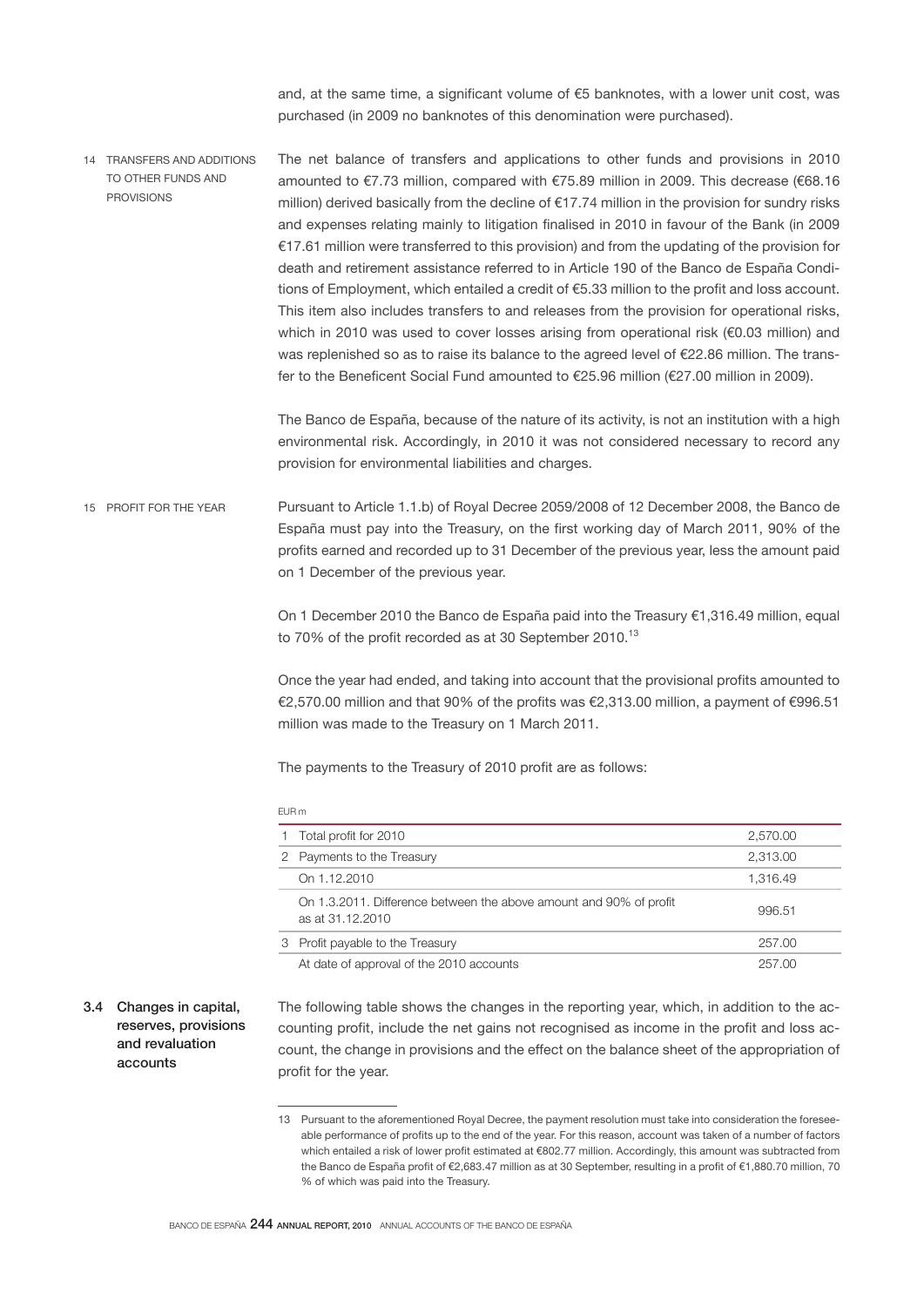and, at the same time, a significant volume of €5 banknotes, with a lower unit cost, was purchased (in 2009 no banknotes of this denomination were purchased).

#### 14 TRANSFERS AND ADDITIONS TO OTHER FUNDS AND PROVISIONS

The net balance of transfers and applications to other funds and provisions in 2010 amounted to €7.73 million, compared with €75.89 million in 2009. This decrease (€68.16 million) derived basically from the decline of €17.74 million in the provision for sundry risks and expenses relating mainly to litigation finalised in 2010 in favour of the Bank (in 2009 €17.61 million were transferred to this provision) and from the updating of the provision for death and retirement assistance referred to in Article 190 of the Banco de España Conditions of Employment, which entailed a credit of €5.33 million to the profit and loss account. This item also includes transfers to and releases from the provision for operational risks, which in 2010 was used to cover losses arising from operational risk (€0.03 million) and was replenished so as to raise its balance to the agreed level of €22.86 million. The transfer to the Beneficent Social Fund amounted to €25.96 million (€27.00 million in 2009).

The Banco de España, because of the nature of its activity, is not an institution with a high environmental risk. Accordingly, in 2010 it was not considered necessary to record any provision for environmental liabilities and charges.

#### 15 PROFIT FOR THE YEAR

Pursuant to Article 1.1.b) of Royal Decree 2059/2008 of 12 December 2008, the Banco de España must pay into the Treasury, on the first working day of March 2011, 90% of the profits earned and recorded up to 31 December of the previous year, less the amount paid on 1 December of the previous year.

On 1 December 2010 the Banco de España paid into the Treasury €1,316.49 million, equal to 70% of the profit recorded as at 30 September 2010.[13]

Once the year had ended, and taking into account that the provisional profits amounted to €2,570.00 million and that 90% of the profits was €2,313.00 million, a payment of €996.51 million was made to the Treasury on 1 March 2011.

The payments to the Treasury of 2010 profit are as follows:

EUR m

| | | |
|---|---|---|
| 1 | Total profit for 2010 | 2,570.00 |
| 2 | Payments to the Treasury | 2,313.00 |
| | On 1.12.2010 | 1,316.49 |
| | On 1.3.2011. Difference between the above amount and 90% of profit as at 31.12.2010 | 996.51 |
| 3 | Profit payable to the Treasury | 257.00 |
| | At date of approval of the 2010 accounts | 257.00 |

### 3.4 Changes in capital, reserves, provisions and revaluation accounts

The following table shows the changes in the reporting year, which, in addition to the accounting profit, include the net gains not recognised as income in the profit and loss account, the change in provisions and the effect on the balance sheet of the appropriation of profit for the year.

---

13 Pursuant to the aforementioned Royal Decree, the payment resolution must take into consideration the foreseeable performance of profits up to the end of the year. For this reason, account was taken of a number of factors which entailed a risk of lower profit estimated at €802.77 million. Accordingly, this amount was subtracted from the Banco de España profit of €2,683.47 million as at 30 September, resulting in a profit of €1,880.70 million, 70 % of which was paid into the Treasury.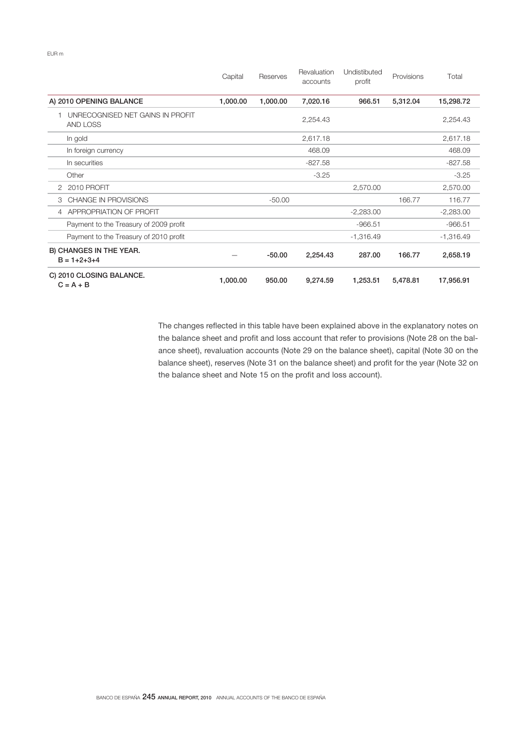EUR m

| | Capital | Reserves | Revaluation accounts | Undistibuted profit | Provisions | Total |
|---|---|---|---|---|---|---|
| **A) 2010 OPENING BALANCE** | **1,000.00** | **1,000.00** | **7,020.16** | **966.51** | **5,312.04** | **15,298.72** |
| 1 UNRECOGNISED NET GAINS IN PROFIT AND LOSS | | | 2,254.43 | | | 2,254.43 |
| In gold | | | 2,617.18 | | | 2,617.18 |
| In foreign currency | | | 468.09 | | | 468.09 |
| In securities | | | -827.58 | | | -827.58 |
| Other | | | -3.25 | | | -3.25 |
| 2 2010 PROFIT | | | | 2,570.00 | | 2,570.00 |
| 3 CHANGE IN PROVISIONS | | -50.00 | | | 166.77 | 116.77 |
| 4 APPROPRIATION OF PROFIT | | | | -2,283.00 | | -2,283.00 |
| Payment to the Treasury of 2009 profit | | | | -966.51 | | -966.51 |
| Payment to the Treasury of 2010 profit | | | | -1,316.49 | | -1,316.49 |
| **B) CHANGES IN THE YEAR. B = 1+2+3+4** | — | **-50.00** | **2,254.43** | **287.00** | **166.77** | **2,658.19** |
| **C) 2010 CLOSING BALANCE. C = A + B** | **1,000.00** | **950.00** | **9,274.59** | **1,253.51** | **5,478.81** | **17,956.91** |

The changes reflected in this table have been explained above in the explanatory notes on the balance sheet and profit and loss account that refer to provisions (Note 28 on the balance sheet), revaluation accounts (Note 29 on the balance sheet), capital (Note 30 on the balance sheet), reserves (Note 31 on the balance sheet) and profit for the year (Note 32 on the balance sheet and Note 15 on the profit and loss account).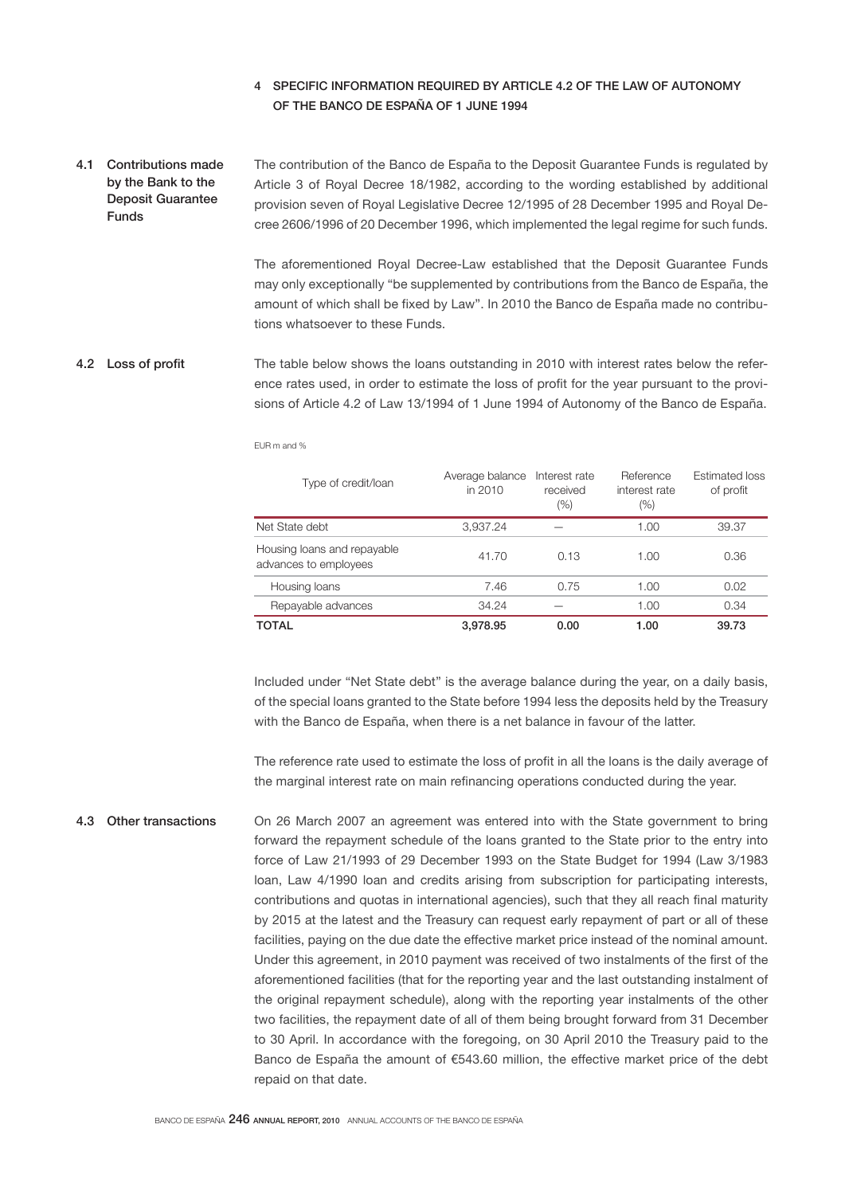## 4 SPECIFIC INFORMATION REQUIRED BY ARTICLE 4.2 OF THE LAW OF AUTONOMY OF THE BANCO DE ESPAÑA OF 1 JUNE 1994

### 4.1 Contributions made by the Bank to the Deposit Guarantee Funds

The contribution of the Banco de España to the Deposit Guarantee Funds is regulated by Article 3 of Royal Decree 18/1982, according to the wording established by additional provision seven of Royal Legislative Decree 12/1995 of 28 December 1995 and Royal Decree 2606/1996 of 20 December 1996, which implemented the legal regime for such funds.

The aforementioned Royal Decree-Law established that the Deposit Guarantee Funds may only exceptionally "be supplemented by contributions from the Banco de España, the amount of which shall be fixed by Law". In 2010 the Banco de España made no contributions whatsoever to these Funds.

### 4.2 Loss of profit

The table below shows the loans outstanding in 2010 with interest rates below the reference rates used, in order to estimate the loss of profit for the year pursuant to the provisions of Article 4.2 of Law 13/1994 of 1 June 1994 of Autonomy of the Banco de España.

EUR m and %

| Type of credit/loan | Average balance in 2010 | Interest rate received (%) | Reference interest rate (%) | Estimated loss of profit |
|---|---|---|---|---|
| Net State debt | 3,937.24 | — | 1.00 | 39.37 |
| Housing loans and repayable advances to employees | 41.70 | 0.13 | 1.00 | 0.36 |
| Housing loans | 7.46 | 0.75 | 1.00 | 0.02 |
| Repayable advances | 34.24 | — | 1.00 | 0.34 |
| **TOTAL** | **3,978.95** | **0.00** | **1.00** | **39.73** |

Included under "Net State debt" is the average balance during the year, on a daily basis, of the special loans granted to the State before 1994 less the deposits held by the Treasury with the Banco de España, when there is a net balance in favour of the latter.

The reference rate used to estimate the loss of profit in all the loans is the daily average of the marginal interest rate on main refinancing operations conducted during the year.

### 4.3 Other transactions

On 26 March 2007 an agreement was entered into with the State government to bring forward the repayment schedule of the loans granted to the State prior to the entry into force of Law 21/1993 of 29 December 1993 on the State Budget for 1994 (Law 3/1983 loan, Law 4/1990 loan and credits arising from subscription for participating interests, contributions and quotas in international agencies), such that they all reach final maturity by 2015 at the latest and the Treasury can request early repayment of part or all of these facilities, paying on the due date the effective market price instead of the nominal amount. Under this agreement, in 2010 payment was received of two instalments of the first of the aforementioned facilities (that for the reporting year and the last outstanding instalment of the original repayment schedule), along with the reporting year instalments of the other two facilities, the repayment date of all of them being brought forward from 31 December to 30 April. In accordance with the foregoing, on 30 April 2010 the Treasury paid to the Banco de España the amount of €543.60 million, the effective market price of the debt repaid on that date.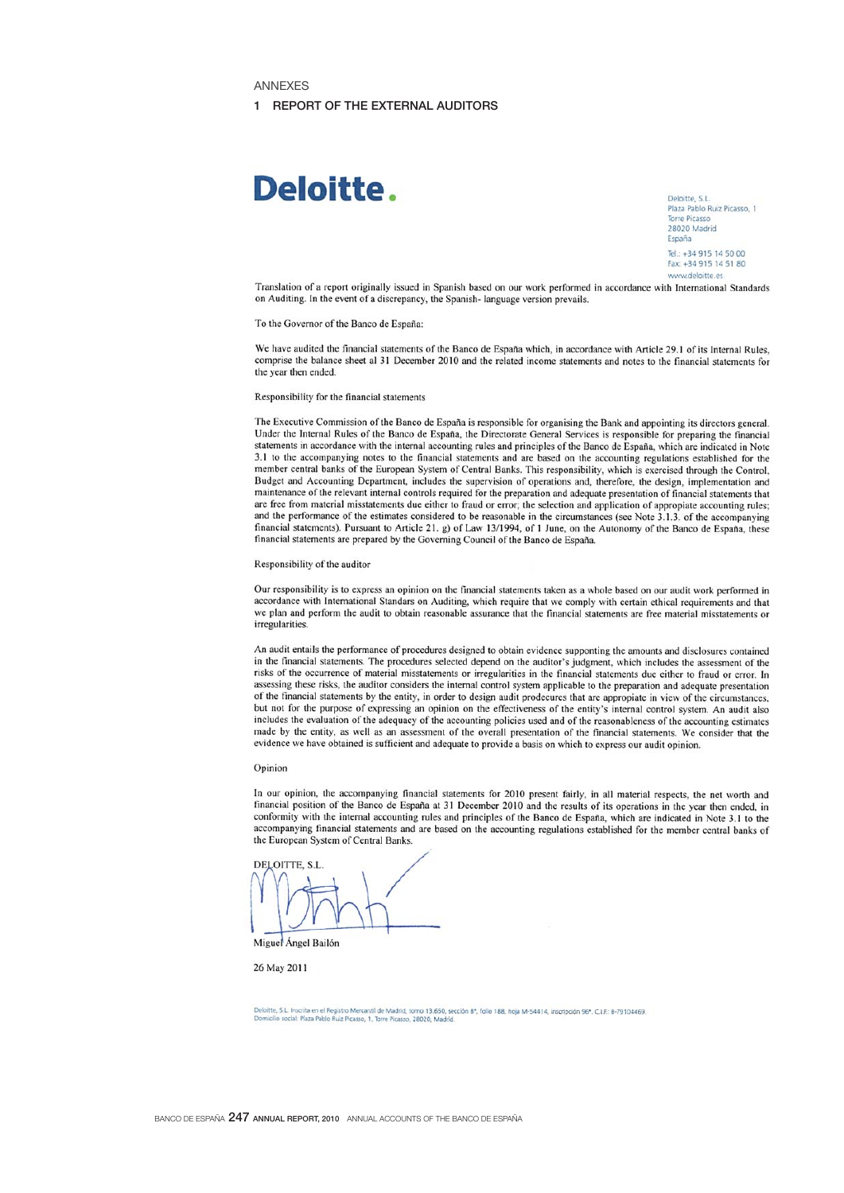ANNEXES

# 1 REPORT OF THE EXTERNAL AUDITORS

**Deloitte.**

Deloitte, S.L.
Plaza Pablo Ruiz Picasso, 1
Torre Picasso
28020 Madrid
España

Tel.: +34 915 14 50 00
Fax: +34 915 14 51 80
www.deloitte.es

Translation of a report originally issued in Spanish based on our work performed in accordance with International Standards on Auditing. In the event of a discrepancy, the Spanish- language version prevails.

To the Governor of the Banco de España:

We have audited the financial statements of the Banco de España which, in accordance with Article 29.1 of its Internal Rules, comprise the balance sheet al 31 December 2010 and the related income statements and notes to the financial statements for the year then ended.

Responsibility for the financial statements

The Executive Commission of the Banco de España is responsible for organising the Bank and appointing its directors general. Under the Internal Rules of the Banco de España, the Directorate General Services is responsible for preparing the financial statements in accordance with the internal accounting rules and principles of the Banco de España, which are indicated in Note 3.1 to the accompanying notes to the financial statements and are based on the accounting regulations established for the member central banks of the European System of Central Banks. This responsibility, which is exercised through the Control, Budget and Accounting Department, includes the supervision of operations and, therefore, the design, implementation and maintenance of the relevant internal controls required for the preparation and adequate presentation of financial statements that are free from material misstatements due either to fraud or error; the selection and application of appropriate accounting rules; and the performance of the estimates considered to be reasonable in the circumstances (see Note 3.1.3. of the accompanying financial statements). Pursuant to Article 21. g) of Law 13/1994, of 1 June, on the Autonomy of the Banco de España, these financial statements are prepared by the Governing Council of the Banco de España.

Responsibility of the auditor

Our responsibility is to express an opinion on the financial statements taken as a whole based on our audit work performed in accordance with International Standards on Auditing, which require that we comply with certain ethical requirements and that we plan and perform the audit to obtain reasonable assurance that the financial statements are free material misstatements or irregularities.

An audit entails the performance of procedures designed to obtain evidence supporting the amounts and disclosures contained in the financial statements. The procedures selected depend on the auditor's judgment, which includes the assessment of the risks of the occurrence of material misstatements or irregularities in the financial statements due either to fraud or error. In assessing these risks, the auditor considers the internal control system applicable to the preparation and adequate presentation of the financial statements by the entity, in order to design audit prodecures that are appropiate in view of the circumstances, but not for the purpose of expressing an opinion on the effectiveness of the entity's internal control system. An audit also includes the evaluation of the adequacy of the accounting policies used and of the reasonableness of the accounting estimates made by the entity, as well as an assessment of the overall presentation of the financial statements. We consider that the evidence we have obtained is sufficient and adequate to provide a basis on which to express our audit opinion.

Opinion

In our opinion, the accompanying financial statements for 2010 present fairly, in all material respects, the net worth and financial position of the Banco de España at 31 December 2010 and the results of its operations in the year then ended, in conformity with the internal accounting rules and principles of the Banco de España, which are indicated in Note 3.1 to the accompanying financial statements and are based on the accounting regulations established for the member central banks of the European System of Central Banks.

DELOITTE, S.L.

Miguel Ángel Bailón

26 May 2011

Deloitte, S.L. Inscrita en el Registro Mercantil de Madrid, tomo 13.650, sección 8ª, folio 188, hoja M-54414, inscripción 96ª. C.I.F.: B-79104469.
Domicilio social: Plaza Pablo Ruiz Picasso, 1, Torre Picasso, 28020, Madrid.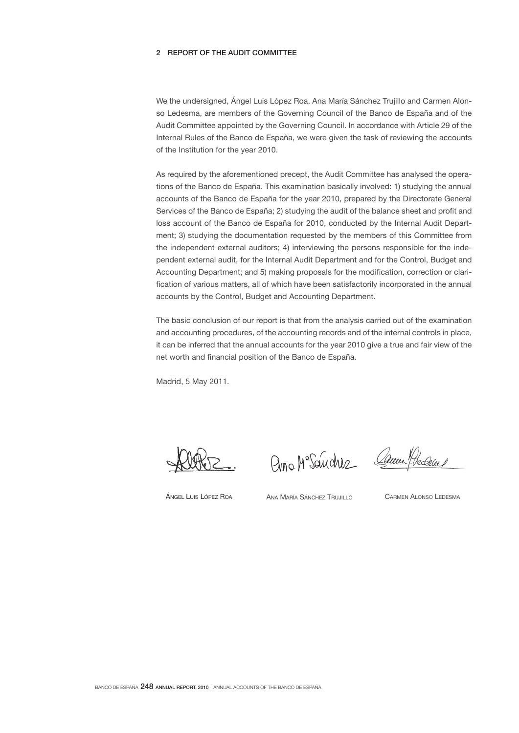## 2 REPORT OF THE AUDIT COMMITTEE

We the undersigned, Ángel Luis López Roa, Ana María Sánchez Trujillo and Carmen Alonso Ledesma, are members of the Governing Council of the Banco de España and of the Audit Committee appointed by the Governing Council. In accordance with Article 29 of the Internal Rules of the Banco de España, we were given the task of reviewing the accounts of the Institution for the year 2010.

As required by the aforementioned precept, the Audit Committee has analysed the operations of the Banco de España. This examination basically involved: 1) studying the annual accounts of the Banco de España for the year 2010, prepared by the Directorate General Services of the Banco de España; 2) studying the audit of the balance sheet and profit and loss account of the Banco de España for 2010, conducted by the Internal Audit Department; 3) studying the documentation requested by the members of this Committee from the independent external auditors; 4) interviewing the persons responsible for the independent external audit, for the Internal Audit Department and for the Control, Budget and Accounting Department; and 5) making proposals for the modification, correction or clarification of various matters, all of which have been satisfactorily incorporated in the annual accounts by the Control, Budget and Accounting Department.

The basic conclusion of our report is that from the analysis carried out of the examination and accounting procedures, of the accounting records and of the internal controls in place, it can be inferred that the annual accounts for the year 2010 give a true and fair view of the net worth and financial position of the Banco de España.

Madrid, 5 May 2011.

Ángel Luis López Roa

Ana María Sánchez Trujillo

Carmen Alonso Ledesma